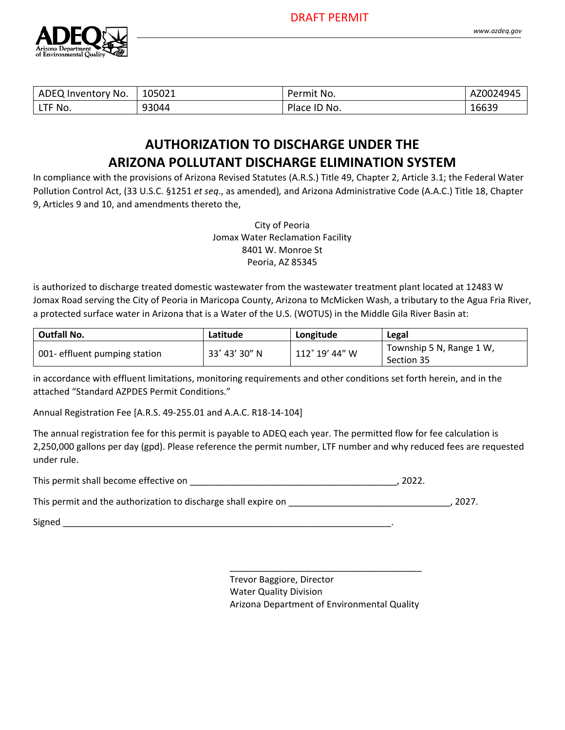DRAFT PERMIT

| ADEQ Inventory No. | 105021 | Permit No. | AZ0024945 |
|---|---|---|---|
| LTF No. | 93044 | Place ID No. | 16639 |

# AUTHORIZATION TO DISCHARGE UNDER THE ARIZONA POLLUTANT DISCHARGE ELIMINATION SYSTEM

In compliance with the provisions of Arizona Revised Statutes (A.R.S.) Title 49, Chapter 2, Article 3.1; the Federal Water Pollution Control Act, (33 U.S.C. §1251 *et seq*., as amended), and Arizona Administrative Code (A.A.C.) Title 18, Chapter 9, Articles 9 and 10, and amendments thereto the,

City of Peoria
Jomax Water Reclamation Facility
8401 W. Monroe St
Peoria, AZ 85345

is authorized to discharge treated domestic wastewater from the wastewater treatment plant located at 12483 W Jomax Road serving the City of Peoria in Maricopa County, Arizona to McMicken Wash, a tributary to the Agua Fria River, a protected surface water in Arizona that is a Water of the U.S. (WOTUS) in the Middle Gila River Basin at:

| Outfall No. | Latitude | Longitude | Legal |
|---|---|---|---|
| 001- effluent pumping station | 33˚ 43' 30" N | 112˚ 19' 44" W | Township 5 N, Range 1 W, Section 35 |

in accordance with effluent limitations, monitoring requirements and other conditions set forth herein, and in the attached "Standard AZPDES Permit Conditions."

Annual Registration Fee [A.R.S. 49-255.01 and A.A.C. R18-14-104]

The annual registration fee for this permit is payable to ADEQ each year. The permitted flow for fee calculation is 2,250,000 gallons per day (gpd). Please reference the permit number, LTF number and why reduced fees are requested under rule.

This permit shall become effective on ________________________________________, 2022.

This permit and the authorization to discharge shall expire on ______________________________, 2027.

Signed ________________________________________________________________.

______________________________________
Trevor Baggiore, Director
Water Quality Division
Arizona Department of Environmental Quality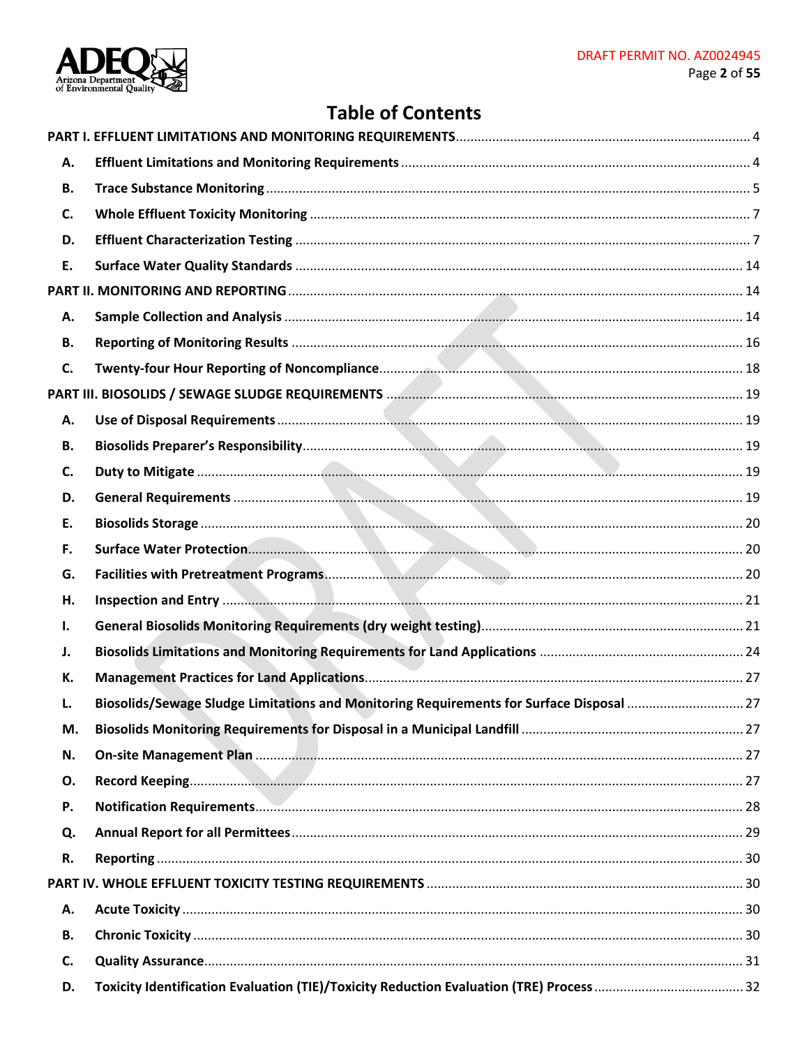# Table of Contents

PART I. EFFLUENT LIMITATIONS AND MONITORING REQUIREMENTS .......... 4

- A. Effluent Limitations and Monitoring Requirements .......... 4
- B. Trace Substance Monitoring .......... 5
- C. Whole Effluent Toxicity Monitoring .......... 7
- D. Effluent Characterization Testing .......... 7
- E. Surface Water Quality Standards .......... 14

PART II. MONITORING AND REPORTING .......... 14

- A. Sample Collection and Analysis .......... 14
- B. Reporting of Monitoring Results .......... 16
- C. Twenty-four Hour Reporting of Noncompliance .......... 18

PART III. BIOSOLIDS / SEWAGE SLUDGE REQUIREMENTS .......... 19

- A. Use of Disposal Requirements .......... 19
- B. Biosolids Preparer's Responsibility .......... 19
- C. Duty to Mitigate .......... 19
- D. General Requirements .......... 19
- E. Biosolids Storage .......... 20
- F. Surface Water Protection .......... 20
- G. Facilities with Pretreatment Programs .......... 20
- H. Inspection and Entry .......... 21
- I. General Biosolids Monitoring Requirements (dry weight testing) .......... 21
- J. Biosolids Limitations and Monitoring Requirements for Land Applications .......... 24
- K. Management Practices for Land Applications .......... 27
- L. Biosolids/Sewage Sludge Limitations and Monitoring Requirements for Surface Disposal .......... 27
- M. Biosolids Monitoring Requirements for Disposal in a Municipal Landfill .......... 27
- N. On-site Management Plan .......... 27
- O. Record Keeping .......... 27
- P. Notification Requirements .......... 28
- Q. Annual Report for all Permittees .......... 29
- R. Reporting .......... 30

PART IV. WHOLE EFFLUENT TOXICITY TESTING REQUIREMENTS .......... 30

- A. Acute Toxicity .......... 30
- B. Chronic Toxicity .......... 30
- C. Quality Assurance .......... 31
- D. Toxicity Identification Evaluation (TIE)/Toxicity Reduction Evaluation (TRE) Process .......... 32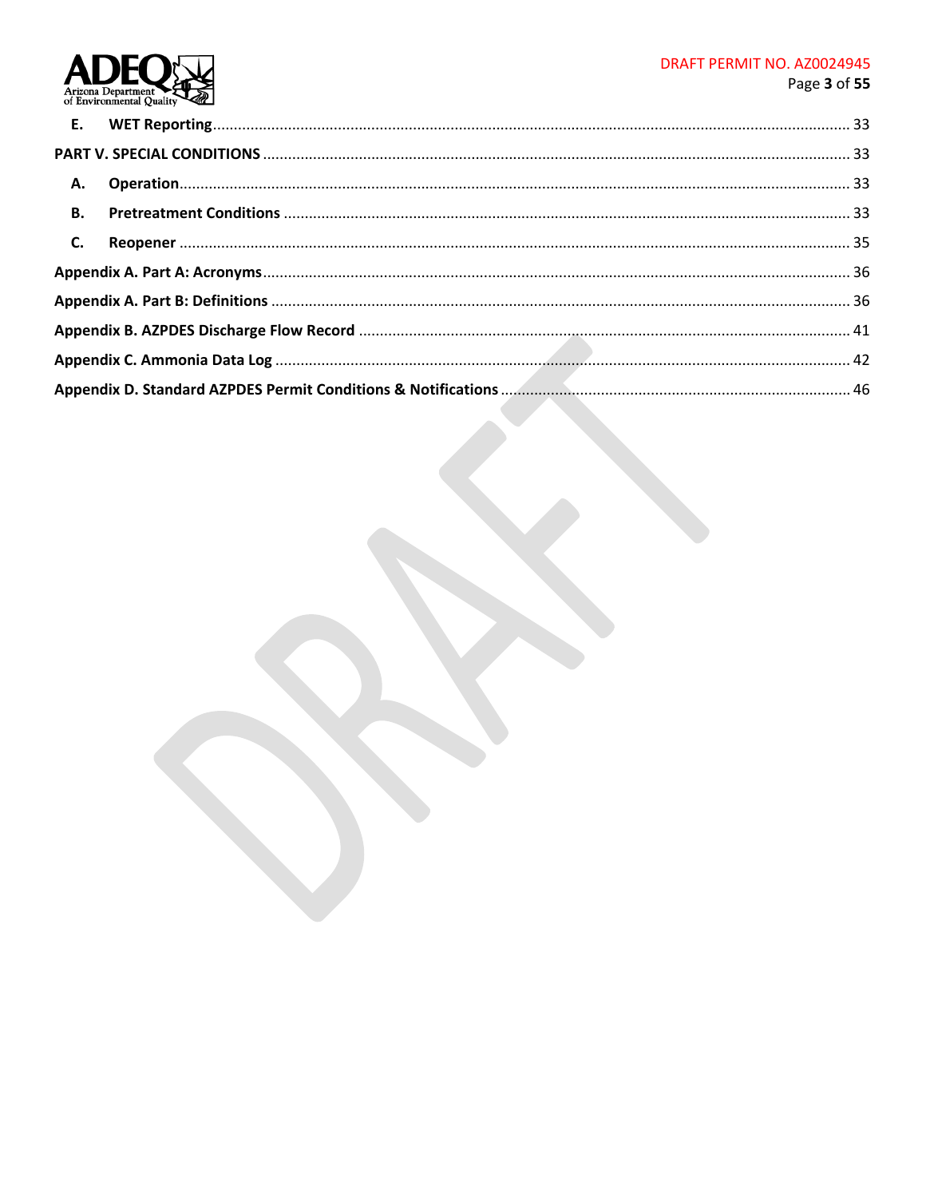E. **WET Reporting** ........ 33

**PART V. SPECIAL CONDITIONS** ........ 33

A. **Operation** ........ 33

B. **Pretreatment Conditions** ........ 33

C. **Reopener** ........ 35

**Appendix A. Part A: Acronyms** ........ 36

**Appendix A. Part B: Definitions** ........ 36

**Appendix B. AZPDES Discharge Flow Record** ........ 41

**Appendix C. Ammonia Data Log** ........ 42

**Appendix D. Standard AZPDES Permit Conditions & Notifications** ........ 46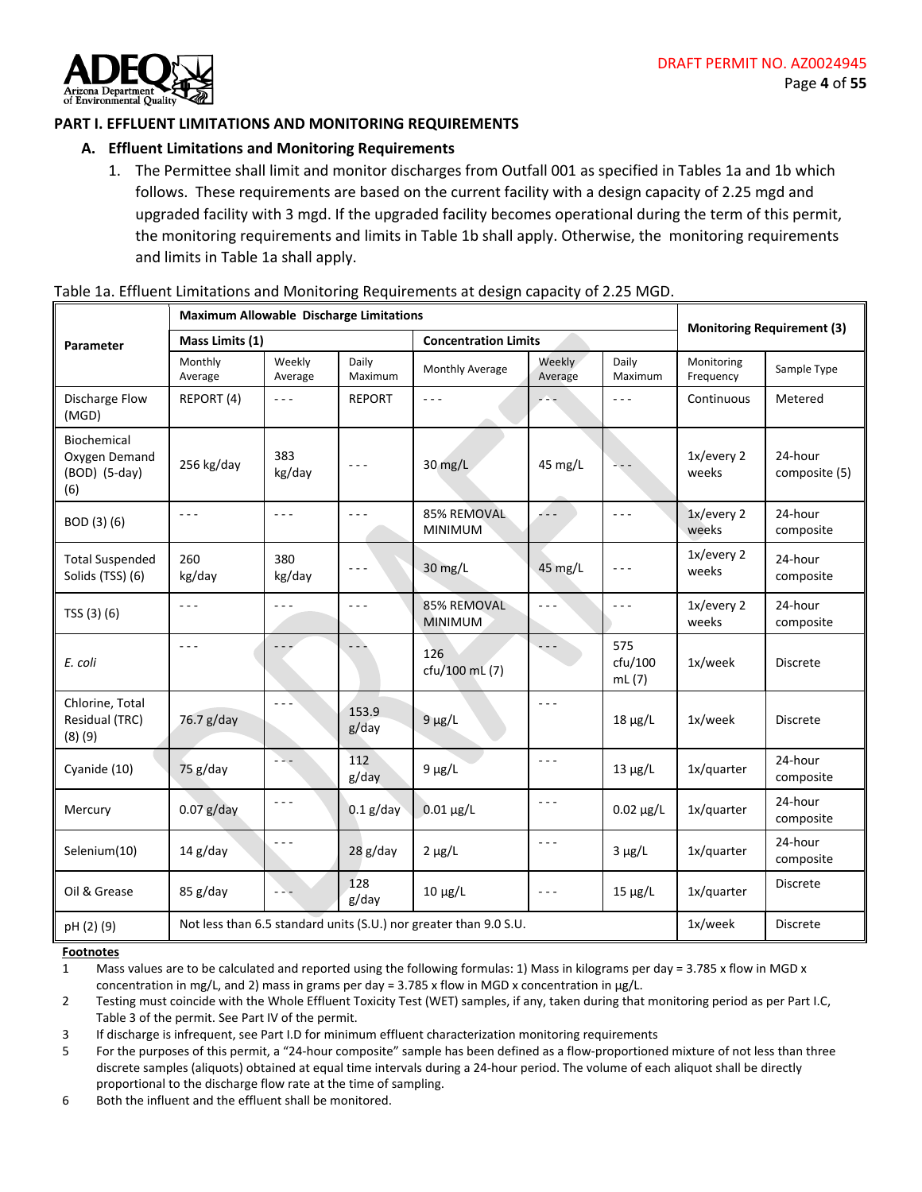## PART I. EFFLUENT LIMITATIONS AND MONITORING REQUIREMENTS

### A. Effluent Limitations and Monitoring Requirements

1. The Permittee shall limit and monitor discharges from Outfall 001 as specified in Tables 1a and 1b which follows. These requirements are based on the current facility with a design capacity of 2.25 mgd and upgraded facility with 3 mgd. If the upgraded facility becomes operational during the term of this permit, the monitoring requirements and limits in Table 1b shall apply. Otherwise, the monitoring requirements and limits in Table 1a shall apply.

Table 1a. Effluent Limitations and Monitoring Requirements at design capacity of 2.25 MGD.

| Parameter | Maximum Allowable Discharge Limitations | | | | | | Monitoring Requirement (3) | |
|---|---|---|---|---|---|---|---|---|
| | Mass Limits (1) | | | Concentration Limits | | | | |
| | Monthly Average | Weekly Average | Daily Maximum | Monthly Average | Weekly Average | Daily Maximum | Monitoring Frequency | Sample Type |
| Discharge Flow (MGD) | REPORT (4) | - - - | REPORT | - - - | - - - | - - - | Continuous | Metered |
| Biochemical Oxygen Demand (BOD) (5-day) (6) | 256 kg/day | 383 kg/day | - - - | 30 mg/L | 45 mg/L | - - - | 1x/every 2 weeks | 24-hour composite (5) |
| BOD (3) (6) | - - - | - - - | - - - | 85% REMOVAL MINIMUM | - - - | - - - | 1x/every 2 weeks | 24-hour composite |
| Total Suspended Solids (TSS) (6) | 260 kg/day | 380 kg/day | - - - | 30 mg/L | 45 mg/L | - - - | 1x/every 2 weeks | 24-hour composite |
| TSS (3) (6) | - - - | - - - | - - - | 85% REMOVAL MINIMUM | - - - | - - - | 1x/every 2 weeks | 24-hour composite |
| *E. coli* | - - - | - - - | - - - | 126 cfu/100 mL (7) | - - - | 575 cfu/100 mL (7) | 1x/week | Discrete |
| Chlorine, Total Residual (TRC) (8) (9) | 76.7 g/day | - - - | 153.9 g/day | 9 µg/L | - - - | 18 µg/L | 1x/week | Discrete |
| Cyanide (10) | 75 g/day | - - - | 112 g/day | 9 µg/L | - - - | 13 µg/L | 1x/quarter | 24-hour composite |
| Mercury | 0.07 g/day | - - - | 0.1 g/day | 0.01 µg/L | - - - | 0.02 µg/L | 1x/quarter | 24-hour composite |
| Selenium(10) | 14 g/day | - - - | 28 g/day | 2 µg/L | - - - | 3 µg/L | 1x/quarter | 24-hour composite |
| Oil & Grease | 85 g/day | - - - | 128 g/day | 10 µg/L | - - - | 15 µg/L | 1x/quarter | Discrete |
| pH (2) (9) | Not less than 6.5 standard units (S.U.) nor greater than 9.0 S.U. | | | | | | 1x/week | Discrete |

**Footnotes**

1. Mass values are to be calculated and reported using the following formulas: 1) Mass in kilograms per day = 3.785 x flow in MGD x concentration in mg/L, and 2) mass in grams per day = 3.785 x flow in MGD x concentration in µg/L.
2. Testing must coincide with the Whole Effluent Toxicity Test (WET) samples, if any, taken during that monitoring period as per Part I.C, Table 3 of the permit. See Part IV of the permit.
3. If discharge is infrequent, see Part I.D for minimum effluent characterization monitoring requirements
5. For the purposes of this permit, a "24-hour composite" sample has been defined as a flow-proportioned mixture of not less than three discrete samples (aliquots) obtained at equal time intervals during a 24-hour period. The volume of each aliquot shall be directly proportional to the discharge flow rate at the time of sampling.
6. Both the influent and the effluent shall be monitored.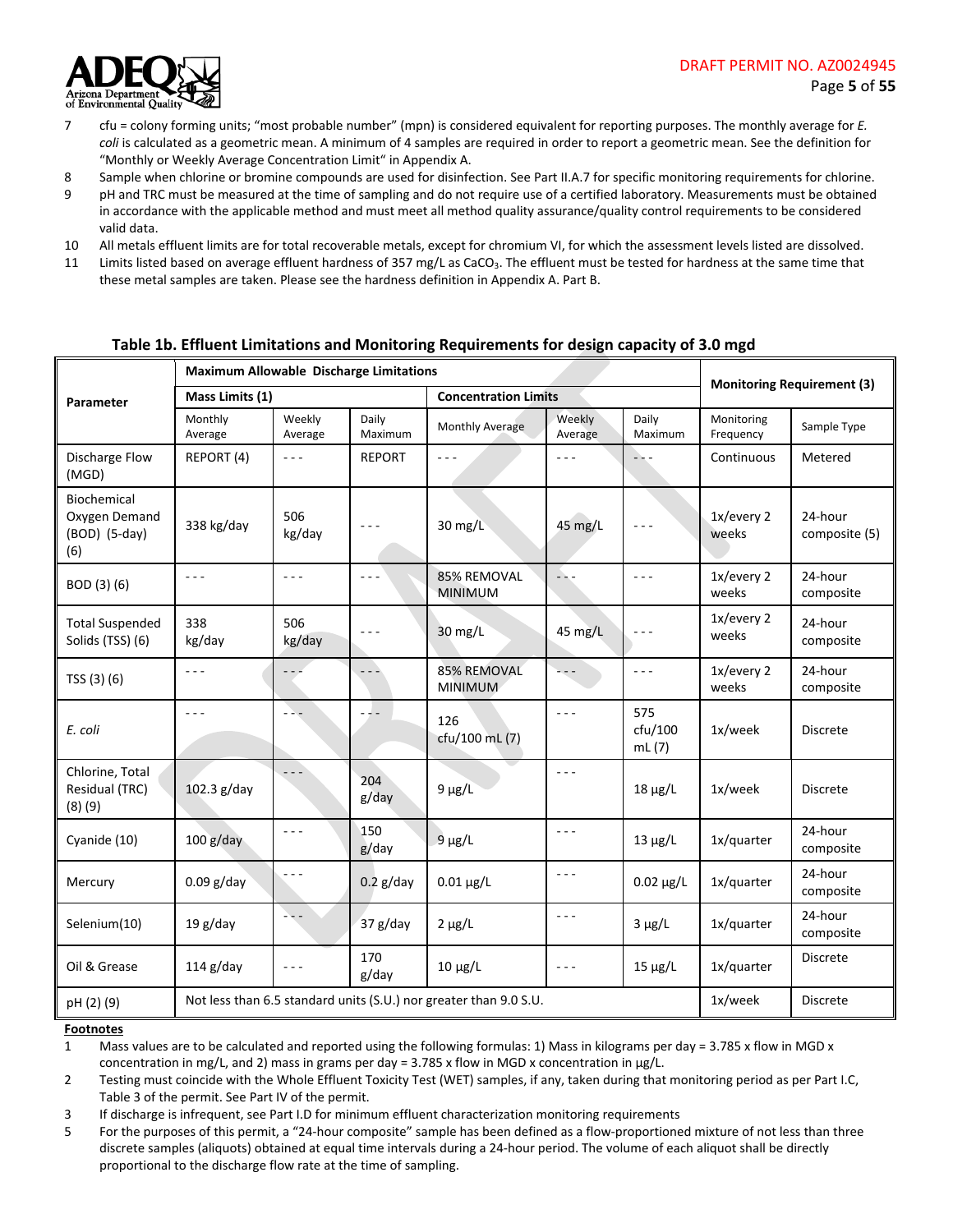7 cfu = colony forming units; "most probable number" (mpn) is considered equivalent for reporting purposes. The monthly average for *E. coli* is calculated as a geometric mean. A minimum of 4 samples are required in order to report a geometric mean. See the definition for "Monthly or Weekly Average Concentration Limit" in Appendix A.

8 Sample when chlorine or bromine compounds are used for disinfection. See Part II.A.7 for specific monitoring requirements for chlorine.

9 pH and TRC must be measured at the time of sampling and do not require use of a certified laboratory. Measurements must be obtained in accordance with the applicable method and must meet all method quality assurance/quality control requirements to be considered valid data.

10 All metals effluent limits are for total recoverable metals, except for chromium VI, for which the assessment levels listed are dissolved.

11 Limits listed based on average effluent hardness of 357 mg/L as $CaCO_3$. The effluent must be tested for hardness at the same time that these metal samples are taken. Please see the hardness definition in Appendix A. Part B.

### Table 1b. Effluent Limitations and Monitoring Requirements for design capacity of 3.0 mgd

| Parameter | Maximum Allowable Discharge Limitations | | | | | | Monitoring Requirement (3) | |
|---|---|---|---|---|---|---|---|---|
| | Mass Limits (1) | | | Concentration Limits | | | | |
| | Monthly Average | Weekly Average | Daily Maximum | Monthly Average | Weekly Average | Daily Maximum | Monitoring Frequency | Sample Type |
| Discharge Flow (MGD) | REPORT (4) | - - - | REPORT | - - - | - - - | - - - | Continuous | Metered |
| Biochemical Oxygen Demand (BOD) (5-day) (6) | 338 kg/day | 506 kg/day | - - - | 30 mg/L | 45 mg/L | - - - | 1x/every 2 weeks | 24-hour composite (5) |
| BOD (3) (6) | - - - | - - - | - - - | 85% REMOVAL MINIMUM | - - - | - - - | 1x/every 2 weeks | 24-hour composite |
| Total Suspended Solids (TSS) (6) | 338 kg/day | 506 kg/day | - - - | 30 mg/L | 45 mg/L | - - - | 1x/every 2 weeks | 24-hour composite |
| TSS (3) (6) | - - - | - - - | - - - | 85% REMOVAL MINIMUM | - - - | - - - | 1x/every 2 weeks | 24-hour composite |
| *E. coli* | - - - | - - - | - - - | 126 cfu/100 mL (7) | - - - | 575 cfu/100 mL (7) | 1x/week | Discrete |
| Chlorine, Total Residual (TRC) (8) (9) | 102.3 g/day | - - - | 204 g/day | 9 µg/L | - - - | 18 µg/L | 1x/week | Discrete |
| Cyanide (10) | 100 g/day | - - - | 150 g/day | 9 µg/L | - - - | 13 µg/L | 1x/quarter | 24-hour composite |
| Mercury | 0.09 g/day | - - - | 0.2 g/day | 0.01 µg/L | - - - | 0.02 µg/L | 1x/quarter | 24-hour composite |
| Selenium(10) | 19 g/day | - - - | 37 g/day | 2 µg/L | - - - | 3 µg/L | 1x/quarter | 24-hour composite |
| Oil & Grease | 114 g/day | - - - | 170 g/day | 10 µg/L | - - - | 15 µg/L | 1x/quarter | Discrete |
| pH (2) (9) | Not less than 6.5 standard units (S.U.) nor greater than 9.0 S.U. | | | | | | 1x/week | Discrete |

**Footnotes**

1 Mass values are to be calculated and reported using the following formulas: 1) Mass in kilograms per day = 3.785 x flow in MGD x concentration in mg/L, and 2) mass in grams per day = 3.785 x flow in MGD x concentration in µg/L.

2 Testing must coincide with the Whole Effluent Toxicity Test (WET) samples, if any, taken during that monitoring period as per Part I.C, Table 3 of the permit. See Part IV of the permit.

3 If discharge is infrequent, see Part I.D for minimum effluent characterization monitoring requirements

5 For the purposes of this permit, a "24-hour composite" sample has been defined as a flow-proportioned mixture of not less than three discrete samples (aliquots) obtained at equal time intervals during a 24-hour period. The volume of each aliquot shall be directly proportional to the discharge flow rate at the time of sampling.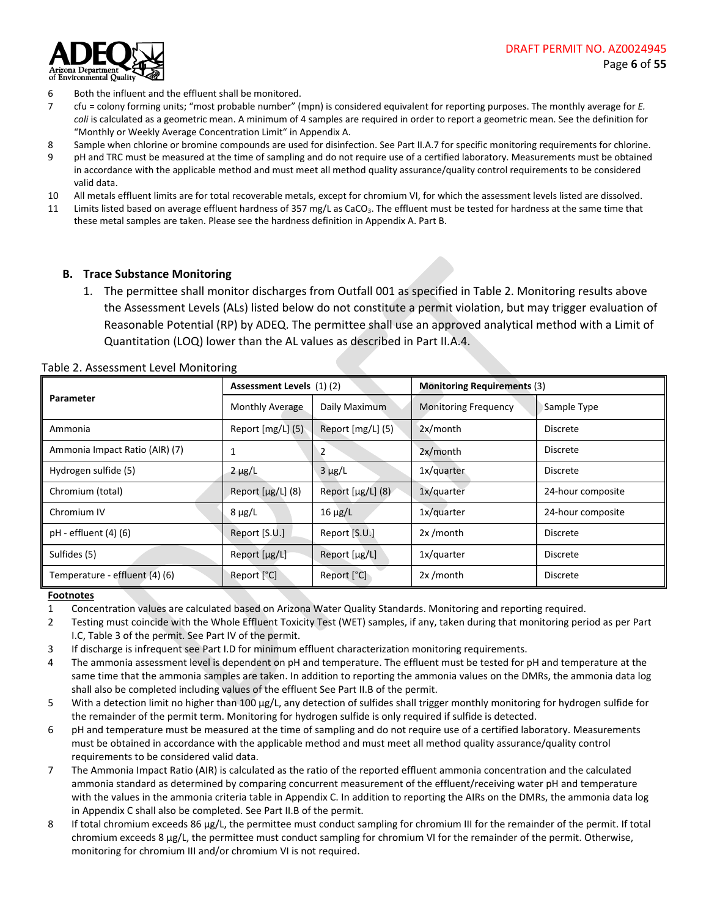6 Both the influent and the effluent shall be monitored.

7 cfu = colony forming units; "most probable number" (mpn) is considered equivalent for reporting purposes. The monthly average for *E. coli* is calculated as a geometric mean. A minimum of 4 samples are required in order to report a geometric mean. See the definition for "Monthly or Weekly Average Concentration Limit" in Appendix A.

8 Sample when chlorine or bromine compounds are used for disinfection. See Part II.A.7 for specific monitoring requirements for chlorine.

9 pH and TRC must be measured at the time of sampling and do not require use of a certified laboratory. Measurements must be obtained in accordance with the applicable method and must meet all method quality assurance/quality control requirements to be considered valid data.

10 All metals effluent limits are for total recoverable metals, except for chromium VI, for which the assessment levels listed are dissolved.

11 Limits listed based on average effluent hardness of 357 mg/L as $CaCO_3$. The effluent must be tested for hardness at the same time that these metal samples are taken. Please see the hardness definition in Appendix A. Part B.

### B. Trace Substance Monitoring

1. The permittee shall monitor discharges from Outfall 001 as specified in Table 2. Monitoring results above the Assessment Levels (ALs) listed below do not constitute a permit violation, but may trigger evaluation of Reasonable Potential (RP) by ADEQ. The permittee shall use an approved analytical method with a Limit of Quantitation (LOQ) lower than the AL values as described in Part II.A.4.

Table 2. Assessment Level Monitoring

| Parameter | **Assessment Levels** (1) (2) | | **Monitoring Requirements** (3) | |
|---|---|---|---|---|
| | Monthly Average | Daily Maximum | Monitoring Frequency | Sample Type |
| Ammonia | Report [mg/L] (5) | Report [mg/L] (5) | 2x/month | Discrete |
| Ammonia Impact Ratio (AIR) (7) | 1 | 2 | 2x/month | Discrete |
| Hydrogen sulfide (5) | 2 µg/L | 3 µg/L | 1x/quarter | Discrete |
| Chromium (total) | Report [µg/L] (8) | Report [µg/L] (8) | 1x/quarter | 24-hour composite |
| Chromium IV | 8 µg/L | 16 µg/L | 1x/quarter | 24-hour composite |
| pH - effluent (4) (6) | Report [S.U.] | Report [S.U.] | 2x /month | Discrete |
| Sulfides (5) | Report [µg/L] | Report [µg/L] | 1x/quarter | Discrete |
| Temperature - effluent (4) (6) | Report [°C] | Report [°C] | 2x /month | Discrete |

**Footnotes**

1 Concentration values are calculated based on Arizona Water Quality Standards. Monitoring and reporting required.

2 Testing must coincide with the Whole Effluent Toxicity Test (WET) samples, if any, taken during that monitoring period as per Part I.C, Table 3 of the permit. See Part IV of the permit.

3 If discharge is infrequent see Part I.D for minimum effluent characterization monitoring requirements.

4 The ammonia assessment level is dependent on pH and temperature. The effluent must be tested for pH and temperature at the same time that the ammonia samples are taken. In addition to reporting the ammonia values on the DMRs, the ammonia data log shall also be completed including values of the effluent See Part II.B of the permit.

5 With a detection limit no higher than 100 µg/L, any detection of sulfides shall trigger monthly monitoring for hydrogen sulfide for the remainder of the permit term. Monitoring for hydrogen sulfide is only required if sulfide is detected.

6 pH and temperature must be measured at the time of sampling and do not require use of a certified laboratory. Measurements must be obtained in accordance with the applicable method and must meet all method quality assurance/quality control requirements to be considered valid data.

7 The Ammonia Impact Ratio (AIR) is calculated as the ratio of the reported effluent ammonia concentration and the calculated ammonia standard as determined by comparing concurrent measurement of the effluent/receiving water pH and temperature with the values in the ammonia criteria table in Appendix C. In addition to reporting the AIRs on the DMRs, the ammonia data log in Appendix C shall also be completed. See Part II.B of the permit.

8 If total chromium exceeds 86 µg/L, the permittee must conduct sampling for chromium III for the remainder of the permit. If total chromium exceeds 8 µg/L, the permittee must conduct sampling for chromium VI for the remainder of the permit. Otherwise, monitoring for chromium III and/or chromium VI is not required.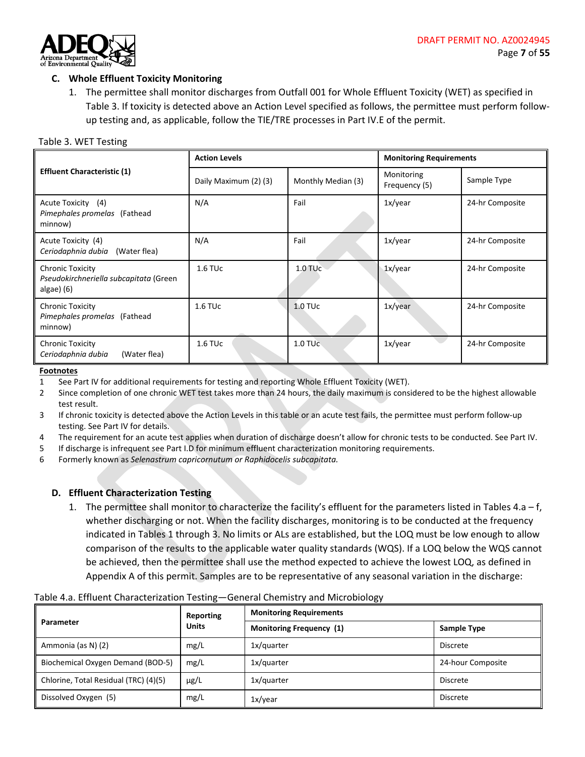### C. Whole Effluent Toxicity Monitoring

1. The permittee shall monitor discharges from Outfall 001 for Whole Effluent Toxicity (WET) as specified in Table 3. If toxicity is detected above an Action Level specified as follows, the permittee must perform follow-up testing and, as applicable, follow the TIE/TRE processes in Part IV.E of the permit.

Table 3. WET Testing

| Effluent Characteristic (1) | Action Levels | | Monitoring Requirements | |
|---|---|---|---|---|
| | Daily Maximum (2) (3) | Monthly Median (3) | Monitoring Frequency (5) | Sample Type |
| Acute Toxicity (4) *Pimephales promelas* (Fathead minnow) | N/A | Fail | 1x/year | 24-hr Composite |
| Acute Toxicity (4) *Ceriodaphnia dubia* (Water flea) | N/A | Fail | 1x/year | 24-hr Composite |
| Chronic Toxicity *Pseudokirchneriella subcapitata* (Green algae) (6) | 1.6 TUc | 1.0 TUc | 1x/year | 24-hr Composite |
| Chronic Toxicity *Pimephales promelas* (Fathead minnow) | 1.6 TUc | 1.0 TUc | 1x/year | 24-hr Composite |
| Chronic Toxicity *Ceriodaphnia dubia* (Water flea) | 1.6 TUc | 1.0 TUc | 1x/year | 24-hr Composite |

**Footnotes**

1. See Part IV for additional requirements for testing and reporting Whole Effluent Toxicity (WET).
2. Since completion of one chronic WET test takes more than 24 hours, the daily maximum is considered to be the highest allowable test result.
3. If chronic toxicity is detected above the Action Levels in this table or an acute test fails, the permittee must perform follow-up testing. See Part IV for details.
4. The requirement for an acute test applies when duration of discharge doesn't allow for chronic tests to be conducted. See Part IV.
5. If discharge is infrequent see Part I.D for minimum effluent characterization monitoring requirements.
6. Formerly known as *Selenastrum capricornutum or Raphidocelis subcapitata.*

### D. Effluent Characterization Testing

1. The permittee shall monitor to characterize the facility's effluent for the parameters listed in Tables 4.a – f, whether discharging or not. When the facility discharges, monitoring is to be conducted at the frequency indicated in Tables 1 through 3. No limits or ALs are established, but the LOQ must be low enough to allow comparison of the results to the applicable water quality standards (WQS). If a LOQ below the WQS cannot be achieved, then the permittee shall use the method expected to achieve the lowest LOQ, as defined in Appendix A of this permit. Samples are to be representative of any seasonal variation in the discharge:

Table 4.a. Effluent Characterization Testing—General Chemistry and Microbiology

| Parameter | Reporting Units | Monitoring Requirements | |
|---|---|---|---|
| | | Monitoring Frequency (1) | Sample Type |
| Ammonia (as N) (2) | mg/L | 1x/quarter | Discrete |
| Biochemical Oxygen Demand (BOD-5) | mg/L | 1x/quarter | 24-hour Composite |
| Chlorine, Total Residual (TRC) (4)(5) | µg/L | 1x/quarter | Discrete |
| Dissolved Oxygen (5) | mg/L | 1x/year | Discrete |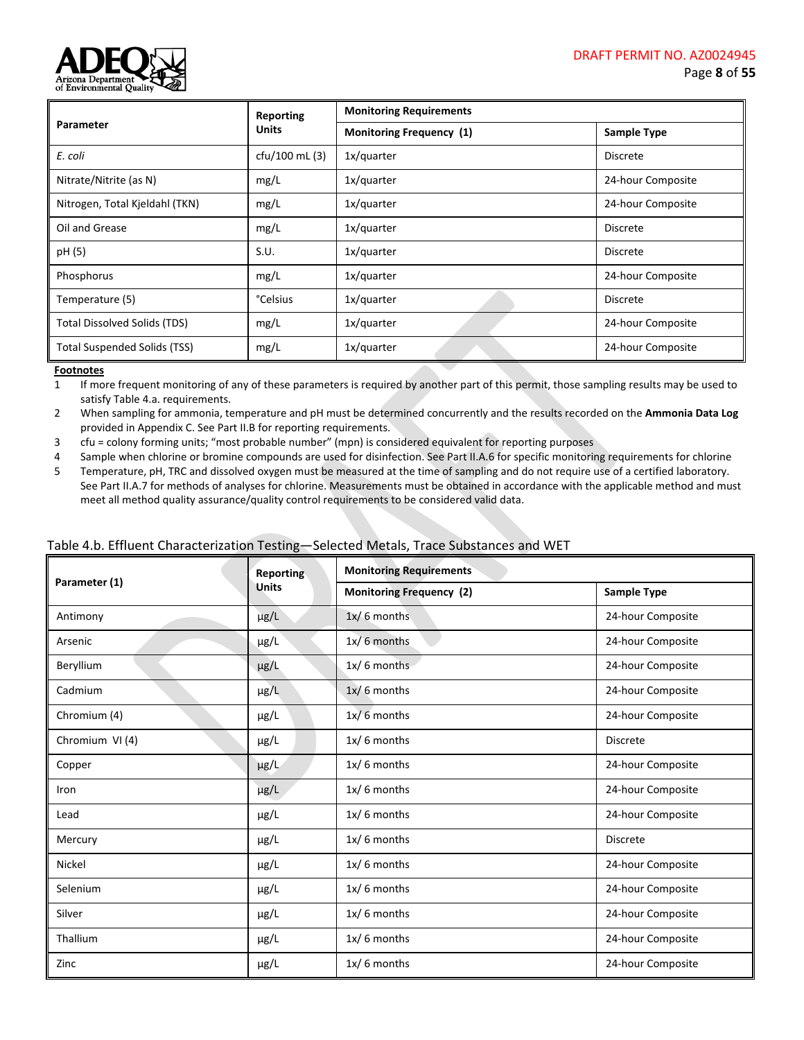| Parameter | Reporting Units | Monitoring Requirements | |
|---|---|---|---|
| | | Monitoring Frequency (1) | Sample Type |
| *E. coli* | cfu/100 mL (3) | 1x/quarter | Discrete |
| Nitrate/Nitrite (as N) | mg/L | 1x/quarter | 24-hour Composite |
| Nitrogen, Total Kjeldahl (TKN) | mg/L | 1x/quarter | 24-hour Composite |
| Oil and Grease | mg/L | 1x/quarter | Discrete |
| pH (5) | S.U. | 1x/quarter | Discrete |
| Phosphorus | mg/L | 1x/quarter | 24-hour Composite |
| Temperature (5) | °Celsius | 1x/quarter | Discrete |
| Total Dissolved Solids (TDS) | mg/L | 1x/quarter | 24-hour Composite |
| Total Suspended Solids (TSS) | mg/L | 1x/quarter | 24-hour Composite |

**Footnotes**

1. If more frequent monitoring of any of these parameters is required by another part of this permit, those sampling results may be used to satisfy Table 4.a. requirements.
2. When sampling for ammonia, temperature and pH must be determined concurrently and the results recorded on the **Ammonia Data Log** provided in Appendix C. See Part II.B for reporting requirements.
3. cfu = colony forming units; "most probable number" (mpn) is considered equivalent for reporting purposes
4. Sample when chlorine or bromine compounds are used for disinfection. See Part II.A.6 for specific monitoring requirements for chlorine
5. Temperature, pH, TRC and dissolved oxygen must be measured at the time of sampling and do not require use of a certified laboratory. See Part II.A.7 for methods of analyses for chlorine. Measurements must be obtained in accordance with the applicable method and must meet all method quality assurance/quality control requirements to be considered valid data.

Table 4.b. Effluent Characterization Testing—Selected Metals, Trace Substances and WET

| Parameter (1) | Reporting Units | Monitoring Requirements | |
|---|---|---|---|
| | | Monitoring Frequency (2) | Sample Type |
| Antimony | µg/L | 1x/ 6 months | 24-hour Composite |
| Arsenic | µg/L | 1x/ 6 months | 24-hour Composite |
| Beryllium | µg/L | 1x/ 6 months | 24-hour Composite |
| Cadmium | µg/L | 1x/ 6 months | 24-hour Composite |
| Chromium (4) | µg/L | 1x/ 6 months | 24-hour Composite |
| Chromium VI (4) | µg/L | 1x/ 6 months | Discrete |
| Copper | µg/L | 1x/ 6 months | 24-hour Composite |
| Iron | µg/L | 1x/ 6 months | 24-hour Composite |
| Lead | µg/L | 1x/ 6 months | 24-hour Composite |
| Mercury | µg/L | 1x/ 6 months | Discrete |
| Nickel | µg/L | 1x/ 6 months | 24-hour Composite |
| Selenium | µg/L | 1x/ 6 months | 24-hour Composite |
| Silver | µg/L | 1x/ 6 months | 24-hour Composite |
| Thallium | µg/L | 1x/ 6 months | 24-hour Composite |
| Zinc | µg/L | 1x/ 6 months | 24-hour Composite |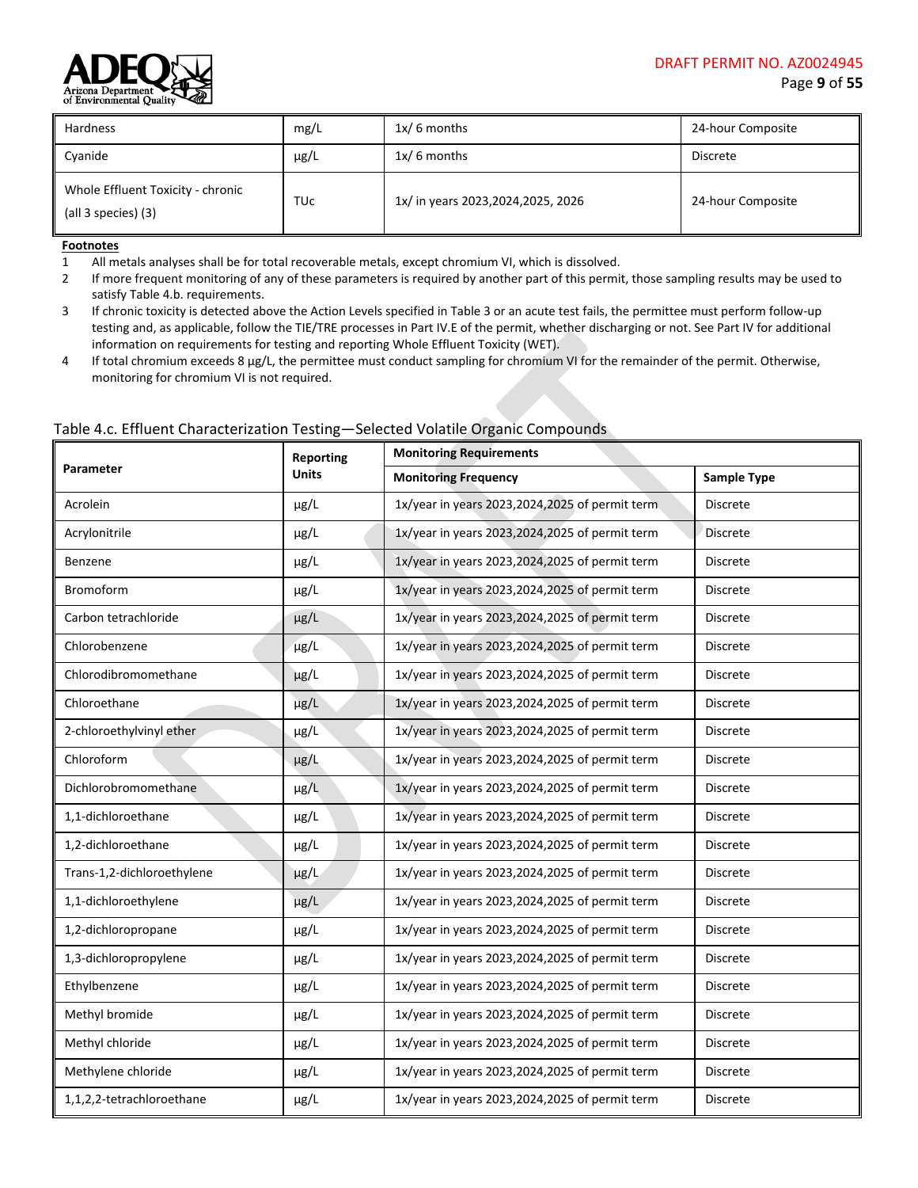| Hardness | mg/L | 1x/ 6 months | 24-hour Composite |
|---|---|---|---|
| Cyanide | µg/L | 1x/ 6 months | Discrete |
| Whole Effluent Toxicity - chronic (all 3 species) (3) | TUc | 1x/ in years 2023,2024,2025, 2026 | 24-hour Composite |

**Footnotes**

1. All metals analyses shall be for total recoverable metals, except chromium VI, which is dissolved.
2. If more frequent monitoring of any of these parameters is required by another part of this permit, those sampling results may be used to satisfy Table 4.b. requirements.
3. If chronic toxicity is detected above the Action Levels specified in Table 3 or an acute test fails, the permittee must perform follow-up testing and, as applicable, follow the TIE/TRE processes in Part IV.E of the permit, whether discharging or not. See Part IV for additional information on requirements for testing and reporting Whole Effluent Toxicity (WET).
4. If total chromium exceeds 8 µg/L, the permittee must conduct sampling for chromium VI for the remainder of the permit. Otherwise, monitoring for chromium VI is not required.

Table 4.c. Effluent Characterization Testing—Selected Volatile Organic Compounds

| Parameter | Reporting Units | Monitoring Requirements | |
|---|---|---|---|
| | | **Monitoring Frequency** | **Sample Type** |
| Acrolein | µg/L | 1x/year in years 2023,2024,2025 of permit term | Discrete |
| Acrylonitrile | µg/L | 1x/year in years 2023,2024,2025 of permit term | Discrete |
| Benzene | µg/L | 1x/year in years 2023,2024,2025 of permit term | Discrete |
| Bromoform | µg/L | 1x/year in years 2023,2024,2025 of permit term | Discrete |
| Carbon tetrachloride | µg/L | 1x/year in years 2023,2024,2025 of permit term | Discrete |
| Chlorobenzene | µg/L | 1x/year in years 2023,2024,2025 of permit term | Discrete |
| Chlorodibromomethane | µg/L | 1x/year in years 2023,2024,2025 of permit term | Discrete |
| Chloroethane | µg/L | 1x/year in years 2023,2024,2025 of permit term | Discrete |
| 2-chloroethylvinyl ether | µg/L | 1x/year in years 2023,2024,2025 of permit term | Discrete |
| Chloroform | µg/L | 1x/year in years 2023,2024,2025 of permit term | Discrete |
| Dichlorobromomethane | µg/L | 1x/year in years 2023,2024,2025 of permit term | Discrete |
| 1,1-dichloroethane | µg/L | 1x/year in years 2023,2024,2025 of permit term | Discrete |
| 1,2-dichloroethane | µg/L | 1x/year in years 2023,2024,2025 of permit term | Discrete |
| Trans-1,2-dichloroethylene | µg/L | 1x/year in years 2023,2024,2025 of permit term | Discrete |
| 1,1-dichloroethylene | µg/L | 1x/year in years 2023,2024,2025 of permit term | Discrete |
| 1,2-dichloropropane | µg/L | 1x/year in years 2023,2024,2025 of permit term | Discrete |
| 1,3-dichloropropylene | µg/L | 1x/year in years 2023,2024,2025 of permit term | Discrete |
| Ethylbenzene | µg/L | 1x/year in years 2023,2024,2025 of permit term | Discrete |
| Methyl bromide | µg/L | 1x/year in years 2023,2024,2025 of permit term | Discrete |
| Methyl chloride | µg/L | 1x/year in years 2023,2024,2025 of permit term | Discrete |
| Methylene chloride | µg/L | 1x/year in years 2023,2024,2025 of permit term | Discrete |
| 1,1,2,2-tetrachloroethane | µg/L | 1x/year in years 2023,2024,2025 of permit term | Discrete |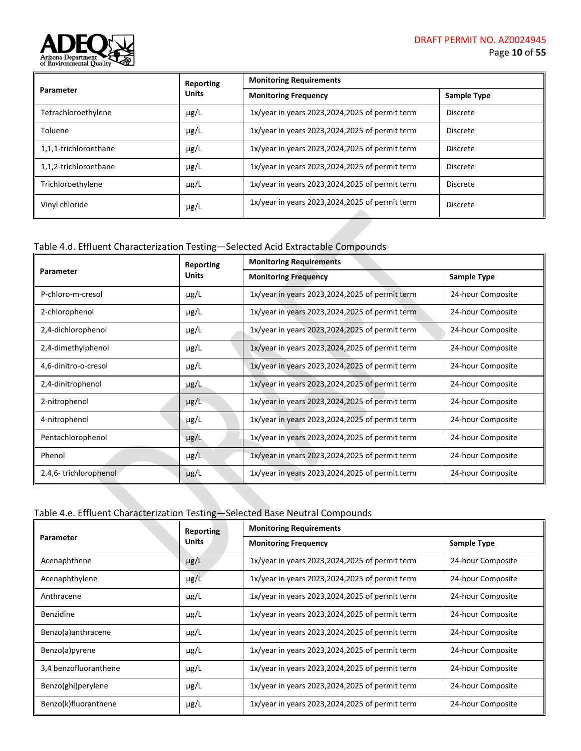| Parameter | Reporting Units | Monitoring Requirements | |
|---|---|---|---|
| | | Monitoring Frequency | Sample Type |
| Tetrachloroethylene | µg/L | 1x/year in years 2023,2024,2025 of permit term | Discrete |
| Toluene | µg/L | 1x/year in years 2023,2024,2025 of permit term | Discrete |
| 1,1,1-trichloroethane | µg/L | 1x/year in years 2023,2024,2025 of permit term | Discrete |
| 1,1,2-trichloroethane | µg/L | 1x/year in years 2023,2024,2025 of permit term | Discrete |
| Trichloroethylene | µg/L | 1x/year in years 2023,2024,2025 of permit term | Discrete |
| Vinyl chloride | µg/L | 1x/year in years 2023,2024,2025 of permit term | Discrete |

Table 4.d. Effluent Characterization Testing—Selected Acid Extractable Compounds

| Parameter | Reporting Units | Monitoring Requirements | |
|---|---|---|---|
| | | Monitoring Frequency | Sample Type |
| P-chloro-m-cresol | µg/L | 1x/year in years 2023,2024,2025 of permit term | 24-hour Composite |
| 2-chlorophenol | µg/L | 1x/year in years 2023,2024,2025 of permit term | 24-hour Composite |
| 2,4-dichlorophenol | µg/L | 1x/year in years 2023,2024,2025 of permit term | 24-hour Composite |
| 2,4-dimethylphenol | µg/L | 1x/year in years 2023,2024,2025 of permit term | 24-hour Composite |
| 4,6-dinitro-o-cresol | µg/L | 1x/year in years 2023,2024,2025 of permit term | 24-hour Composite |
| 2,4-dinitrophenol | µg/L | 1x/year in years 2023,2024,2025 of permit term | 24-hour Composite |
| 2-nitrophenol | µg/L | 1x/year in years 2023,2024,2025 of permit term | 24-hour Composite |
| 4-nitrophenol | µg/L | 1x/year in years 2023,2024,2025 of permit term | 24-hour Composite |
| Pentachlorophenol | µg/L | 1x/year in years 2023,2024,2025 of permit term | 24-hour Composite |
| Phenol | µg/L | 1x/year in years 2023,2024,2025 of permit term | 24-hour Composite |
| 2,4,6- trichlorophenol | µg/L | 1x/year in years 2023,2024,2025 of permit term | 24-hour Composite |

Table 4.e. Effluent Characterization Testing—Selected Base Neutral Compounds

| Parameter | Reporting Units | Monitoring Requirements | |
|---|---|---|---|
| | | Monitoring Frequency | Sample Type |
| Acenaphthene | µg/L | 1x/year in years 2023,2024,2025 of permit term | 24-hour Composite |
| Acenaphthylene | µg/L | 1x/year in years 2023,2024,2025 of permit term | 24-hour Composite |
| Anthracene | µg/L | 1x/year in years 2023,2024,2025 of permit term | 24-hour Composite |
| Benzidine | µg/L | 1x/year in years 2023,2024,2025 of permit term | 24-hour Composite |
| Benzo(a)anthracene | µg/L | 1x/year in years 2023,2024,2025 of permit term | 24-hour Composite |
| Benzo(a)pyrene | µg/L | 1x/year in years 2023,2024,2025 of permit term | 24-hour Composite |
| 3,4 benzofluoranthene | µg/L | 1x/year in years 2023,2024,2025 of permit term | 24-hour Composite |
| Benzo(ghi)perylene | µg/L | 1x/year in years 2023,2024,2025 of permit term | 24-hour Composite |
| Benzo(k)fluoranthene | µg/L | 1x/year in years 2023,2024,2025 of permit term | 24-hour Composite |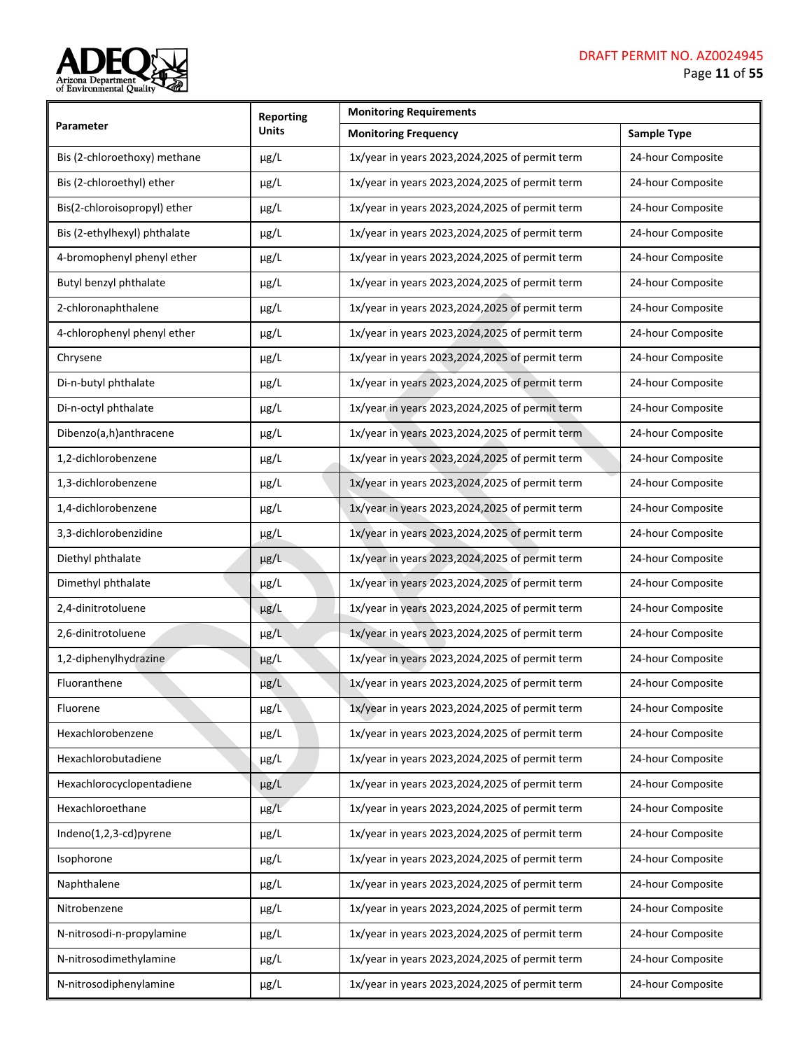| Parameter | Reporting Units | Monitoring Requirements | |
|---|---|---|---|
| | | Monitoring Frequency | Sample Type |
| Bis (2-chloroethoxy) methane | µg/L | 1x/year in years 2023,2024,2025 of permit term | 24-hour Composite |
| Bis (2-chloroethyl) ether | µg/L | 1x/year in years 2023,2024,2025 of permit term | 24-hour Composite |
| Bis(2-chloroisopropyl) ether | µg/L | 1x/year in years 2023,2024,2025 of permit term | 24-hour Composite |
| Bis (2-ethylhexyl) phthalate | µg/L | 1x/year in years 2023,2024,2025 of permit term | 24-hour Composite |
| 4-bromophenyl phenyl ether | µg/L | 1x/year in years 2023,2024,2025 of permit term | 24-hour Composite |
| Butyl benzyl phthalate | µg/L | 1x/year in years 2023,2024,2025 of permit term | 24-hour Composite |
| 2-chloronaphthalene | µg/L | 1x/year in years 2023,2024,2025 of permit term | 24-hour Composite |
| 4-chlorophenyl phenyl ether | µg/L | 1x/year in years 2023,2024,2025 of permit term | 24-hour Composite |
| Chrysene | µg/L | 1x/year in years 2023,2024,2025 of permit term | 24-hour Composite |
| Di-n-butyl phthalate | µg/L | 1x/year in years 2023,2024,2025 of permit term | 24-hour Composite |
| Di-n-octyl phthalate | µg/L | 1x/year in years 2023,2024,2025 of permit term | 24-hour Composite |
| Dibenzo(a,h)anthracene | µg/L | 1x/year in years 2023,2024,2025 of permit term | 24-hour Composite |
| 1,2-dichlorobenzene | µg/L | 1x/year in years 2023,2024,2025 of permit term | 24-hour Composite |
| 1,3-dichlorobenzene | µg/L | 1x/year in years 2023,2024,2025 of permit term | 24-hour Composite |
| 1,4-dichlorobenzene | µg/L | 1x/year in years 2023,2024,2025 of permit term | 24-hour Composite |
| 3,3-dichlorobenzidine | µg/L | 1x/year in years 2023,2024,2025 of permit term | 24-hour Composite |
| Diethyl phthalate | µg/L | 1x/year in years 2023,2024,2025 of permit term | 24-hour Composite |
| Dimethyl phthalate | µg/L | 1x/year in years 2023,2024,2025 of permit term | 24-hour Composite |
| 2,4-dinitrotoluene | µg/L | 1x/year in years 2023,2024,2025 of permit term | 24-hour Composite |
| 2,6-dinitrotoluene | µg/L | 1x/year in years 2023,2024,2025 of permit term | 24-hour Composite |
| 1,2-diphenylhydrazine | µg/L | 1x/year in years 2023,2024,2025 of permit term | 24-hour Composite |
| Fluoranthene | µg/L | 1x/year in years 2023,2024,2025 of permit term | 24-hour Composite |
| Fluorene | µg/L | 1x/year in years 2023,2024,2025 of permit term | 24-hour Composite |
| Hexachlorobenzene | µg/L | 1x/year in years 2023,2024,2025 of permit term | 24-hour Composite |
| Hexachlorobutadiene | µg/L | 1x/year in years 2023,2024,2025 of permit term | 24-hour Composite |
| Hexachlorocyclopentadiene | µg/L | 1x/year in years 2023,2024,2025 of permit term | 24-hour Composite |
| Hexachloroethane | µg/L | 1x/year in years 2023,2024,2025 of permit term | 24-hour Composite |
| Indeno(1,2,3-cd)pyrene | µg/L | 1x/year in years 2023,2024,2025 of permit term | 24-hour Composite |
| Isophorone | µg/L | 1x/year in years 2023,2024,2025 of permit term | 24-hour Composite |
| Naphthalene | µg/L | 1x/year in years 2023,2024,2025 of permit term | 24-hour Composite |
| Nitrobenzene | µg/L | 1x/year in years 2023,2024,2025 of permit term | 24-hour Composite |
| N-nitrosodi-n-propylamine | µg/L | 1x/year in years 2023,2024,2025 of permit term | 24-hour Composite |
| N-nitrosodimethylamine | µg/L | 1x/year in years 2023,2024,2025 of permit term | 24-hour Composite |
| N-nitrosodiphenylamine | µg/L | 1x/year in years 2023,2024,2025 of permit term | 24-hour Composite |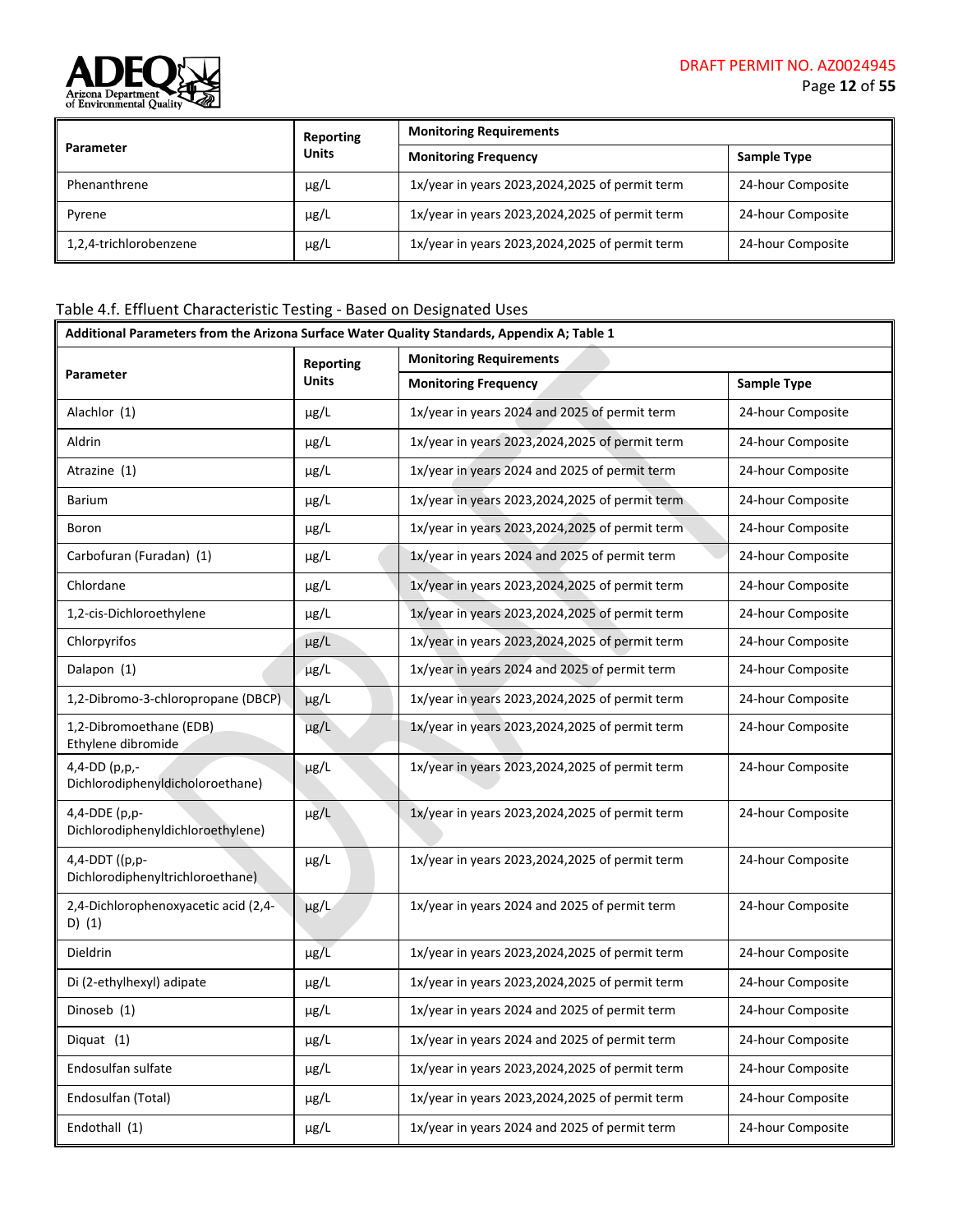| Parameter | Reporting Units | Monitoring Requirements | |
|---|---|---|---|
| | | Monitoring Frequency | Sample Type |
| Phenanthrene | µg/L | 1x/year in years 2023,2024,2025 of permit term | 24-hour Composite |
| Pyrene | µg/L | 1x/year in years 2023,2024,2025 of permit term | 24-hour Composite |
| 1,2,4-trichlorobenzene | µg/L | 1x/year in years 2023,2024,2025 of permit term | 24-hour Composite |

Table 4.f. Effluent Characteristic Testing - Based on Designated Uses

| Additional Parameters from the Arizona Surface Water Quality Standards, Appendix A; Table 1 | | | |
|---|---|---|---|
| Parameter | Reporting Units | Monitoring Requirements | |
| | | Monitoring Frequency | Sample Type |
| Alachlor (1) | µg/L | 1x/year in years 2024 and 2025 of permit term | 24-hour Composite |
| Aldrin | µg/L | 1x/year in years 2023,2024,2025 of permit term | 24-hour Composite |
| Atrazine (1) | µg/L | 1x/year in years 2024 and 2025 of permit term | 24-hour Composite |
| Barium | µg/L | 1x/year in years 2023,2024,2025 of permit term | 24-hour Composite |
| Boron | µg/L | 1x/year in years 2023,2024,2025 of permit term | 24-hour Composite |
| Carbofuran (Furadan) (1) | µg/L | 1x/year in years 2024 and 2025 of permit term | 24-hour Composite |
| Chlordane | µg/L | 1x/year in years 2023,2024,2025 of permit term | 24-hour Composite |
| 1,2-cis-Dichloroethylene | µg/L | 1x/year in years 2023,2024,2025 of permit term | 24-hour Composite |
| Chlorpyrifos | µg/L | 1x/year in years 2023,2024,2025 of permit term | 24-hour Composite |
| Dalapon (1) | µg/L | 1x/year in years 2024 and 2025 of permit term | 24-hour Composite |
| 1,2-Dibromo-3-chloropropane (DBCP) | µg/L | 1x/year in years 2023,2024,2025 of permit term | 24-hour Composite |
| 1,2-Dibromoethane (EDB) Ethylene dibromide | µg/L | 1x/year in years 2023,2024,2025 of permit term | 24-hour Composite |
| 4,4-DD (p,p,-Dichlorodiphenyldicholoroethane) | µg/L | 1x/year in years 2023,2024,2025 of permit term | 24-hour Composite |
| 4,4-DDE (p,p-Dichlorodiphenyldichloroethylene) | µg/L | 1x/year in years 2023,2024,2025 of permit term | 24-hour Composite |
| 4,4-DDT ((p,p-Dichlorodiphenyltrichloroethane) | µg/L | 1x/year in years 2023,2024,2025 of permit term | 24-hour Composite |
| 2,4-Dichlorophenoxyacetic acid (2,4-D) (1) | µg/L | 1x/year in years 2024 and 2025 of permit term | 24-hour Composite |
| Dieldrin | µg/L | 1x/year in years 2023,2024,2025 of permit term | 24-hour Composite |
| Di (2-ethylhexyl) adipate | µg/L | 1x/year in years 2023,2024,2025 of permit term | 24-hour Composite |
| Dinoseb (1) | µg/L | 1x/year in years 2024 and 2025 of permit term | 24-hour Composite |
| Diquat (1) | µg/L | 1x/year in years 2024 and 2025 of permit term | 24-hour Composite |
| Endosulfan sulfate | µg/L | 1x/year in years 2023,2024,2025 of permit term | 24-hour Composite |
| Endosulfan (Total) | µg/L | 1x/year in years 2023,2024,2025 of permit term | 24-hour Composite |
| Endothall (1) | µg/L | 1x/year in years 2024 and 2025 of permit term | 24-hour Composite |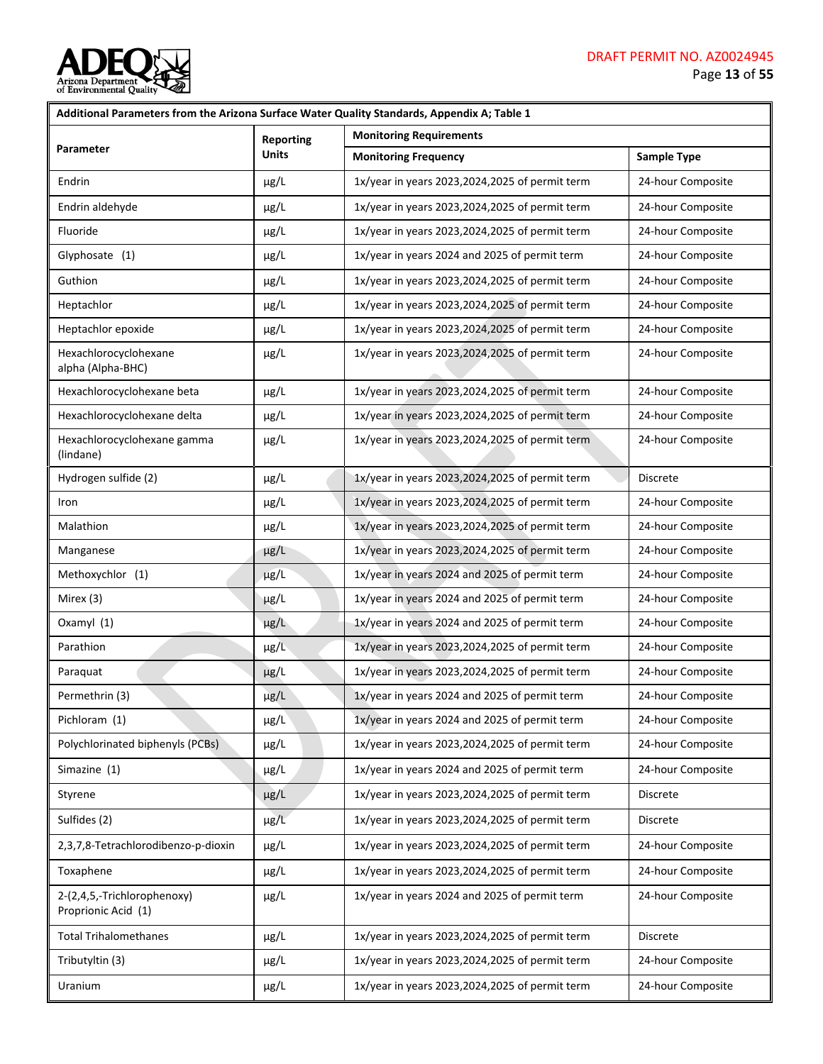| Additional Parameters from the Arizona Surface Water Quality Standards, Appendix A; Table 1 | | | |
|---|---|---|---|
| Parameter | Reporting Units | Monitoring Requirements | |
| | | Monitoring Frequency | Sample Type |
| Endrin | µg/L | 1x/year in years 2023,2024,2025 of permit term | 24-hour Composite |
| Endrin aldehyde | µg/L | 1x/year in years 2023,2024,2025 of permit term | 24-hour Composite |
| Fluoride | µg/L | 1x/year in years 2023,2024,2025 of permit term | 24-hour Composite |
| Glyphosate (1) | µg/L | 1x/year in years 2024 and 2025 of permit term | 24-hour Composite |
| Guthion | µg/L | 1x/year in years 2023,2024,2025 of permit term | 24-hour Composite |
| Heptachlor | µg/L | 1x/year in years 2023,2024,2025 of permit term | 24-hour Composite |
| Heptachlor epoxide | µg/L | 1x/year in years 2023,2024,2025 of permit term | 24-hour Composite |
| Hexachlorocyclohexane alpha (Alpha-BHC) | µg/L | 1x/year in years 2023,2024,2025 of permit term | 24-hour Composite |
| Hexachlorocyclohexane beta | µg/L | 1x/year in years 2023,2024,2025 of permit term | 24-hour Composite |
| Hexachlorocyclohexane delta | µg/L | 1x/year in years 2023,2024,2025 of permit term | 24-hour Composite |
| Hexachlorocyclohexane gamma (lindane) | µg/L | 1x/year in years 2023,2024,2025 of permit term | 24-hour Composite |
| Hydrogen sulfide (2) | µg/L | 1x/year in years 2023,2024,2025 of permit term | Discrete |
| Iron | µg/L | 1x/year in years 2023,2024,2025 of permit term | 24-hour Composite |
| Malathion | µg/L | 1x/year in years 2023,2024,2025 of permit term | 24-hour Composite |
| Manganese | µg/L | 1x/year in years 2023,2024,2025 of permit term | 24-hour Composite |
| Methoxychlor (1) | µg/L | 1x/year in years 2024 and 2025 of permit term | 24-hour Composite |
| Mirex (3) | µg/L | 1x/year in years 2024 and 2025 of permit term | 24-hour Composite |
| Oxamyl (1) | µg/L | 1x/year in years 2024 and 2025 of permit term | 24-hour Composite |
| Parathion | µg/L | 1x/year in years 2023,2024,2025 of permit term | 24-hour Composite |
| Paraquat | µg/L | 1x/year in years 2023,2024,2025 of permit term | 24-hour Composite |
| Permethrin (3) | µg/L | 1x/year in years 2024 and 2025 of permit term | 24-hour Composite |
| Pichloram (1) | µg/L | 1x/year in years 2024 and 2025 of permit term | 24-hour Composite |
| Polychlorinated biphenyls (PCBs) | µg/L | 1x/year in years 2023,2024,2025 of permit term | 24-hour Composite |
| Simazine (1) | µg/L | 1x/year in years 2024 and 2025 of permit term | 24-hour Composite |
| Styrene | µg/L | 1x/year in years 2023,2024,2025 of permit term | Discrete |
| Sulfides (2) | µg/L | 1x/year in years 2023,2024,2025 of permit term | Discrete |
| 2,3,7,8-Tetrachlorodibenzo-p-dioxin | µg/L | 1x/year in years 2023,2024,2025 of permit term | 24-hour Composite |
| Toxaphene | µg/L | 1x/year in years 2023,2024,2025 of permit term | 24-hour Composite |
| 2-(2,4,5,-Trichlorophenoxy) Proprionic Acid (1) | µg/L | 1x/year in years 2024 and 2025 of permit term | 24-hour Composite |
| Total Trihalomethanes | µg/L | 1x/year in years 2023,2024,2025 of permit term | Discrete |
| Tributyltin (3) | µg/L | 1x/year in years 2023,2024,2025 of permit term | 24-hour Composite |
| Uranium | µg/L | 1x/year in years 2023,2024,2025 of permit term | 24-hour Composite |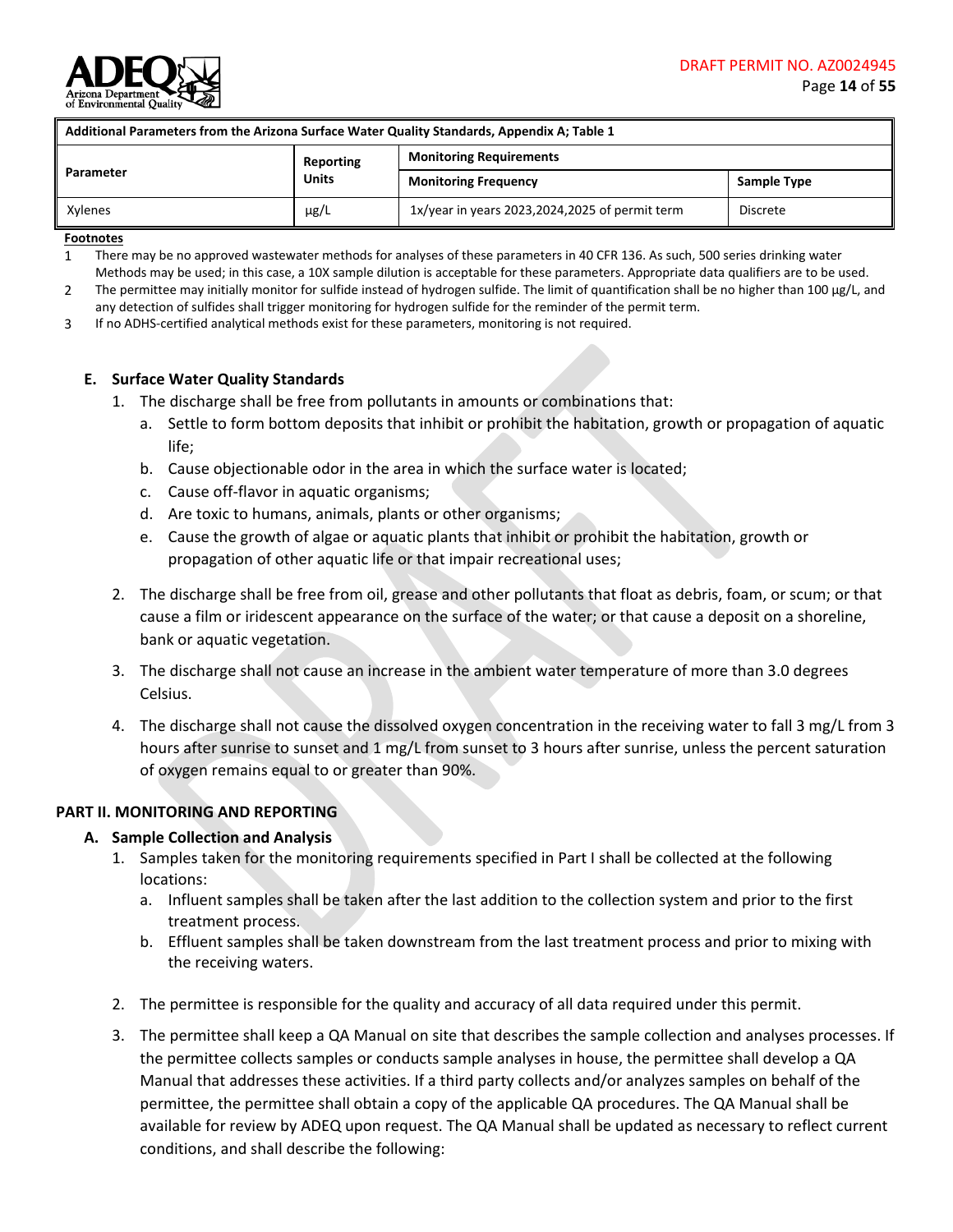| Additional Parameters from the Arizona Surface Water Quality Standards, Appendix A; Table 1 | | | |
|---|---|---|---|
| Parameter | Reporting Units | Monitoring Requirements | |
| | | Monitoring Frequency | Sample Type |
| Xylenes | μg/L | 1x/year in years 2023,2024,2025 of permit term | Discrete |

**Footnotes**

1. There may be no approved wastewater methods for analyses of these parameters in 40 CFR 136. As such, 500 series drinking water Methods may be used; in this case, a 10X sample dilution is acceptable for these parameters. Appropriate data qualifiers are to be used.
2. The permittee may initially monitor for sulfide instead of hydrogen sulfide. The limit of quantification shall be no higher than 100 μg/L, and any detection of sulfides shall trigger monitoring for hydrogen sulfide for the reminder of the permit term.
3. If no ADHS-certified analytical methods exist for these parameters, monitoring is not required.

### E. Surface Water Quality Standards

1. The discharge shall be free from pollutants in amounts or combinations that:
   a. Settle to form bottom deposits that inhibit or prohibit the habitation, growth or propagation of aquatic life;
   b. Cause objectionable odor in the area in which the surface water is located;
   c. Cause off-flavor in aquatic organisms;
   d. Are toxic to humans, animals, plants or other organisms;
   e. Cause the growth of algae or aquatic plants that inhibit or prohibit the habitation, growth or propagation of other aquatic life or that impair recreational uses;
2. The discharge shall be free from oil, grease and other pollutants that float as debris, foam, or scum; or that cause a film or iridescent appearance on the surface of the water; or that cause a deposit on a shoreline, bank or aquatic vegetation.
3. The discharge shall not cause an increase in the ambient water temperature of more than 3.0 degrees Celsius.
4. The discharge shall not cause the dissolved oxygen concentration in the receiving water to fall 3 mg/L from 3 hours after sunrise to sunset and 1 mg/L from sunset to 3 hours after sunrise, unless the percent saturation of oxygen remains equal to or greater than 90%.

## PART II. MONITORING AND REPORTING

### A. Sample Collection and Analysis

1. Samples taken for the monitoring requirements specified in Part I shall be collected at the following locations:
   a. Influent samples shall be taken after the last addition to the collection system and prior to the first treatment process.
   b. Effluent samples shall be taken downstream from the last treatment process and prior to mixing with the receiving waters.
2. The permittee is responsible for the quality and accuracy of all data required under this permit.
3. The permittee shall keep a QA Manual on site that describes the sample collection and analyses processes. If the permittee collects samples or conducts sample analyses in house, the permittee shall develop a QA Manual that addresses these activities. If a third party collects and/or analyzes samples on behalf of the permittee, the permittee shall obtain a copy of the applicable QA procedures. The QA Manual shall be available for review by ADEQ upon request. The QA Manual shall be updated as necessary to reflect current conditions, and shall describe the following: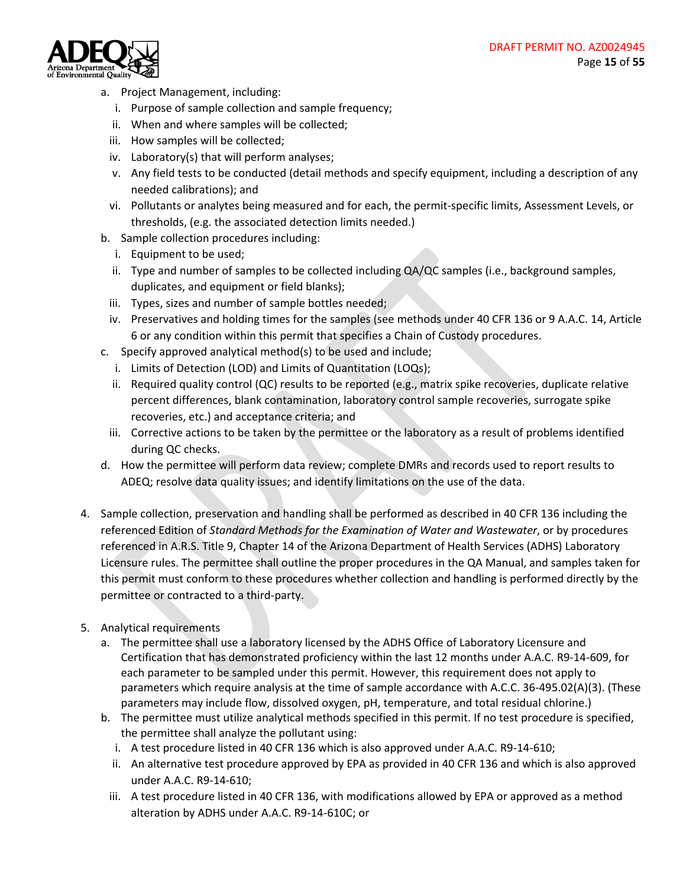a. Project Management, including:
   i. Purpose of sample collection and sample frequency;
   ii. When and where samples will be collected;
   iii. How samples will be collected;
   iv. Laboratory(s) that will perform analyses;
   v. Any field tests to be conducted (detail methods and specify equipment, including a description of any needed calibrations); and
   vi. Pollutants or analytes being measured and for each, the permit-specific limits, Assessment Levels, or thresholds, (e.g. the associated detection limits needed.)
b. Sample collection procedures including:
   i. Equipment to be used;
   ii. Type and number of samples to be collected including QA/QC samples (i.e., background samples, duplicates, and equipment or field blanks);
   iii. Types, sizes and number of sample bottles needed;
   iv. Preservatives and holding times for the samples (see methods under 40 CFR 136 or 9 A.A.C. 14, Article 6 or any condition within this permit that specifies a Chain of Custody procedures.
c. Specify approved analytical method(s) to be used and include;
   i. Limits of Detection (LOD) and Limits of Quantitation (LOQs);
   ii. Required quality control (QC) results to be reported (e.g., matrix spike recoveries, duplicate relative percent differences, blank contamination, laboratory control sample recoveries, surrogate spike recoveries, etc.) and acceptance criteria; and
   iii. Corrective actions to be taken by the permittee or the laboratory as a result of problems identified during QC checks.
d. How the permittee will perform data review; complete DMRs and records used to report results to ADEQ; resolve data quality issues; and identify limitations on the use of the data.

4. Sample collection, preservation and handling shall be performed as described in 40 CFR 136 including the referenced Edition of *Standard Methods for the Examination of Water and Wastewater*, or by procedures referenced in A.R.S. Title 9, Chapter 14 of the Arizona Department of Health Services (ADHS) Laboratory Licensure rules. The permittee shall outline the proper procedures in the QA Manual, and samples taken for this permit must conform to these procedures whether collection and handling is performed directly by the permittee or contracted to a third-party.

5. Analytical requirements
   a. The permittee shall use a laboratory licensed by the ADHS Office of Laboratory Licensure and Certification that has demonstrated proficiency within the last 12 months under A.A.C. R9-14-609, for each parameter to be sampled under this permit. However, this requirement does not apply to parameters which require analysis at the time of sample accordance with A.C.C. 36-495.02(A)(3). (These parameters may include flow, dissolved oxygen, pH, temperature, and total residual chlorine.)
   b. The permittee must utilize analytical methods specified in this permit. If no test procedure is specified, the permittee shall analyze the pollutant using:
      i. A test procedure listed in 40 CFR 136 which is also approved under A.A.C. R9-14-610;
      ii. An alternative test procedure approved by EPA as provided in 40 CFR 136 and which is also approved under A.A.C. R9-14-610;
      iii. A test procedure listed in 40 CFR 136, with modifications allowed by EPA or approved as a method alteration by ADHS under A.A.C. R9-14-610C; or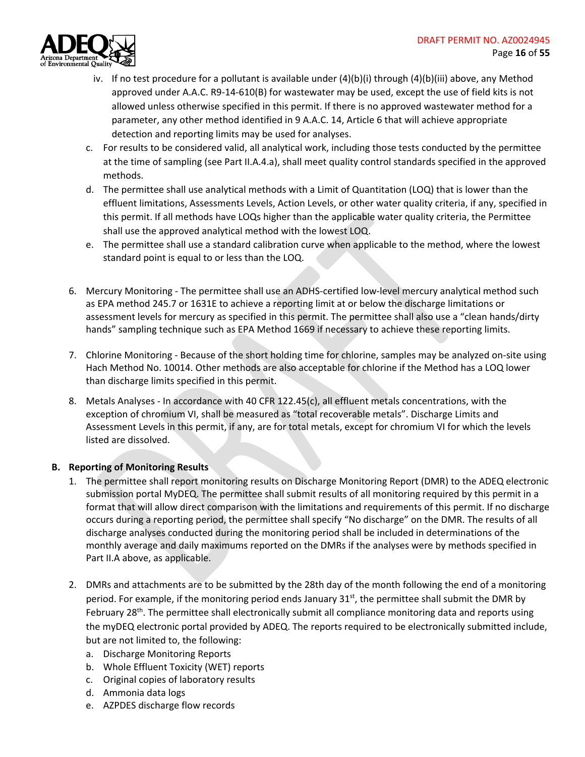iv. If no test procedure for a pollutant is available under (4)(b)(i) through (4)(b)(iii) above, any Method approved under A.A.C. R9-14-610(B) for wastewater may be used, except the use of field kits is not allowed unless otherwise specified in this permit. If there is no approved wastewater method for a parameter, any other method identified in 9 A.A.C. 14, Article 6 that will achieve appropriate detection and reporting limits may be used for analyses.

c. For results to be considered valid, all analytical work, including those tests conducted by the permittee at the time of sampling (see Part II.A.4.a), shall meet quality control standards specified in the approved methods.

d. The permittee shall use analytical methods with a Limit of Quantitation (LOQ) that is lower than the effluent limitations, Assessments Levels, Action Levels, or other water quality criteria, if any, specified in this permit. If all methods have LOQs higher than the applicable water quality criteria, the Permittee shall use the approved analytical method with the lowest LOQ.

e. The permittee shall use a standard calibration curve when applicable to the method, where the lowest standard point is equal to or less than the LOQ.

6. Mercury Monitoring - The permittee shall use an ADHS-certified low-level mercury analytical method such as EPA method 245.7 or 1631E to achieve a reporting limit at or below the discharge limitations or assessment levels for mercury as specified in this permit. The permittee shall also use a "clean hands/dirty hands" sampling technique such as EPA Method 1669 if necessary to achieve these reporting limits.

7. Chlorine Monitoring - Because of the short holding time for chlorine, samples may be analyzed on-site using Hach Method No. 10014. Other methods are also acceptable for chlorine if the Method has a LOQ lower than discharge limits specified in this permit.

8. Metals Analyses - In accordance with 40 CFR 122.45(c), all effluent metals concentrations, with the exception of chromium VI, shall be measured as "total recoverable metals". Discharge Limits and Assessment Levels in this permit, if any, are for total metals, except for chromium VI for which the levels listed are dissolved.

**B. Reporting of Monitoring Results**

1. The permittee shall report monitoring results on Discharge Monitoring Report (DMR) to the ADEQ electronic submission portal MyDEQ. The permittee shall submit results of all monitoring required by this permit in a format that will allow direct comparison with the limitations and requirements of this permit. If no discharge occurs during a reporting period, the permittee shall specify "No discharge" on the DMR. The results of all discharge analyses conducted during the monitoring period shall be included in determinations of the monthly average and daily maximums reported on the DMRs if the analyses were by methods specified in Part II.A above, as applicable.

2. DMRs and attachments are to be submitted by the 28th day of the month following the end of a monitoring period. For example, if the monitoring period ends January 31st, the permittee shall submit the DMR by February 28th. The permittee shall electronically submit all compliance monitoring data and reports using the myDEQ electronic portal provided by ADEQ. The reports required to be electronically submitted include, but are not limited to, the following:
   a. Discharge Monitoring Reports
   b. Whole Effluent Toxicity (WET) reports
   c. Original copies of laboratory results
   d. Ammonia data logs
   e. AZPDES discharge flow records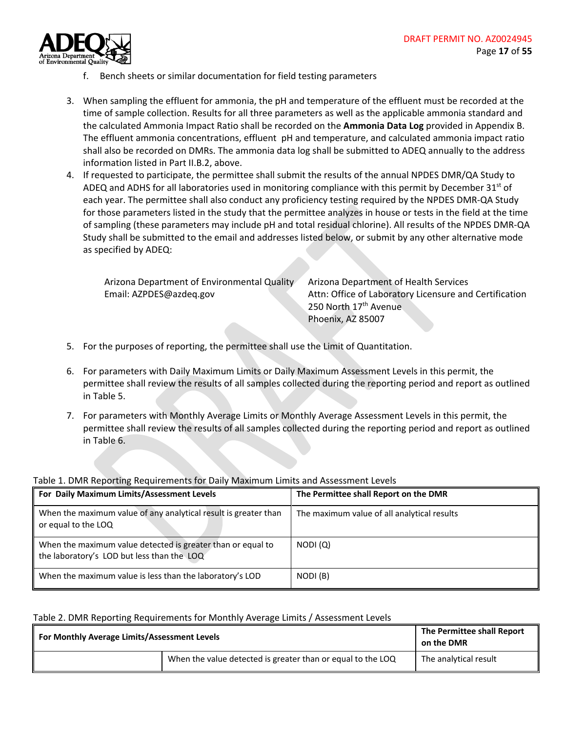f. Bench sheets or similar documentation for field testing parameters

3. When sampling the effluent for ammonia, the pH and temperature of the effluent must be recorded at the time of sample collection. Results for all three parameters as well as the applicable ammonia standard and the calculated Ammonia Impact Ratio shall be recorded on the **Ammonia Data Log** provided in Appendix B. The effluent ammonia concentrations, effluent pH and temperature, and calculated ammonia impact ratio shall also be recorded on DMRs. The ammonia data log shall be submitted to ADEQ annually to the address information listed in Part II.B.2, above.
4. If requested to participate, the permittee shall submit the results of the annual NPDES DMR/QA Study to ADEQ and ADHS for all laboratories used in monitoring compliance with this permit by December 31st of each year. The permittee shall also conduct any proficiency testing required by the NPDES DMR-QA Study for those parameters listed in the study that the permittee analyzes in house or tests in the field at the time of sampling (these parameters may include pH and total residual chlorine). All results of the NPDES DMR-QA Study shall be submitted to the email and addresses listed below, or submit by any other alternative mode as specified by ADEQ:

   Arizona Department of Environmental Quality
   Email: AZPDES@azdeq.gov

   Arizona Department of Health Services
   Attn: Office of Laboratory Licensure and Certification
   250 North 17th Avenue
   Phoenix, AZ 85007

5. For the purposes of reporting, the permittee shall use the Limit of Quantitation.

6. For parameters with Daily Maximum Limits or Daily Maximum Assessment Levels in this permit, the permittee shall review the results of all samples collected during the reporting period and report as outlined in Table 5.

7. For parameters with Monthly Average Limits or Monthly Average Assessment Levels in this permit, the permittee shall review the results of all samples collected during the reporting period and report as outlined in Table 6.

Table 1. DMR Reporting Requirements for Daily Maximum Limits and Assessment Levels

| For Daily Maximum Limits/Assessment Levels | The Permittee shall Report on the DMR |
|---|---|
| When the maximum value of any analytical result is greater than or equal to the LOQ | The maximum value of all analytical results |
| When the maximum value detected is greater than or equal to the laboratory's LOD but less than the LOQ | NODI (Q) |
| When the maximum value is less than the laboratory's LOD | NODI (B) |

Table 2. DMR Reporting Requirements for Monthly Average Limits / Assessment Levels

| For Monthly Average Limits/Assessment Levels | | The Permittee shall Report on the DMR |
|---|---|---|
| | When the value detected is greater than or equal to the LOQ | The analytical result |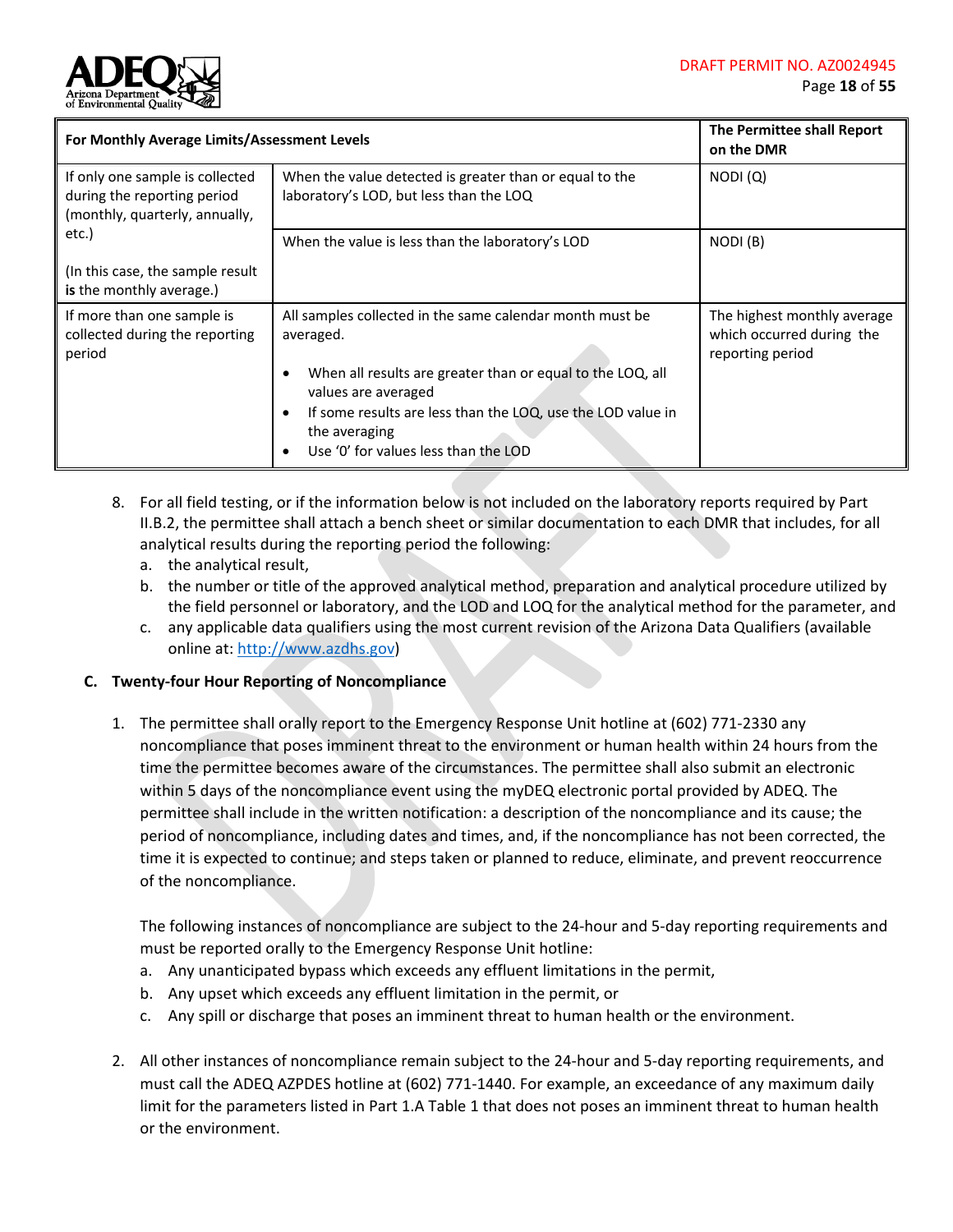| For Monthly Average Limits/Assessment Levels | | The Permittee shall Report on the DMR |
|---|---|---|
| If only one sample is collected during the reporting period (monthly, quarterly, annually, etc.)<br><br>(In this case, the sample result **is** the monthly average.) | When the value detected is greater than or equal to the laboratory's LOD, but less than the LOQ | NODI (Q) |
| | When the value is less than the laboratory's LOD | NODI (B) |
| If more than one sample is collected during the reporting period | All samples collected in the same calendar month must be averaged.<br><br>• When all results are greater than or equal to the LOQ, all values are averaged<br>• If some results are less than the LOQ, use the LOD value in the averaging<br>• Use '0' for values less than the LOD | The highest monthly average which occurred during the reporting period |

8. For all field testing, or if the information below is not included on the laboratory reports required by Part II.B.2, the permittee shall attach a bench sheet or similar documentation to each DMR that includes, for all analytical results during the reporting period the following:
   a. the analytical result,
   b. the number or title of the approved analytical method, preparation and analytical procedure utilized by the field personnel or laboratory, and the LOD and LOQ for the analytical method for the parameter, and
   c. any applicable data qualifiers using the most current revision of the Arizona Data Qualifiers (available online at: http://www.azdhs.gov)

## C. Twenty-four Hour Reporting of Noncompliance

1. The permittee shall orally report to the Emergency Response Unit hotline at (602) 771-2330 any noncompliance that poses imminent threat to the environment or human health within 24 hours from the time the permittee becomes aware of the circumstances. The permittee shall also submit an electronic within 5 days of the noncompliance event using the myDEQ electronic portal provided by ADEQ. The permittee shall include in the written notification: a description of the noncompliance and its cause; the period of noncompliance, including dates and times, and, if the noncompliance has not been corrected, the time it is expected to continue; and steps taken or planned to reduce, eliminate, and prevent reoccurrence of the noncompliance.

   The following instances of noncompliance are subject to the 24-hour and 5-day reporting requirements and must be reported orally to the Emergency Response Unit hotline:
   a. Any unanticipated bypass which exceeds any effluent limitations in the permit,
   b. Any upset which exceeds any effluent limitation in the permit, or
   c. Any spill or discharge that poses an imminent threat to human health or the environment.

2. All other instances of noncompliance remain subject to the 24-hour and 5-day reporting requirements, and must call the ADEQ AZPDES hotline at (602) 771-1440. For example, an exceedance of any maximum daily limit for the parameters listed in Part 1.A Table 1 that does not poses an imminent threat to human health or the environment.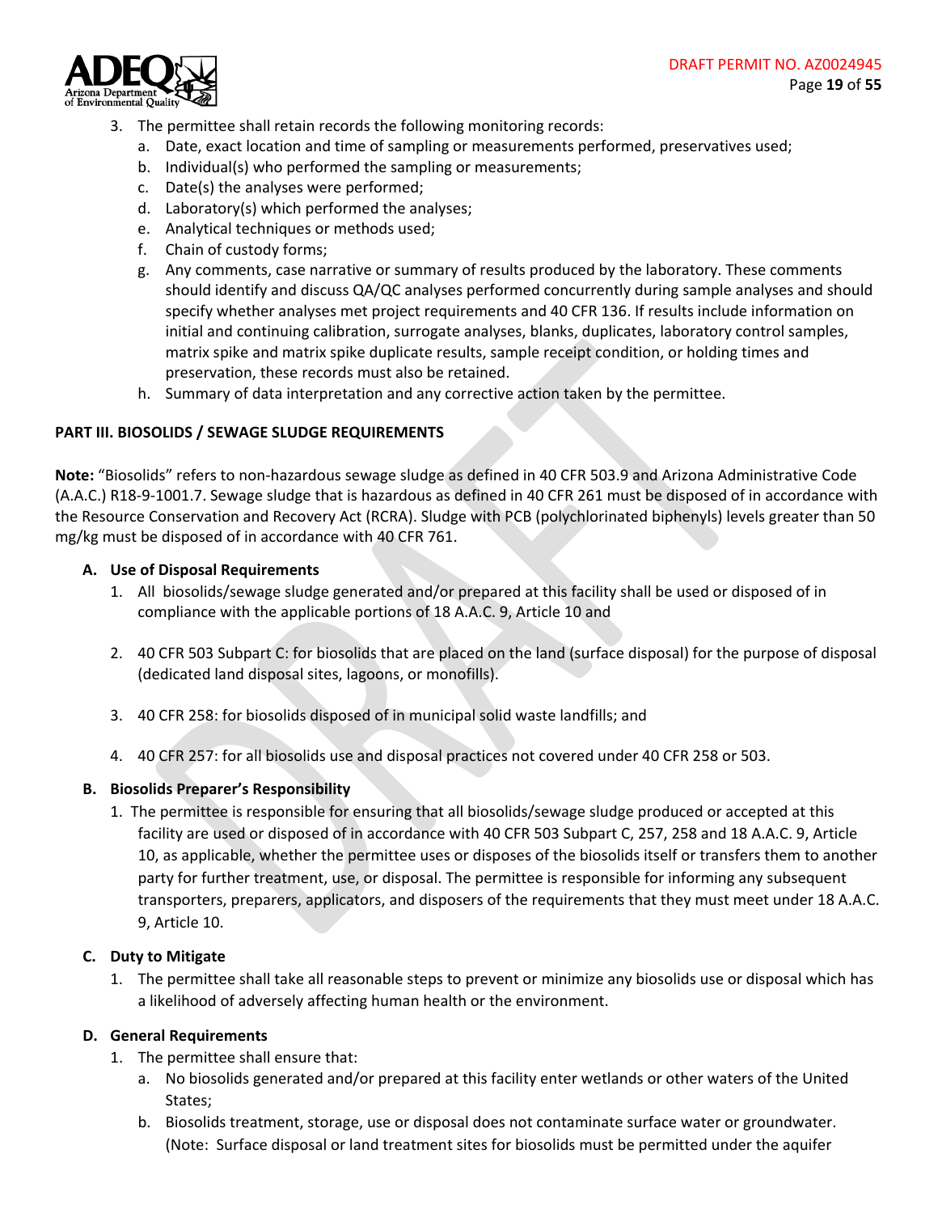3. The permittee shall retain records the following monitoring records:
   a. Date, exact location and time of sampling or measurements performed, preservatives used;
   b. Individual(s) who performed the sampling or measurements;
   c. Date(s) the analyses were performed;
   d. Laboratory(s) which performed the analyses;
   e. Analytical techniques or methods used;
   f. Chain of custody forms;
   g. Any comments, case narrative or summary of results produced by the laboratory. These comments should identify and discuss QA/QC analyses performed concurrently during sample analyses and should specify whether analyses met project requirements and 40 CFR 136. If results include information on initial and continuing calibration, surrogate analyses, blanks, duplicates, laboratory control samples, matrix spike and matrix spike duplicate results, sample receipt condition, or holding times and preservation, these records must also be retained.
   h. Summary of data interpretation and any corrective action taken by the permittee.

**PART III. BIOSOLIDS / SEWAGE SLUDGE REQUIREMENTS**

**Note:** "Biosolids" refers to non-hazardous sewage sludge as defined in 40 CFR 503.9 and Arizona Administrative Code (A.A.C.) R18-9-1001.7. Sewage sludge that is hazardous as defined in 40 CFR 261 must be disposed of in accordance with the Resource Conservation and Recovery Act (RCRA). Sludge with PCB (polychlorinated biphenyls) levels greater than 50 mg/kg must be disposed of in accordance with 40 CFR 761.

**A. Use of Disposal Requirements**

1. All biosolids/sewage sludge generated and/or prepared at this facility shall be used or disposed of in compliance with the applicable portions of 18 A.A.C. 9, Article 10 and

2. 40 CFR 503 Subpart C: for biosolids that are placed on the land (surface disposal) for the purpose of disposal (dedicated land disposal sites, lagoons, or monofills).

3. 40 CFR 258: for biosolids disposed of in municipal solid waste landfills; and

4. 40 CFR 257: for all biosolids use and disposal practices not covered under 40 CFR 258 or 503.

**B. Biosolids Preparer's Responsibility**

1. The permittee is responsible for ensuring that all biosolids/sewage sludge produced or accepted at this facility are used or disposed of in accordance with 40 CFR 503 Subpart C, 257, 258 and 18 A.A.C. 9, Article 10, as applicable, whether the permittee uses or disposes of the biosolids itself or transfers them to another party for further treatment, use, or disposal. The permittee is responsible for informing any subsequent transporters, preparers, applicators, and disposers of the requirements that they must meet under 18 A.A.C. 9, Article 10.

**C. Duty to Mitigate**

1. The permittee shall take all reasonable steps to prevent or minimize any biosolids use or disposal which has a likelihood of adversely affecting human health or the environment.

**D. General Requirements**

1. The permittee shall ensure that:
   a. No biosolids generated and/or prepared at this facility enter wetlands or other waters of the United States;
   b. Biosolids treatment, storage, use or disposal does not contaminate surface water or groundwater. (Note: Surface disposal or land treatment sites for biosolids must be permitted under the aquifer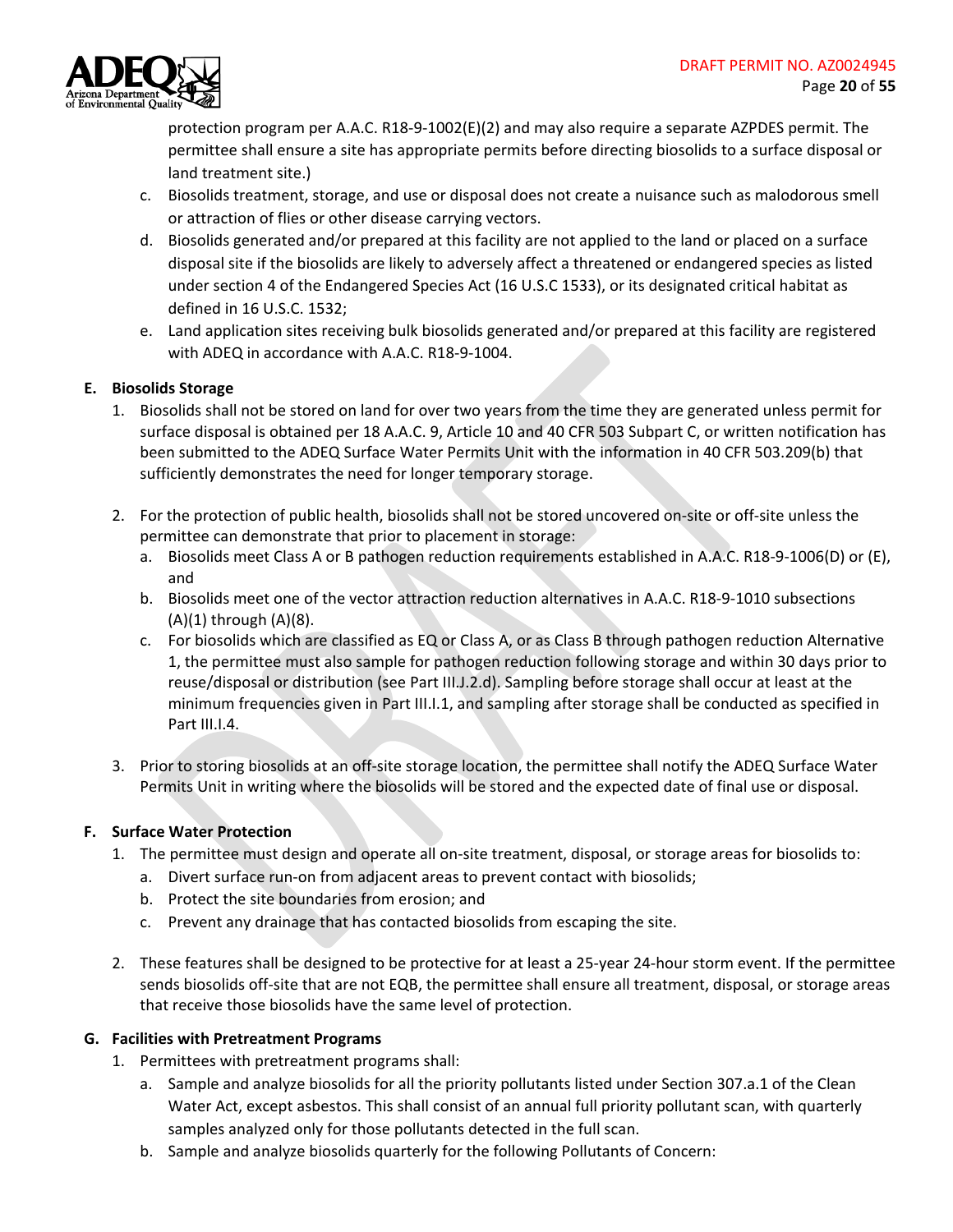protection program per A.A.C. R18-9-1002(E)(2) and may also require a separate AZPDES permit. The permittee shall ensure a site has appropriate permits before directing biosolids to a surface disposal or land treatment site.)

c. Biosolids treatment, storage, and use or disposal does not create a nuisance such as malodorous smell or attraction of flies or other disease carrying vectors.

d. Biosolids generated and/or prepared at this facility are not applied to the land or placed on a surface disposal site if the biosolids are likely to adversely affect a threatened or endangered species as listed under section 4 of the Endangered Species Act (16 U.S.C 1533), or its designated critical habitat as defined in 16 U.S.C. 1532;

e. Land application sites receiving bulk biosolids generated and/or prepared at this facility are registered with ADEQ in accordance with A.A.C. R18-9-1004.

**E. Biosolids Storage**

1. Biosolids shall not be stored on land for over two years from the time they are generated unless permit for surface disposal is obtained per 18 A.A.C. 9, Article 10 and 40 CFR 503 Subpart C, or written notification has been submitted to the ADEQ Surface Water Permits Unit with the information in 40 CFR 503.209(b) that sufficiently demonstrates the need for longer temporary storage.

2. For the protection of public health, biosolids shall not be stored uncovered on-site or off-site unless the permittee can demonstrate that prior to placement in storage:
   a. Biosolids meet Class A or B pathogen reduction requirements established in A.A.C. R18-9-1006(D) or (E), and
   b. Biosolids meet one of the vector attraction reduction alternatives in A.A.C. R18-9-1010 subsections (A)(1) through (A)(8).
   c. For biosolids which are classified as EQ or Class A, or as Class B through pathogen reduction Alternative 1, the permittee must also sample for pathogen reduction following storage and within 30 days prior to reuse/disposal or distribution (see Part III.J.2.d). Sampling before storage shall occur at least at the minimum frequencies given in Part III.I.1, and sampling after storage shall be conducted as specified in Part III.I.4.

3. Prior to storing biosolids at an off-site storage location, the permittee shall notify the ADEQ Surface Water Permits Unit in writing where the biosolids will be stored and the expected date of final use or disposal.

**F. Surface Water Protection**

1. The permittee must design and operate all on-site treatment, disposal, or storage areas for biosolids to:
   a. Divert surface run-on from adjacent areas to prevent contact with biosolids;
   b. Protect the site boundaries from erosion; and
   c. Prevent any drainage that has contacted biosolids from escaping the site.

2. These features shall be designed to be protective for at least a 25-year 24-hour storm event. If the permittee sends biosolids off-site that are not EQB, the permittee shall ensure all treatment, disposal, or storage areas that receive those biosolids have the same level of protection.

**G. Facilities with Pretreatment Programs**

1. Permittees with pretreatment programs shall:
   a. Sample and analyze biosolids for all the priority pollutants listed under Section 307.a.1 of the Clean Water Act, except asbestos. This shall consist of an annual full priority pollutant scan, with quarterly samples analyzed only for those pollutants detected in the full scan.
   b. Sample and analyze biosolids quarterly for the following Pollutants of Concern: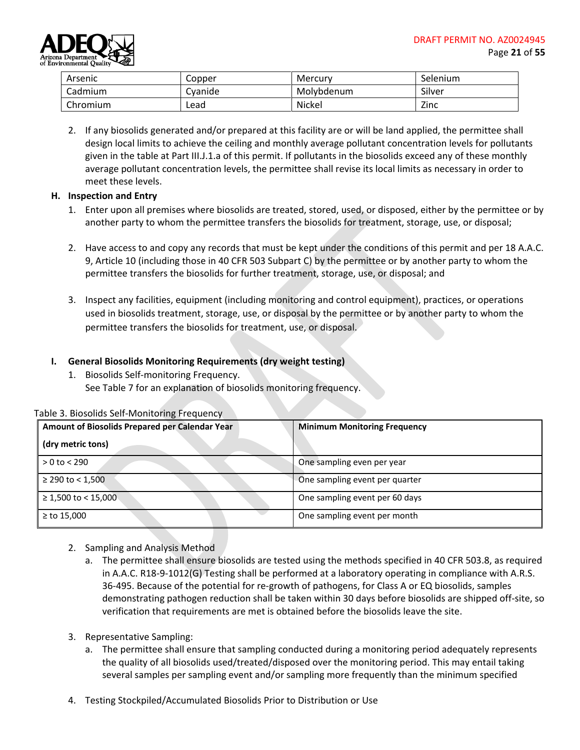| Arsenic | Copper | Mercury | Selenium |
|---|---|---|---|
| Cadmium | Cyanide | Molybdenum | Silver |
| Chromium | Lead | Nickel | Zinc |

2. If any biosolids generated and/or prepared at this facility are or will be land applied, the permittee shall design local limits to achieve the ceiling and monthly average pollutant concentration levels for pollutants given in the table at Part III.J.1.a of this permit. If pollutants in the biosolids exceed any of these monthly average pollutant concentration levels, the permittee shall revise its local limits as necessary in order to meet these levels.

**H. Inspection and Entry**

1. Enter upon all premises where biosolids are treated, stored, used, or disposed, either by the permittee or by another party to whom the permittee transfers the biosolids for treatment, storage, use, or disposal;

2. Have access to and copy any records that must be kept under the conditions of this permit and per 18 A.A.C. 9, Article 10 (including those in 40 CFR 503 Subpart C) by the permittee or by another party to whom the permittee transfers the biosolids for further treatment, storage, use, or disposal; and

3. Inspect any facilities, equipment (including monitoring and control equipment), practices, or operations used in biosolids treatment, storage, use, or disposal by the permittee or by another party to whom the permittee transfers the biosolids for treatment, use, or disposal.

**I. General Biosolids Monitoring Requirements (dry weight testing)**

1. Biosolids Self-monitoring Frequency.
   See Table 7 for an explanation of biosolids monitoring frequency.

Table 3. Biosolids Self-Monitoring Frequency

| Amount of Biosolids Prepared per Calendar Year (dry metric tons) | Minimum Monitoring Frequency |
|---|---|
| > 0 to < 290 | One sampling even per year |
| ≥ 290 to < 1,500 | One sampling event per quarter |
| ≥ 1,500 to < 15,000 | One sampling event per 60 days |
| ≥ to 15,000 | One sampling event per month |

2. Sampling and Analysis Method
   a. The permittee shall ensure biosolids are tested using the methods specified in 40 CFR 503.8, as required in A.A.C. R18-9-1012(G) Testing shall be performed at a laboratory operating in compliance with A.R.S. 36-495. Because of the potential for re-growth of pathogens, for Class A or EQ biosolids, samples demonstrating pathogen reduction shall be taken within 30 days before biosolids are shipped off-site, so verification that requirements are met is obtained before the biosolids leave the site.

3. Representative Sampling:
   a. The permittee shall ensure that sampling conducted during a monitoring period adequately represents the quality of all biosolids used/treated/disposed over the monitoring period. This may entail taking several samples per sampling event and/or sampling more frequently than the minimum specified

4. Testing Stockpiled/Accumulated Biosolids Prior to Distribution or Use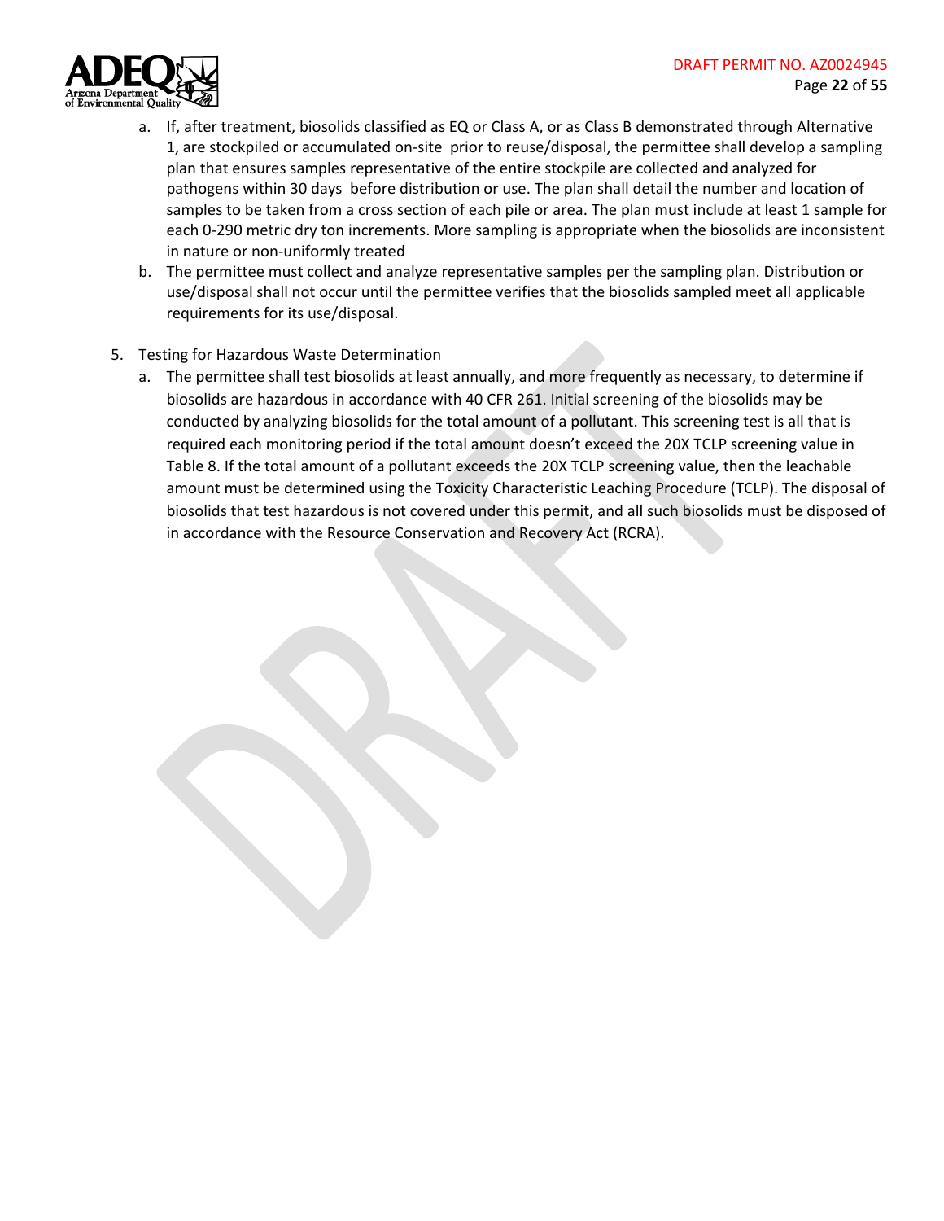a. If, after treatment, biosolids classified as EQ or Class A, or as Class B demonstrated through Alternative 1, are stockpiled or accumulated on-site prior to reuse/disposal, the permittee shall develop a sampling plan that ensures samples representative of the entire stockpile are collected and analyzed for pathogens within 30 days before distribution or use. The plan shall detail the number and location of samples to be taken from a cross section of each pile or area. The plan must include at least 1 sample for each 0-290 metric dry ton increments. More sampling is appropriate when the biosolids are inconsistent in nature or non-uniformly treated

b. The permittee must collect and analyze representative samples per the sampling plan. Distribution or use/disposal shall not occur until the permittee verifies that the biosolids sampled meet all applicable requirements for its use/disposal.

5. Testing for Hazardous Waste Determination

   a. The permittee shall test biosolids at least annually, and more frequently as necessary, to determine if biosolids are hazardous in accordance with 40 CFR 261. Initial screening of the biosolids may be conducted by analyzing biosolids for the total amount of a pollutant. This screening test is all that is required each monitoring period if the total amount doesn't exceed the 20X TCLP screening value in Table 8. If the total amount of a pollutant exceeds the 20X TCLP screening value, then the leachable amount must be determined using the Toxicity Characteristic Leaching Procedure (TCLP). The disposal of biosolids that test hazardous is not covered under this permit, and all such biosolids must be disposed of in accordance with the Resource Conservation and Recovery Act (RCRA).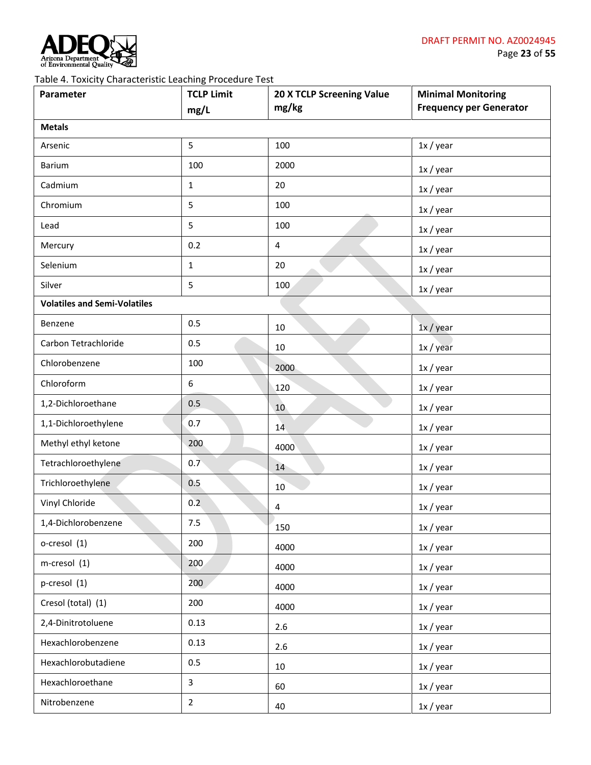Table 4. Toxicity Characteristic Leaching Procedure Test

| Parameter | TCLP Limit mg/L | 20 X TCLP Screening Value mg/kg | Minimal Monitoring Frequency per Generator |
|---|---|---|---|
| **Metals** | | | |
| Arsenic | 5 | 100 | 1x / year |
| Barium | 100 | 2000 | 1x / year |
| Cadmium | 1 | 20 | 1x / year |
| Chromium | 5 | 100 | 1x / year |
| Lead | 5 | 100 | 1x / year |
| Mercury | 0.2 | 4 | 1x / year |
| Selenium | 1 | 20 | 1x / year |
| Silver | 5 | 100 | 1x / year |
| **Volatiles and Semi-Volatiles** | | | |
| Benzene | 0.5 | 10 | 1x / year |
| Carbon Tetrachloride | 0.5 | 10 | 1x / year |
| Chlorobenzene | 100 | 2000 | 1x / year |
| Chloroform | 6 | 120 | 1x / year |
| 1,2-Dichloroethane | 0.5 | 10 | 1x / year |
| 1,1-Dichloroethylene | 0.7 | 14 | 1x / year |
| Methyl ethyl ketone | 200 | 4000 | 1x / year |
| Tetrachloroethylene | 0.7 | 14 | 1x / year |
| Trichloroethylene | 0.5 | 10 | 1x / year |
| Vinyl Chloride | 0.2 | 4 | 1x / year |
| 1,4-Dichlorobenzene | 7.5 | 150 | 1x / year |
| o-cresol (1) | 200 | 4000 | 1x / year |
| m-cresol (1) | 200 | 4000 | 1x / year |
| p-cresol (1) | 200 | 4000 | 1x / year |
| Cresol (total) (1) | 200 | 4000 | 1x / year |
| 2,4-Dinitrotoluene | 0.13 | 2.6 | 1x / year |
| Hexachlorobenzene | 0.13 | 2.6 | 1x / year |
| Hexachlorobutadiene | 0.5 | 10 | 1x / year |
| Hexachloroethane | 3 | 60 | 1x / year |
| Nitrobenzene | 2 | 40 | 1x / year |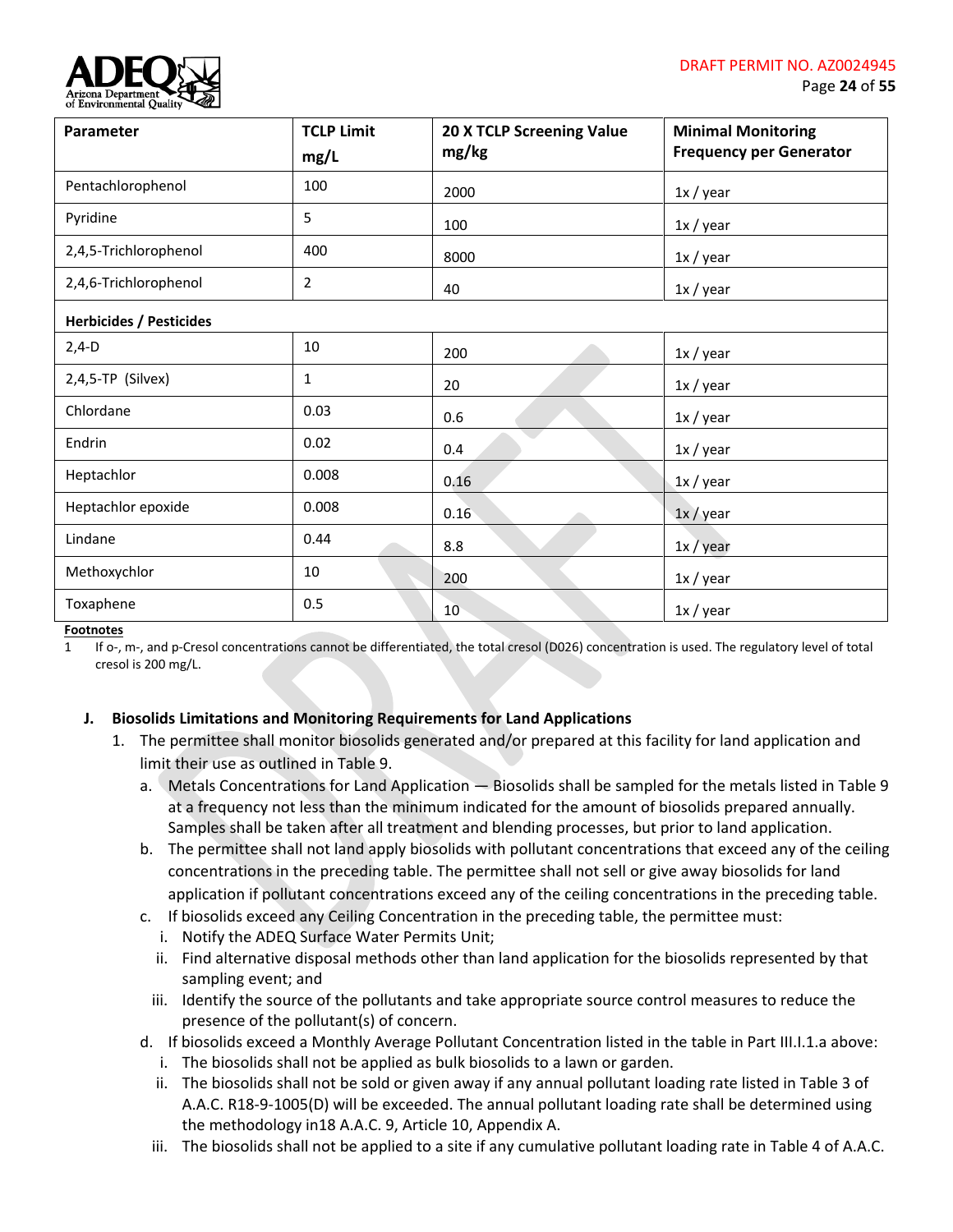| Parameter | TCLP Limit mg/L | 20 X TCLP Screening Value mg/kg | Minimal Monitoring Frequency per Generator |
|---|---|---|---|
| Pentachlorophenol | 100 | 2000 | 1x / year |
| Pyridine | 5 | 100 | 1x / year |
| 2,4,5-Trichlorophenol | 400 | 8000 | 1x / year |
| 2,4,6-Trichlorophenol | 2 | 40 | 1x / year |
| **Herbicides / Pesticides** | | | |
| 2,4-D | 10 | 200 | 1x / year |
| 2,4,5-TP (Silvex) | 1 | 20 | 1x / year |
| Chlordane | 0.03 | 0.6 | 1x / year |
| Endrin | 0.02 | 0.4 | 1x / year |
| Heptachlor | 0.008 | 0.16 | 1x / year |
| Heptachlor epoxide | 0.008 | 0.16 | 1x / year |
| Lindane | 0.44 | 8.8 | 1x / year |
| Methoxychlor | 10 | 200 | 1x / year |
| Toxaphene | 0.5 | 10 | 1x / year |

**Footnotes**

1 If o-, m-, and p-Cresol concentrations cannot be differentiated, the total cresol (D026) concentration is used. The regulatory level of total cresol is 200 mg/L.

**J. Biosolids Limitations and Monitoring Requirements for Land Applications**

1. The permittee shall monitor biosolids generated and/or prepared at this facility for land application and limit their use as outlined in Table 9.
   a. Metals Concentrations for Land Application — Biosolids shall be sampled for the metals listed in Table 9 at a frequency not less than the minimum indicated for the amount of biosolids prepared annually. Samples shall be taken after all treatment and blending processes, but prior to land application.
   b. The permittee shall not land apply biosolids with pollutant concentrations that exceed any of the ceiling concentrations in the preceding table. The permittee shall not sell or give away biosolids for land application if pollutant concentrations exceed any of the ceiling concentrations in the preceding table.
   c. If biosolids exceed any Ceiling Concentration in the preceding table, the permittee must:
      i. Notify the ADEQ Surface Water Permits Unit;
      ii. Find alternative disposal methods other than land application for the biosolids represented by that sampling event; and
      iii. Identify the source of the pollutants and take appropriate source control measures to reduce the presence of the pollutant(s) of concern.
   d. If biosolids exceed a Monthly Average Pollutant Concentration listed in the table in Part III.I.1.a above:
      i. The biosolids shall not be applied as bulk biosolids to a lawn or garden.
      ii. The biosolids shall not be sold or given away if any annual pollutant loading rate listed in Table 3 of A.A.C. R18-9-1005(D) will be exceeded. The annual pollutant loading rate shall be determined using the methodology in18 A.A.C. 9, Article 10, Appendix A.
      iii. The biosolids shall not be applied to a site if any cumulative pollutant loading rate in Table 4 of A.A.C.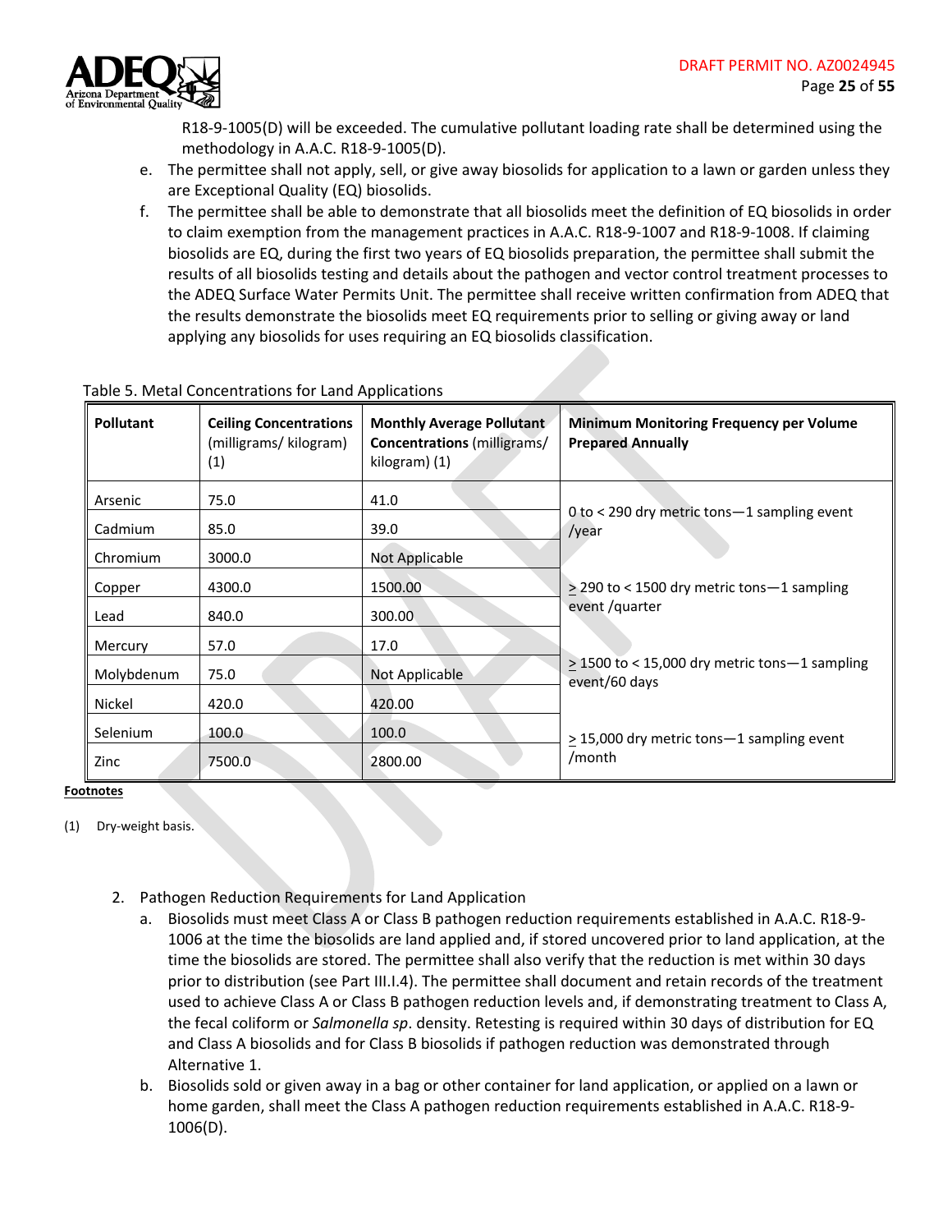R18-9-1005(D) will be exceeded. The cumulative pollutant loading rate shall be determined using the methodology in A.A.C. R18-9-1005(D).

e. The permittee shall not apply, sell, or give away biosolids for application to a lawn or garden unless they are Exceptional Quality (EQ) biosolids.

f. The permittee shall be able to demonstrate that all biosolids meet the definition of EQ biosolids in order to claim exemption from the management practices in A.A.C. R18-9-1007 and R18-9-1008. If claiming biosolids are EQ, during the first two years of EQ biosolids preparation, the permittee shall submit the results of all biosolids testing and details about the pathogen and vector control treatment processes to the ADEQ Surface Water Permits Unit. The permittee shall receive written confirmation from ADEQ that the results demonstrate the biosolids meet EQ requirements prior to selling or giving away or land applying any biosolids for uses requiring an EQ biosolids classification.

Table 5. Metal Concentrations for Land Applications

| **Pollutant** | **Ceiling Concentrations** (milligrams/ kilogram) (1) | **Monthly Average Pollutant Concentrations** (milligrams/ kilogram) (1) | **Minimum Monitoring Frequency per Volume Prepared Annually** |
|---|---|---|---|
| Arsenic | 75.0 | 41.0 | 0 to < 290 dry metric tons—1 sampling event /year |
| Cadmium | 85.0 | 39.0 | |
| Chromium | 3000.0 | Not Applicable | |
| Copper | 4300.0 | 1500.00 | ≥ 290 to < 1500 dry metric tons—1 sampling event /quarter |
| Lead | 840.0 | 300.00 | |
| Mercury | 57.0 | 17.0 | |
| Molybdenum | 75.0 | Not Applicable | ≥ 1500 to < 15,000 dry metric tons—1 sampling event/60 days |
| Nickel | 420.0 | 420.00 | |
| Selenium | 100.0 | 100.0 | ≥ 15,000 dry metric tons—1 sampling event /month |
| Zinc | 7500.0 | 2800.00 | |

**Footnotes**

(1) Dry-weight basis.

2. Pathogen Reduction Requirements for Land Application

a. Biosolids must meet Class A or Class B pathogen reduction requirements established in A.A.C. R18-9-1006 at the time the biosolids are land applied and, if stored uncovered prior to land application, at the time the biosolids are stored. The permittee shall also verify that the reduction is met within 30 days prior to distribution (see Part III.I.4). The permittee shall document and retain records of the treatment used to achieve Class A or Class B pathogen reduction levels and, if demonstrating treatment to Class A, the fecal coliform or *Salmonella sp*. density. Retesting is required within 30 days of distribution for EQ and Class A biosolids and for Class B biosolids if pathogen reduction was demonstrated through Alternative 1.

b. Biosolids sold or given away in a bag or other container for land application, or applied on a lawn or home garden, shall meet the Class A pathogen reduction requirements established in A.A.C. R18-9-1006(D).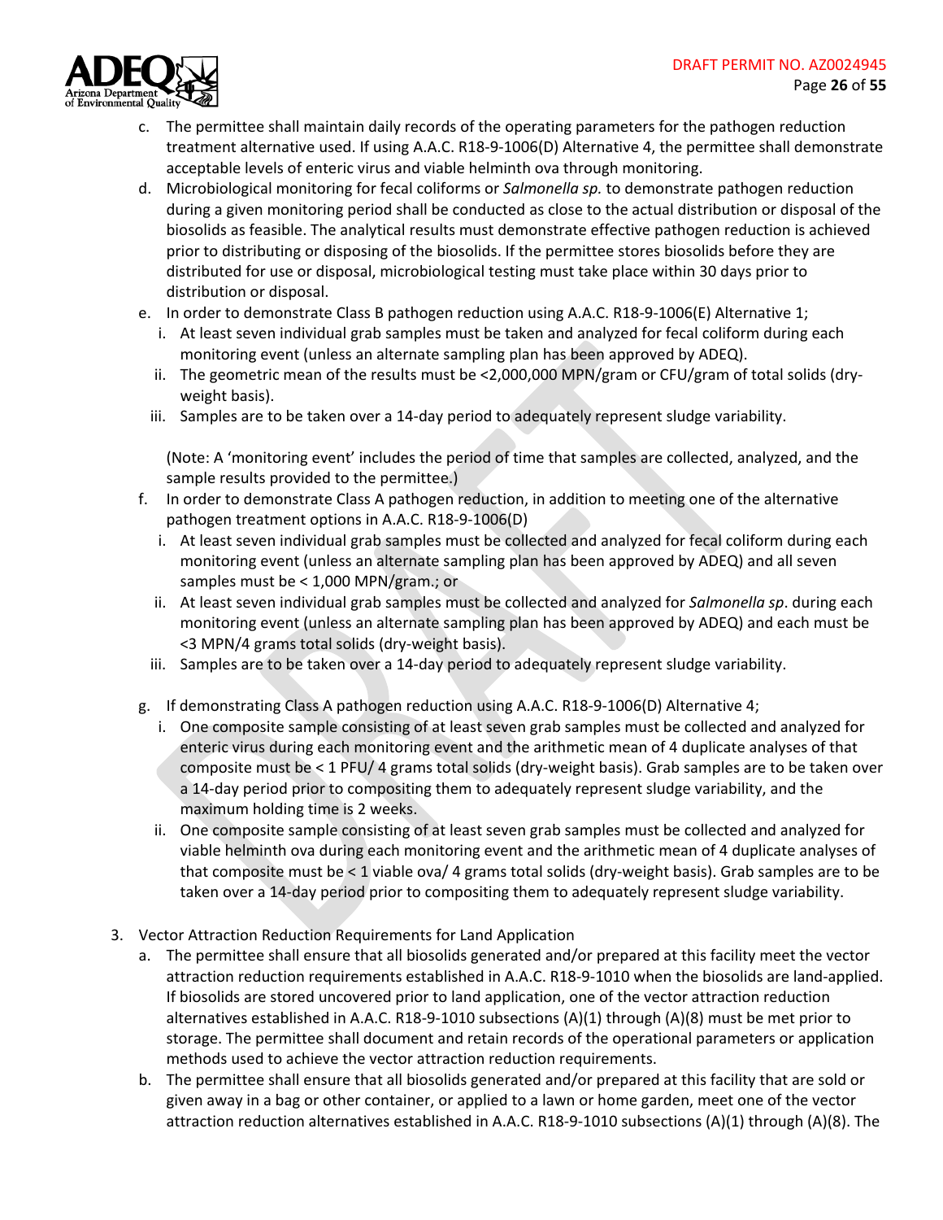c. The permittee shall maintain daily records of the operating parameters for the pathogen reduction treatment alternative used. If using A.A.C. R18-9-1006(D) Alternative 4, the permittee shall demonstrate acceptable levels of enteric virus and viable helminth ova through monitoring.

d. Microbiological monitoring for fecal coliforms or *Salmonella sp.* to demonstrate pathogen reduction during a given monitoring period shall be conducted as close to the actual distribution or disposal of the biosolids as feasible. The analytical results must demonstrate effective pathogen reduction is achieved prior to distributing or disposing of the biosolids. If the permittee stores biosolids before they are distributed for use or disposal, microbiological testing must take place within 30 days prior to distribution or disposal.

e. In order to demonstrate Class B pathogen reduction using A.A.C. R18-9-1006(E) Alternative 1;
   i. At least seven individual grab samples must be taken and analyzed for fecal coliform during each monitoring event (unless an alternate sampling plan has been approved by ADEQ).
   ii. The geometric mean of the results must be <2,000,000 MPN/gram or CFU/gram of total solids (dry-weight basis).
   iii. Samples are to be taken over a 14-day period to adequately represent sludge variability.

   (Note: A 'monitoring event' includes the period of time that samples are collected, analyzed, and the sample results provided to the permittee.)

f. In order to demonstrate Class A pathogen reduction, in addition to meeting one of the alternative pathogen treatment options in A.A.C. R18-9-1006(D)
   i. At least seven individual grab samples must be collected and analyzed for fecal coliform during each monitoring event (unless an alternate sampling plan has been approved by ADEQ) and all seven samples must be < 1,000 MPN/gram.; or
   ii. At least seven individual grab samples must be collected and analyzed for *Salmonella sp*. during each monitoring event (unless an alternate sampling plan has been approved by ADEQ) and each must be <3 MPN/4 grams total solids (dry-weight basis).
   iii. Samples are to be taken over a 14-day period to adequately represent sludge variability.

g. If demonstrating Class A pathogen reduction using A.A.C. R18-9-1006(D) Alternative 4;
   i. One composite sample consisting of at least seven grab samples must be collected and analyzed for enteric virus during each monitoring event and the arithmetic mean of 4 duplicate analyses of that composite must be < 1 PFU/ 4 grams total solids (dry-weight basis). Grab samples are to be taken over a 14-day period prior to compositing them to adequately represent sludge variability, and the maximum holding time is 2 weeks.
   ii. One composite sample consisting of at least seven grab samples must be collected and analyzed for viable helminth ova during each monitoring event and the arithmetic mean of 4 duplicate analyses of that composite must be < 1 viable ova/ 4 grams total solids (dry-weight basis). Grab samples are to be taken over a 14-day period prior to compositing them to adequately represent sludge variability.

3. Vector Attraction Reduction Requirements for Land Application
   a. The permittee shall ensure that all biosolids generated and/or prepared at this facility meet the vector attraction reduction requirements established in A.A.C. R18-9-1010 when the biosolids are land-applied. If biosolids are stored uncovered prior to land application, one of the vector attraction reduction alternatives established in A.A.C. R18-9-1010 subsections (A)(1) through (A)(8) must be met prior to storage. The permittee shall document and retain records of the operational parameters or application methods used to achieve the vector attraction reduction requirements.
   b. The permittee shall ensure that all biosolids generated and/or prepared at this facility that are sold or given away in a bag or other container, or applied to a lawn or home garden, meet one of the vector attraction reduction alternatives established in A.A.C. R18-9-1010 subsections (A)(1) through (A)(8). The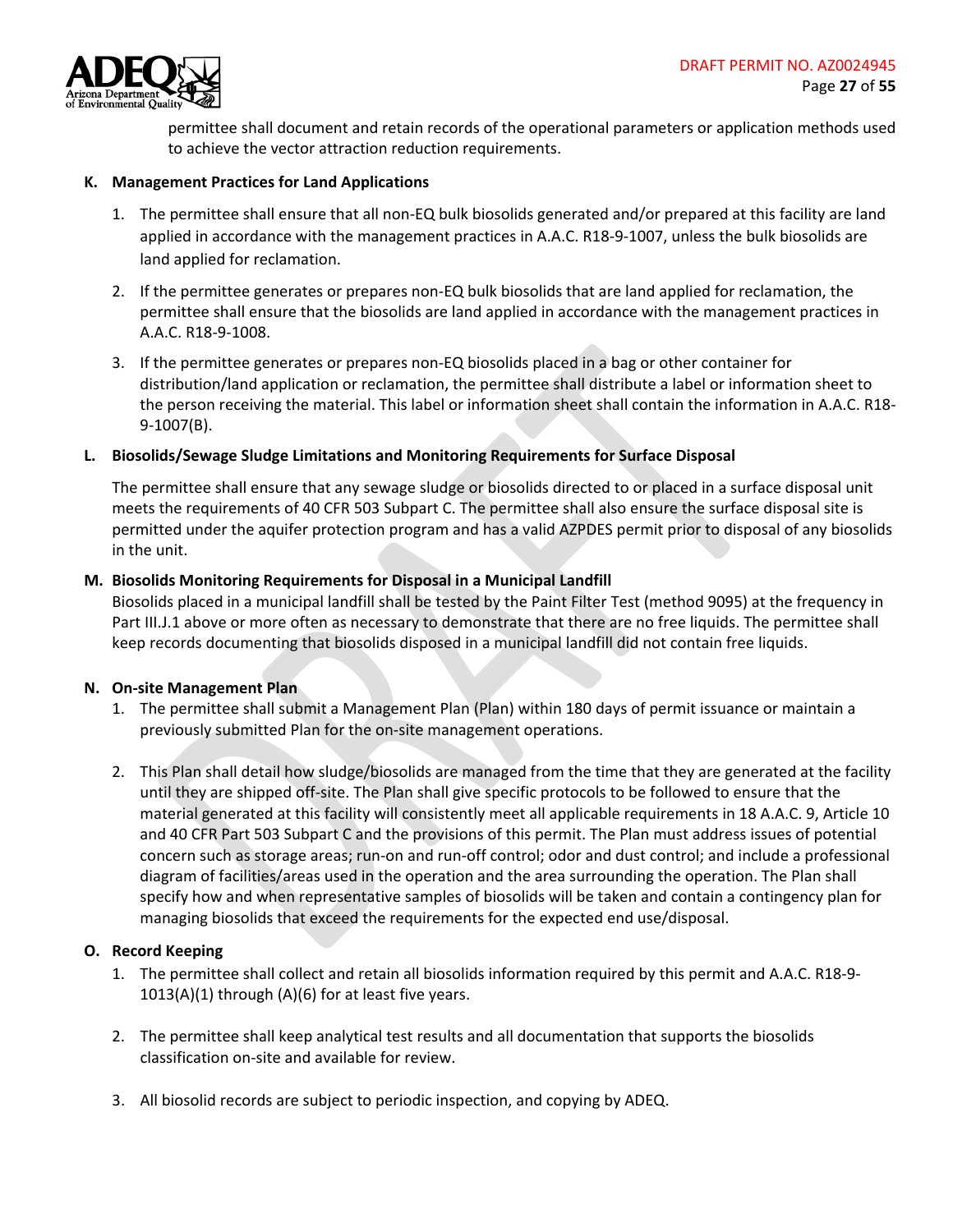permittee shall document and retain records of the operational parameters or application methods used to achieve the vector attraction reduction requirements.

**K. Management Practices for Land Applications**

1. The permittee shall ensure that all non-EQ bulk biosolids generated and/or prepared at this facility are land applied in accordance with the management practices in A.A.C. R18-9-1007, unless the bulk biosolids are land applied for reclamation.
2. If the permittee generates or prepares non-EQ bulk biosolids that are land applied for reclamation, the permittee shall ensure that the biosolids are land applied in accordance with the management practices in A.A.C. R18-9-1008.
3. If the permittee generates or prepares non-EQ biosolids placed in a bag or other container for distribution/land application or reclamation, the permittee shall distribute a label or information sheet to the person receiving the material. This label or information sheet shall contain the information in A.A.C. R18-9-1007(B).

**L. Biosolids/Sewage Sludge Limitations and Monitoring Requirements for Surface Disposal**

The permittee shall ensure that any sewage sludge or biosolids directed to or placed in a surface disposal unit meets the requirements of 40 CFR 503 Subpart C. The permittee shall also ensure the surface disposal site is permitted under the aquifer protection program and has a valid AZPDES permit prior to disposal of any biosolids in the unit.

**M. Biosolids Monitoring Requirements for Disposal in a Municipal Landfill**

Biosolids placed in a municipal landfill shall be tested by the Paint Filter Test (method 9095) at the frequency in Part III.J.1 above or more often as necessary to demonstrate that there are no free liquids. The permittee shall keep records documenting that biosolids disposed in a municipal landfill did not contain free liquids.

**N. On-site Management Plan**

1. The permittee shall submit a Management Plan (Plan) within 180 days of permit issuance or maintain a previously submitted Plan for the on-site management operations.
2. This Plan shall detail how sludge/biosolids are managed from the time that they are generated at the facility until they are shipped off-site. The Plan shall give specific protocols to be followed to ensure that the material generated at this facility will consistently meet all applicable requirements in 18 A.A.C. 9, Article 10 and 40 CFR Part 503 Subpart C and the provisions of this permit. The Plan must address issues of potential concern such as storage areas; run-on and run-off control; odor and dust control; and include a professional diagram of facilities/areas used in the operation and the area surrounding the operation. The Plan shall specify how and when representative samples of biosolids will be taken and contain a contingency plan for managing biosolids that exceed the requirements for the expected end use/disposal.

**O. Record Keeping**

1. The permittee shall collect and retain all biosolids information required by this permit and A.A.C. R18-9-1013(A)(1) through (A)(6) for at least five years.
2. The permittee shall keep analytical test results and all documentation that supports the biosolids classification on-site and available for review.
3. All biosolid records are subject to periodic inspection, and copying by ADEQ.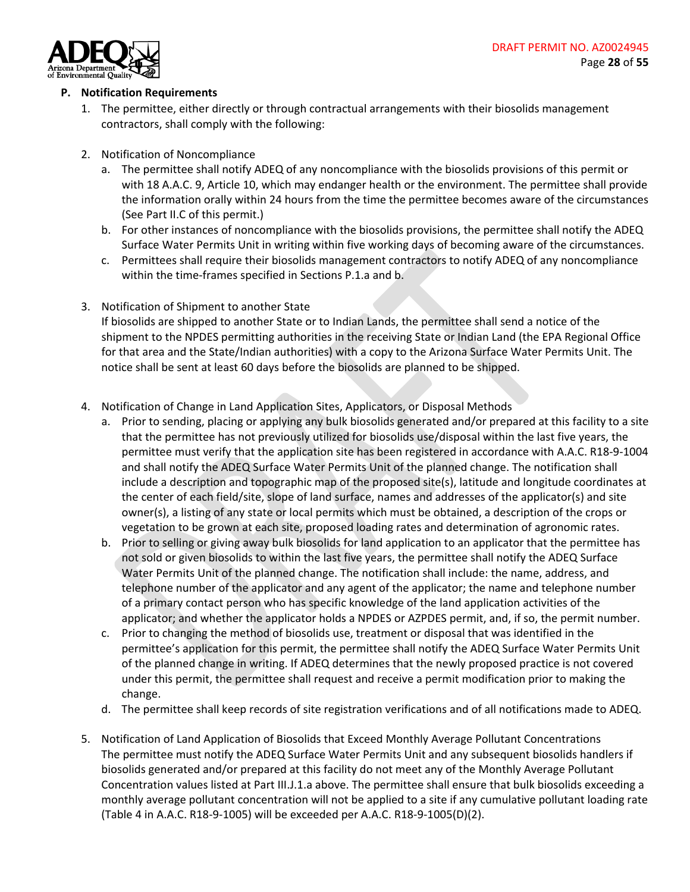## P. Notification Requirements

1. The permittee, either directly or through contractual arrangements with their biosolids management contractors, shall comply with the following:

2. Notification of Noncompliance
   a. The permittee shall notify ADEQ of any noncompliance with the biosolids provisions of this permit or with 18 A.A.C. 9, Article 10, which may endanger health or the environment. The permittee shall provide the information orally within 24 hours from the time the permittee becomes aware of the circumstances (See Part II.C of this permit.)
   b. For other instances of noncompliance with the biosolids provisions, the permittee shall notify the ADEQ Surface Water Permits Unit in writing within five working days of becoming aware of the circumstances.
   c. Permittees shall require their biosolids management contractors to notify ADEQ of any noncompliance within the time-frames specified in Sections P.1.a and b.

3. Notification of Shipment to another State
   If biosolids are shipped to another State or to Indian Lands, the permittee shall send a notice of the shipment to the NPDES permitting authorities in the receiving State or Indian Land (the EPA Regional Office for that area and the State/Indian authorities) with a copy to the Arizona Surface Water Permits Unit. The notice shall be sent at least 60 days before the biosolids are planned to be shipped.

4. Notification of Change in Land Application Sites, Applicators, or Disposal Methods
   a. Prior to sending, placing or applying any bulk biosolids generated and/or prepared at this facility to a site that the permittee has not previously utilized for biosolids use/disposal within the last five years, the permittee must verify that the application site has been registered in accordance with A.A.C. R18-9-1004 and shall notify the ADEQ Surface Water Permits Unit of the planned change. The notification shall include a description and topographic map of the proposed site(s), latitude and longitude coordinates at the center of each field/site, slope of land surface, names and addresses of the applicator(s) and site owner(s), a listing of any state or local permits which must be obtained, a description of the crops or vegetation to be grown at each site, proposed loading rates and determination of agronomic rates.
   b. Prior to selling or giving away bulk biosolids for land application to an applicator that the permittee has not sold or given biosolids to within the last five years, the permittee shall notify the ADEQ Surface Water Permits Unit of the planned change. The notification shall include: the name, address, and telephone number of the applicator and any agent of the applicator; the name and telephone number of a primary contact person who has specific knowledge of the land application activities of the applicator; and whether the applicator holds a NPDES or AZPDES permit, and, if so, the permit number.
   c. Prior to changing the method of biosolids use, treatment or disposal that was identified in the permittee's application for this permit, the permittee shall notify the ADEQ Surface Water Permits Unit of the planned change in writing. If ADEQ determines that the newly proposed practice is not covered under this permit, the permittee shall request and receive a permit modification prior to making the change.
   d. The permittee shall keep records of site registration verifications and of all notifications made to ADEQ.

5. Notification of Land Application of Biosolids that Exceed Monthly Average Pollutant Concentrations
   The permittee must notify the ADEQ Surface Water Permits Unit and any subsequent biosolids handlers if biosolids generated and/or prepared at this facility do not meet any of the Monthly Average Pollutant Concentration values listed at Part III.J.1.a above. The permittee shall ensure that bulk biosolids exceeding a monthly average pollutant concentration will not be applied to a site if any cumulative pollutant loading rate (Table 4 in A.A.C. R18-9-1005) will be exceeded per A.A.C. R18-9-1005(D)(2).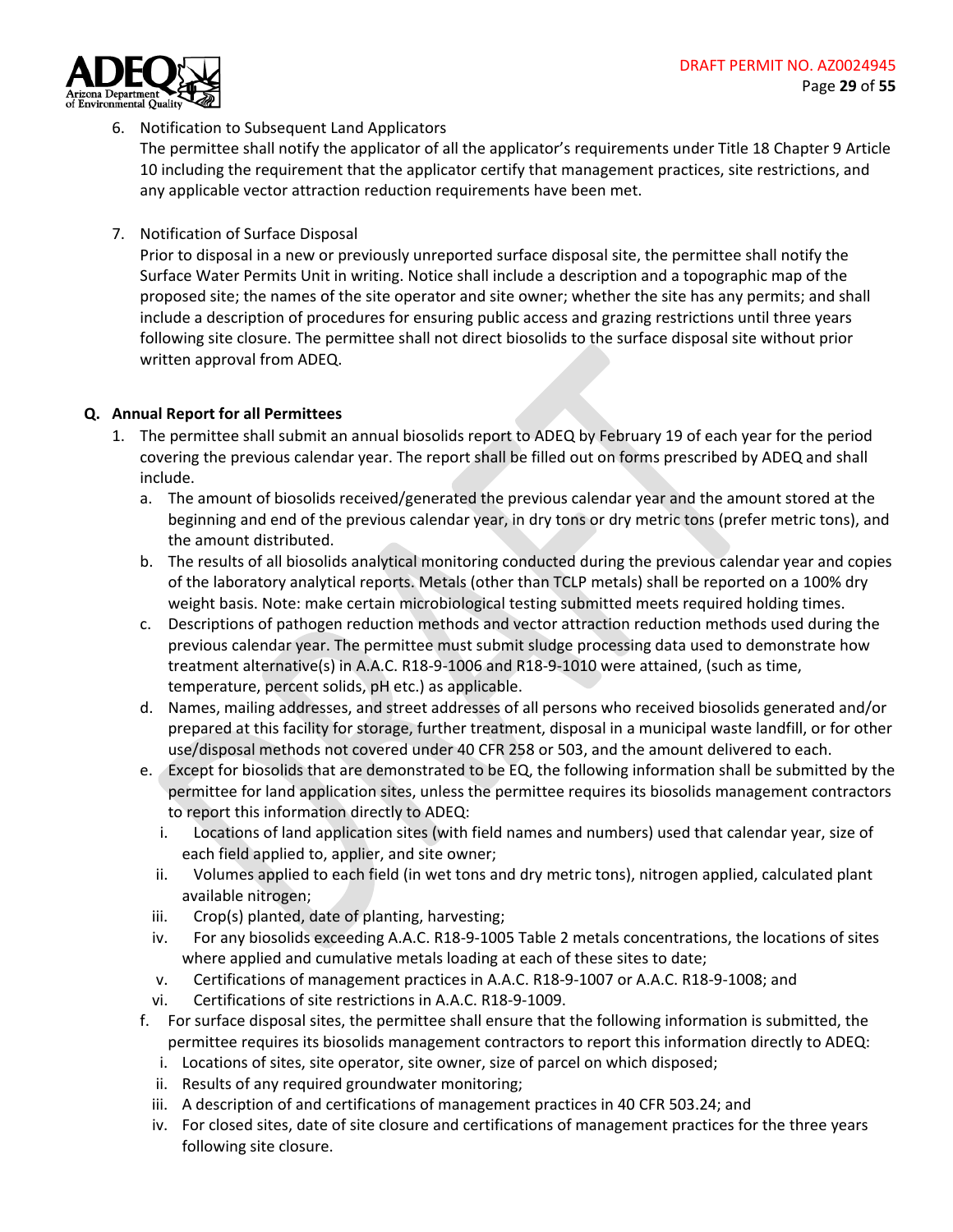6. Notification to Subsequent Land Applicators

   The permittee shall notify the applicator of all the applicator's requirements under Title 18 Chapter 9 Article 10 including the requirement that the applicator certify that management practices, site restrictions, and any applicable vector attraction reduction requirements have been met.

7. Notification of Surface Disposal

   Prior to disposal in a new or previously unreported surface disposal site, the permittee shall notify the Surface Water Permits Unit in writing. Notice shall include a description and a topographic map of the proposed site; the names of the site operator and site owner; whether the site has any permits; and shall include a description of procedures for ensuring public access and grazing restrictions until three years following site closure. The permittee shall not direct biosolids to the surface disposal site without prior written approval from ADEQ.

**Q. Annual Report for all Permittees**

1. The permittee shall submit an annual biosolids report to ADEQ by February 19 of each year for the period covering the previous calendar year. The report shall be filled out on forms prescribed by ADEQ and shall include.
   a. The amount of biosolids received/generated the previous calendar year and the amount stored at the beginning and end of the previous calendar year, in dry tons or dry metric tons (prefer metric tons), and the amount distributed.
   b. The results of all biosolids analytical monitoring conducted during the previous calendar year and copies of the laboratory analytical reports. Metals (other than TCLP metals) shall be reported on a 100% dry weight basis. Note: make certain microbiological testing submitted meets required holding times.
   c. Descriptions of pathogen reduction methods and vector attraction reduction methods used during the previous calendar year. The permittee must submit sludge processing data used to demonstrate how treatment alternative(s) in A.A.C. R18-9-1006 and R18-9-1010 were attained, (such as time, temperature, percent solids, pH etc.) as applicable.
   d. Names, mailing addresses, and street addresses of all persons who received biosolids generated and/or prepared at this facility for storage, further treatment, disposal in a municipal waste landfill, or for other use/disposal methods not covered under 40 CFR 258 or 503, and the amount delivered to each.
   e. Except for biosolids that are demonstrated to be EQ, the following information shall be submitted by the permittee for land application sites, unless the permittee requires its biosolids management contractors to report this information directly to ADEQ:
      i. Locations of land application sites (with field names and numbers) used that calendar year, size of each field applied to, applier, and site owner;
      ii. Volumes applied to each field (in wet tons and dry metric tons), nitrogen applied, calculated plant available nitrogen;
      iii. Crop(s) planted, date of planting, harvesting;
      iv. For any biosolids exceeding A.A.C. R18-9-1005 Table 2 metals concentrations, the locations of sites where applied and cumulative metals loading at each of these sites to date;
      v. Certifications of management practices in A.A.C. R18-9-1007 or A.A.C. R18-9-1008; and
      vi. Certifications of site restrictions in A.A.C. R18-9-1009.
   f. For surface disposal sites, the permittee shall ensure that the following information is submitted, the permittee requires its biosolids management contractors to report this information directly to ADEQ:
      i. Locations of sites, site operator, site owner, size of parcel on which disposed;
      ii. Results of any required groundwater monitoring;
      iii. A description of and certifications of management practices in 40 CFR 503.24; and
      iv. For closed sites, date of site closure and certifications of management practices for the three years following site closure.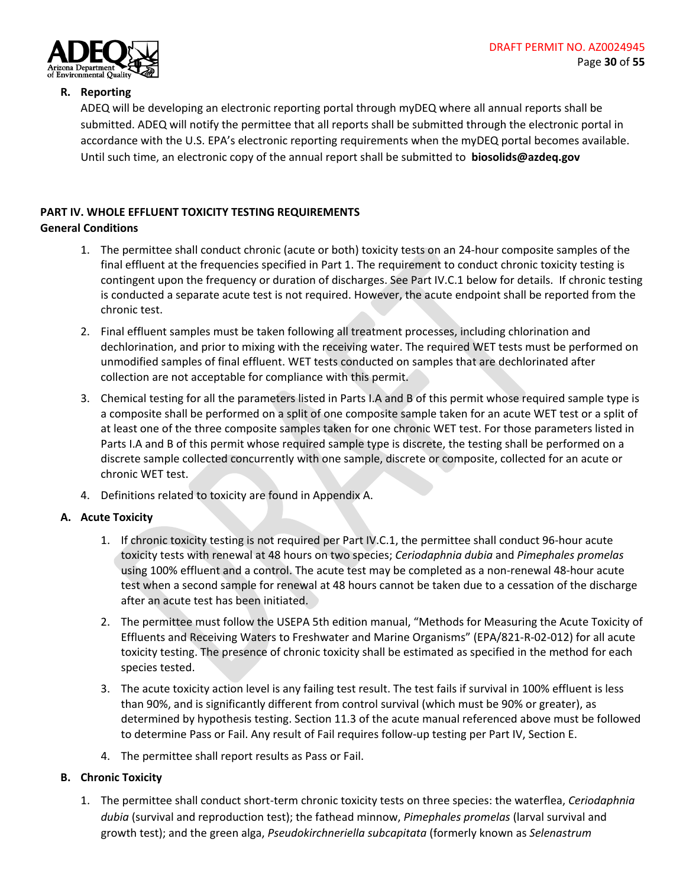### R. Reporting

ADEQ will be developing an electronic reporting portal through myDEQ where all annual reports shall be submitted. ADEQ will notify the permittee that all reports shall be submitted through the electronic portal in accordance with the U.S. EPA's electronic reporting requirements when the myDEQ portal becomes available. Until such time, an electronic copy of the annual report shall be submitted to **biosolids@azdeq.gov**

## PART IV. WHOLE EFFLUENT TOXICITY TESTING REQUIREMENTS

### General Conditions

1. The permittee shall conduct chronic (acute or both) toxicity tests on an 24-hour composite samples of the final effluent at the frequencies specified in Part 1. The requirement to conduct chronic toxicity testing is contingent upon the frequency or duration of discharges. See Part IV.C.1 below for details. If chronic testing is conducted a separate acute test is not required. However, the acute endpoint shall be reported from the chronic test.
2. Final effluent samples must be taken following all treatment processes, including chlorination and dechlorination, and prior to mixing with the receiving water. The required WET tests must be performed on unmodified samples of final effluent. WET tests conducted on samples that are dechlorinated after collection are not acceptable for compliance with this permit.
3. Chemical testing for all the parameters listed in Parts I.A and B of this permit whose required sample type is a composite shall be performed on a split of one composite sample taken for an acute WET test or a split of at least one of the three composite samples taken for one chronic WET test. For those parameters listed in Parts I.A and B of this permit whose required sample type is discrete, the testing shall be performed on a discrete sample collected concurrently with one sample, discrete or composite, collected for an acute or chronic WET test.
4. Definitions related to toxicity are found in Appendix A.

### A. Acute Toxicity

1. If chronic toxicity testing is not required per Part IV.C.1, the permittee shall conduct 96-hour acute toxicity tests with renewal at 48 hours on two species; *Ceriodaphnia dubia* and *Pimephales promelas* using 100% effluent and a control. The acute test may be completed as a non-renewal 48-hour acute test when a second sample for renewal at 48 hours cannot be taken due to a cessation of the discharge after an acute test has been initiated.
2. The permittee must follow the USEPA 5th edition manual, "Methods for Measuring the Acute Toxicity of Effluents and Receiving Waters to Freshwater and Marine Organisms" (EPA/821-R-02-012) for all acute toxicity testing. The presence of chronic toxicity shall be estimated as specified in the method for each species tested.
3. The acute toxicity action level is any failing test result. The test fails if survival in 100% effluent is less than 90%, and is significantly different from control survival (which must be 90% or greater), as determined by hypothesis testing. Section 11.3 of the acute manual referenced above must be followed to determine Pass or Fail. Any result of Fail requires follow-up testing per Part IV, Section E.
4. The permittee shall report results as Pass or Fail.

### B. Chronic Toxicity

1. The permittee shall conduct short-term chronic toxicity tests on three species: the waterflea, *Ceriodaphnia dubia* (survival and reproduction test); the fathead minnow, *Pimephales promelas* (larval survival and growth test); and the green alga, *Pseudokirchneriella subcapitata* (formerly known as *Selenastrum*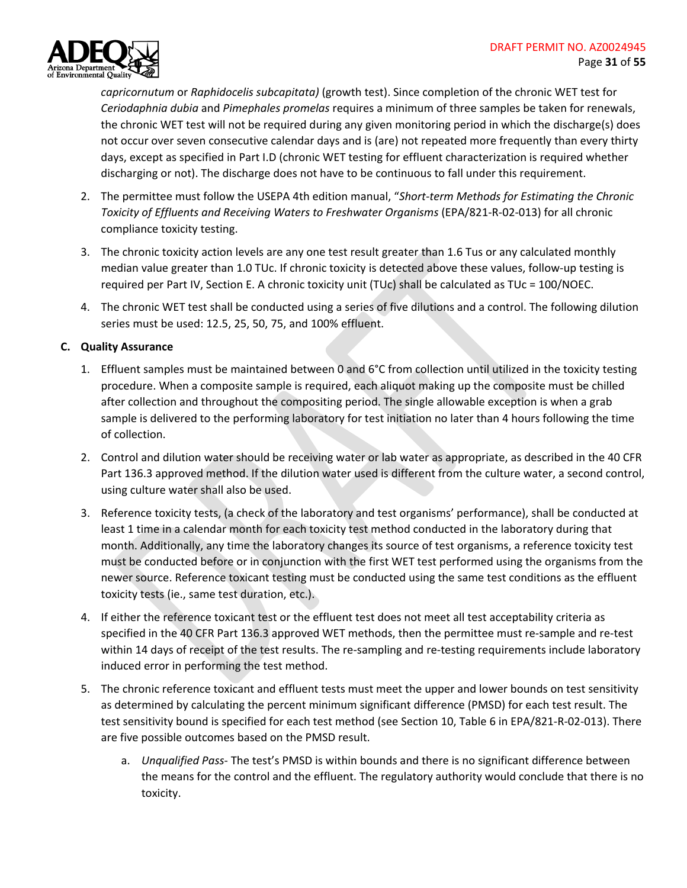*capricornutum* or *Raphidocelis subcapitata)* (growth test). Since completion of the chronic WET test for *Ceriodaphnia dubia* and *Pimephales promelas* requires a minimum of three samples be taken for renewals, the chronic WET test will not be required during any given monitoring period in which the discharge(s) does not occur over seven consecutive calendar days and is (are) not repeated more frequently than every thirty days, except as specified in Part I.D (chronic WET testing for effluent characterization is required whether discharging or not). The discharge does not have to be continuous to fall under this requirement.

2. The permittee must follow the USEPA 4th edition manual, "*Short-term Methods for Estimating the Chronic Toxicity of Effluents and Receiving Waters to Freshwater Organisms* (EPA/821-R-02-013) for all chronic compliance toxicity testing.

3. The chronic toxicity action levels are any one test result greater than 1.6 Tus or any calculated monthly median value greater than 1.0 TUc. If chronic toxicity is detected above these values, follow-up testing is required per Part IV, Section E. A chronic toxicity unit (TUc) shall be calculated as TUc = 100/NOEC.

4. The chronic WET test shall be conducted using a series of five dilutions and a control. The following dilution series must be used: 12.5, 25, 50, 75, and 100% effluent.

**C. Quality Assurance**

1. Effluent samples must be maintained between 0 and 6°C from collection until utilized in the toxicity testing procedure. When a composite sample is required, each aliquot making up the composite must be chilled after collection and throughout the compositing period. The single allowable exception is when a grab sample is delivered to the performing laboratory for test initiation no later than 4 hours following the time of collection.

2. Control and dilution water should be receiving water or lab water as appropriate, as described in the 40 CFR Part 136.3 approved method. If the dilution water used is different from the culture water, a second control, using culture water shall also be used.

3. Reference toxicity tests, (a check of the laboratory and test organisms' performance), shall be conducted at least 1 time in a calendar month for each toxicity test method conducted in the laboratory during that month. Additionally, any time the laboratory changes its source of test organisms, a reference toxicity test must be conducted before or in conjunction with the first WET test performed using the organisms from the newer source. Reference toxicant testing must be conducted using the same test conditions as the effluent toxicity tests (ie., same test duration, etc.).

4. If either the reference toxicant test or the effluent test does not meet all test acceptability criteria as specified in the 40 CFR Part 136.3 approved WET methods, then the permittee must re-sample and re-test within 14 days of receipt of the test results. The re-sampling and re-testing requirements include laboratory induced error in performing the test method.

5. The chronic reference toxicant and effluent tests must meet the upper and lower bounds on test sensitivity as determined by calculating the percent minimum significant difference (PMSD) for each test result. The test sensitivity bound is specified for each test method (see Section 10, Table 6 in EPA/821-R-02-013). There are five possible outcomes based on the PMSD result.

   a. *Unqualified Pass*- The test's PMSD is within bounds and there is no significant difference between the means for the control and the effluent. The regulatory authority would conclude that there is no toxicity.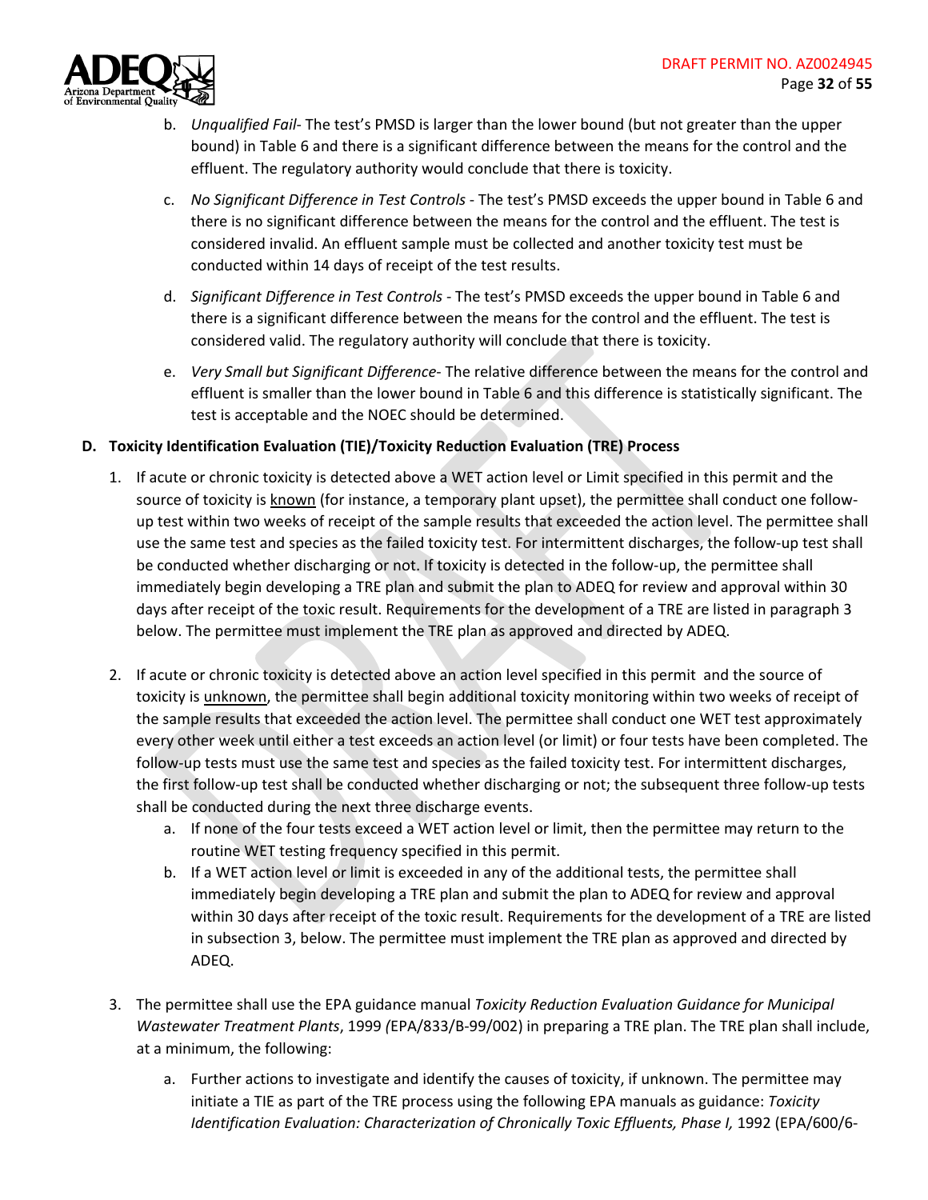b. *Unqualified Fail*- The test's PMSD is larger than the lower bound (but not greater than the upper bound) in Table 6 and there is a significant difference between the means for the control and the effluent. The regulatory authority would conclude that there is toxicity.

c. *No Significant Difference in Test Controls* - The test's PMSD exceeds the upper bound in Table 6 and there is no significant difference between the means for the control and the effluent. The test is considered invalid. An effluent sample must be collected and another toxicity test must be conducted within 14 days of receipt of the test results.

d. *Significant Difference in Test Controls* - The test's PMSD exceeds the upper bound in Table 6 and there is a significant difference between the means for the control and the effluent. The test is considered valid. The regulatory authority will conclude that there is toxicity.

e. *Very Small but Significant Difference*- The relative difference between the means for the control and effluent is smaller than the lower bound in Table 6 and this difference is statistically significant. The test is acceptable and the NOEC should be determined.

**D. Toxicity Identification Evaluation (TIE)/Toxicity Reduction Evaluation (TRE) Process**

1. If acute or chronic toxicity is detected above a WET action level or Limit specified in this permit and the source of toxicity is <u>known</u> (for instance, a temporary plant upset), the permittee shall conduct one follow-up test within two weeks of receipt of the sample results that exceeded the action level. The permittee shall use the same test and species as the failed toxicity test. For intermittent discharges, the follow-up test shall be conducted whether discharging or not. If toxicity is detected in the follow-up, the permittee shall immediately begin developing a TRE plan and submit the plan to ADEQ for review and approval within 30 days after receipt of the toxic result. Requirements for the development of a TRE are listed in paragraph 3 below. The permittee must implement the TRE plan as approved and directed by ADEQ.

2. If acute or chronic toxicity is detected above an action level specified in this permit and the source of toxicity is <u>unknown</u>, the permittee shall begin additional toxicity monitoring within two weeks of receipt of the sample results that exceeded the action level. The permittee shall conduct one WET test approximately every other week until either a test exceeds an action level (or limit) or four tests have been completed. The follow-up tests must use the same test and species as the failed toxicity test. For intermittent discharges, the first follow-up test shall be conducted whether discharging or not; the subsequent three follow-up tests shall be conducted during the next three discharge events.
   a. If none of the four tests exceed a WET action level or limit, then the permittee may return to the routine WET testing frequency specified in this permit.
   b. If a WET action level or limit is exceeded in any of the additional tests, the permittee shall immediately begin developing a TRE plan and submit the plan to ADEQ for review and approval within 30 days after receipt of the toxic result. Requirements for the development of a TRE are listed in subsection 3, below. The permittee must implement the TRE plan as approved and directed by ADEQ.

3. The permittee shall use the EPA guidance manual *Toxicity Reduction Evaluation Guidance for Municipal Wastewater Treatment Plants*, 1999 (EPA/833/B-99/002) in preparing a TRE plan. The TRE plan shall include, at a minimum, the following:

   a. Further actions to investigate and identify the causes of toxicity, if unknown. The permittee may initiate a TIE as part of the TRE process using the following EPA manuals as guidance: *Toxicity Identification Evaluation: Characterization of Chronically Toxic Effluents, Phase I,* 1992 (EPA/600/6-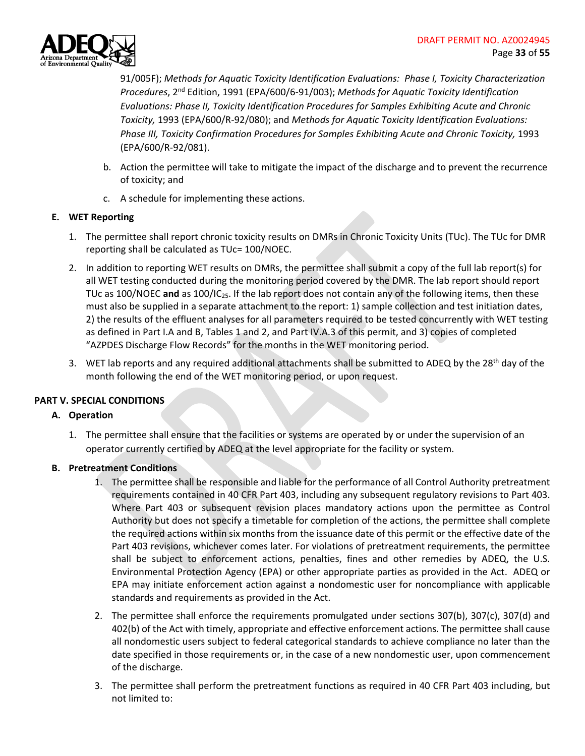91/005F); *Methods for Aquatic Toxicity Identification Evaluations: Phase I, Toxicity Characterization Procedures*, 2nd Edition, 1991 (EPA/600/6-91/003); *Methods for Aquatic Toxicity Identification Evaluations: Phase II, Toxicity Identification Procedures for Samples Exhibiting Acute and Chronic Toxicity,* 1993 (EPA/600/R-92/080); and *Methods for Aquatic Toxicity Identification Evaluations: Phase III, Toxicity Confirmation Procedures for Samples Exhibiting Acute and Chronic Toxicity,* 1993 (EPA/600/R-92/081).

b. Action the permittee will take to mitigate the impact of the discharge and to prevent the recurrence of toxicity; and

c. A schedule for implementing these actions.

**E. WET Reporting**

1. The permittee shall report chronic toxicity results on DMRs in Chronic Toxicity Units (TUc). The TUc for DMR reporting shall be calculated as TUc= 100/NOEC.
2. In addition to reporting WET results on DMRs, the permittee shall submit a copy of the full lab report(s) for all WET testing conducted during the monitoring period covered by the DMR. The lab report should report TUc as 100/NOEC **and** as 100/$IC_{25}$. If the lab report does not contain any of the following items, then these must also be supplied in a separate attachment to the report: 1) sample collection and test initiation dates, 2) the results of the effluent analyses for all parameters required to be tested concurrently with WET testing as defined in Part I.A and B, Tables 1 and 2, and Part IV.A.3 of this permit, and 3) copies of completed "AZPDES Discharge Flow Records" for the months in the WET monitoring period.
3. WET lab reports and any required additional attachments shall be submitted to ADEQ by the 28th day of the month following the end of the WET monitoring period, or upon request.

**PART V. SPECIAL CONDITIONS**

**A. Operation**

1. The permittee shall ensure that the facilities or systems are operated by or under the supervision of an operator currently certified by ADEQ at the level appropriate for the facility or system.

**B. Pretreatment Conditions**

1. The permittee shall be responsible and liable for the performance of all Control Authority pretreatment requirements contained in 40 CFR Part 403, including any subsequent regulatory revisions to Part 403. Where Part 403 or subsequent revision places mandatory actions upon the permittee as Control Authority but does not specify a timetable for completion of the actions, the permittee shall complete the required actions within six months from the issuance date of this permit or the effective date of the Part 403 revisions, whichever comes later. For violations of pretreatment requirements, the permittee shall be subject to enforcement actions, penalties, fines and other remedies by ADEQ, the U.S. Environmental Protection Agency (EPA) or other appropriate parties as provided in the Act. ADEQ or EPA may initiate enforcement action against a nondomestic user for noncompliance with applicable standards and requirements as provided in the Act.
2. The permittee shall enforce the requirements promulgated under sections 307(b), 307(c), 307(d) and 402(b) of the Act with timely, appropriate and effective enforcement actions. The permittee shall cause all nondomestic users subject to federal categorical standards to achieve compliance no later than the date specified in those requirements or, in the case of a new nondomestic user, upon commencement of the discharge.
3. The permittee shall perform the pretreatment functions as required in 40 CFR Part 403 including, but not limited to: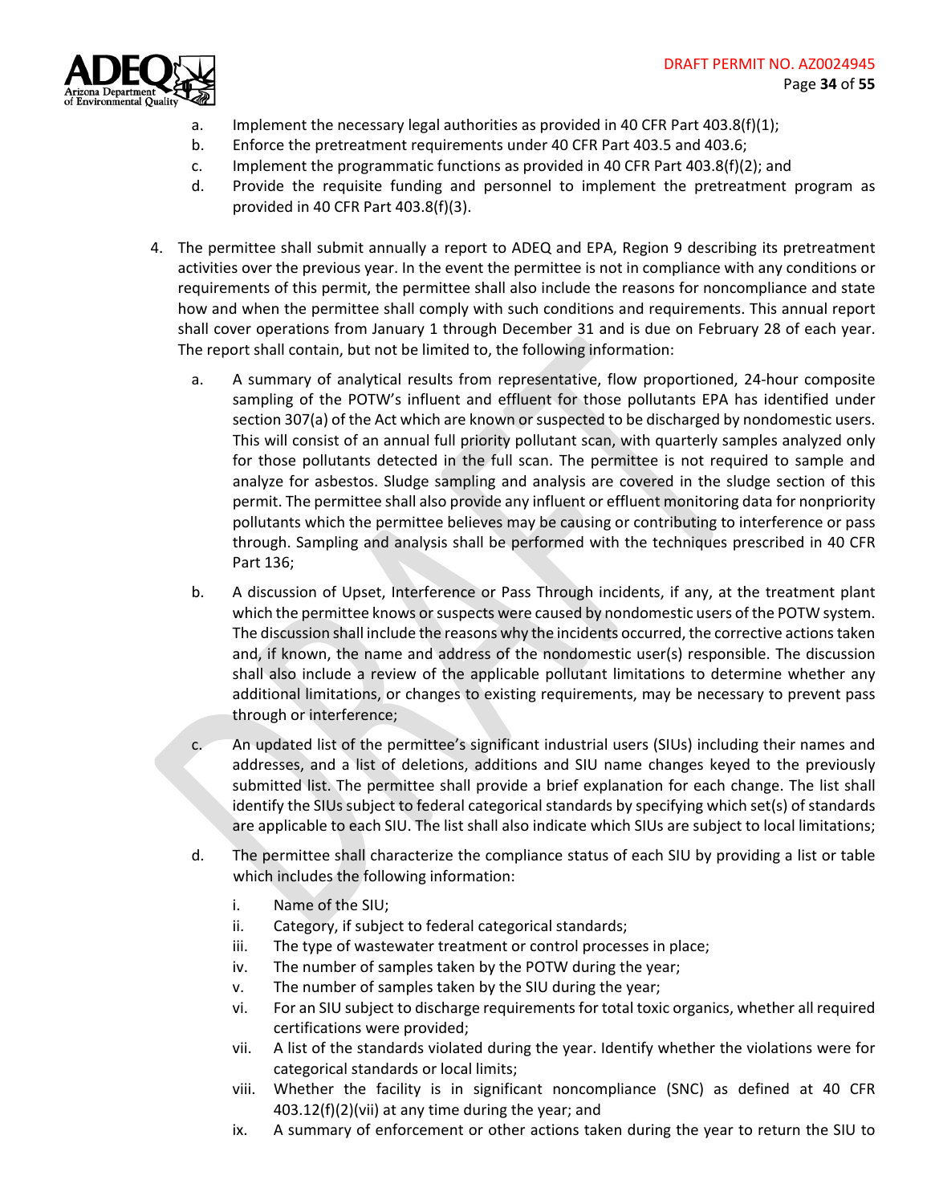a. Implement the necessary legal authorities as provided in 40 CFR Part 403.8(f)(1);
   b. Enforce the pretreatment requirements under 40 CFR Part 403.5 and 403.6;
   c. Implement the programmatic functions as provided in 40 CFR Part 403.8(f)(2); and
   d. Provide the requisite funding and personnel to implement the pretreatment program as provided in 40 CFR Part 403.8(f)(3).

4. The permittee shall submit annually a report to ADEQ and EPA, Region 9 describing its pretreatment activities over the previous year. In the event the permittee is not in compliance with any conditions or requirements of this permit, the permittee shall also include the reasons for noncompliance and state how and when the permittee shall comply with such conditions and requirements. This annual report shall cover operations from January 1 through December 31 and is due on February 28 of each year. The report shall contain, but not be limited to, the following information:

   a. A summary of analytical results from representative, flow proportioned, 24-hour composite sampling of the POTW's influent and effluent for those pollutants EPA has identified under section 307(a) of the Act which are known or suspected to be discharged by nondomestic users. This will consist of an annual full priority pollutant scan, with quarterly samples analyzed only for those pollutants detected in the full scan. The permittee is not required to sample and analyze for asbestos. Sludge sampling and analysis are covered in the sludge section of this permit. The permittee shall also provide any influent or effluent monitoring data for nonpriority pollutants which the permittee believes may be causing or contributing to interference or pass through. Sampling and analysis shall be performed with the techniques prescribed in 40 CFR Part 136;

   b. A discussion of Upset, Interference or Pass Through incidents, if any, at the treatment plant which the permittee knows or suspects were caused by nondomestic users of the POTW system. The discussion shall include the reasons why the incidents occurred, the corrective actions taken and, if known, the name and address of the nondomestic user(s) responsible. The discussion shall also include a review of the applicable pollutant limitations to determine whether any additional limitations, or changes to existing requirements, may be necessary to prevent pass through or interference;

   c. An updated list of the permittee's significant industrial users (SIUs) including their names and addresses, and a list of deletions, additions and SIU name changes keyed to the previously submitted list. The permittee shall provide a brief explanation for each change. The list shall identify the SIUs subject to federal categorical standards by specifying which set(s) of standards are applicable to each SIU. The list shall also indicate which SIUs are subject to local limitations;

   d. The permittee shall characterize the compliance status of each SIU by providing a list or table which includes the following information:

      i. Name of the SIU;
      ii. Category, if subject to federal categorical standards;
      iii. The type of wastewater treatment or control processes in place;
      iv. The number of samples taken by the POTW during the year;
      v. The number of samples taken by the SIU during the year;
      vi. For an SIU subject to discharge requirements for total toxic organics, whether all required certifications were provided;
      vii. A list of the standards violated during the year. Identify whether the violations were for categorical standards or local limits;
      viii. Whether the facility is in significant noncompliance (SNC) as defined at 40 CFR 403.12(f)(2)(vii) at any time during the year; and
      ix. A summary of enforcement or other actions taken during the year to return the SIU to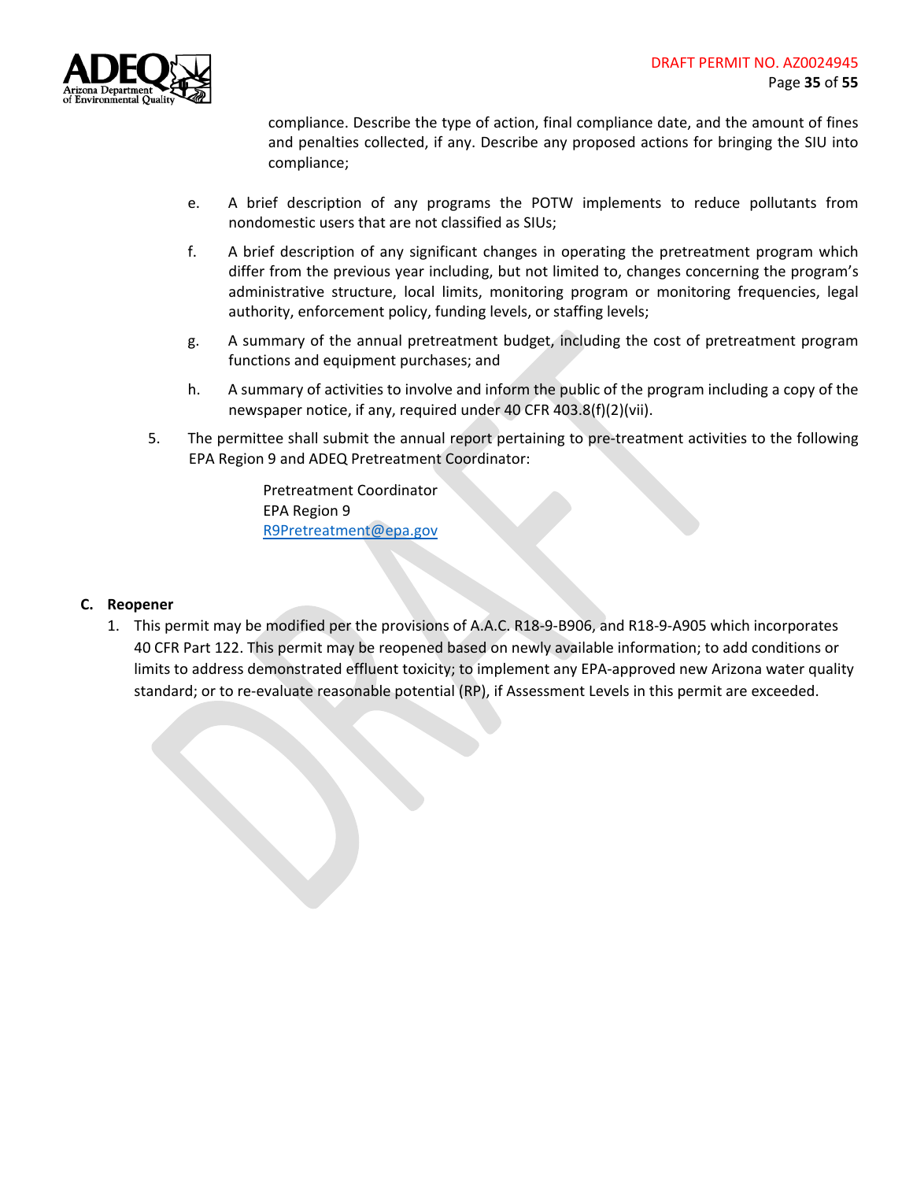compliance. Describe the type of action, final compliance date, and the amount of fines and penalties collected, if any. Describe any proposed actions for bringing the SIU into compliance;

e. A brief description of any programs the POTW implements to reduce pollutants from nondomestic users that are not classified as SIUs;

f. A brief description of any significant changes in operating the pretreatment program which differ from the previous year including, but not limited to, changes concerning the program's administrative structure, local limits, monitoring program or monitoring frequencies, legal authority, enforcement policy, funding levels, or staffing levels;

g. A summary of the annual pretreatment budget, including the cost of pretreatment program functions and equipment purchases; and

h. A summary of activities to involve and inform the public of the program including a copy of the newspaper notice, if any, required under 40 CFR 403.8(f)(2)(vii).

5. The permittee shall submit the annual report pertaining to pre-treatment activities to the following EPA Region 9 and ADEQ Pretreatment Coordinator:

   Pretreatment Coordinator
   EPA Region 9
   R9Pretreatment@epa.gov

**C. Reopener**

1. This permit may be modified per the provisions of A.A.C. R18-9-B906, and R18-9-A905 which incorporates 40 CFR Part 122. This permit may be reopened based on newly available information; to add conditions or limits to address demonstrated effluent toxicity; to implement any EPA-approved new Arizona water quality standard; or to re-evaluate reasonable potential (RP), if Assessment Levels in this permit are exceeded.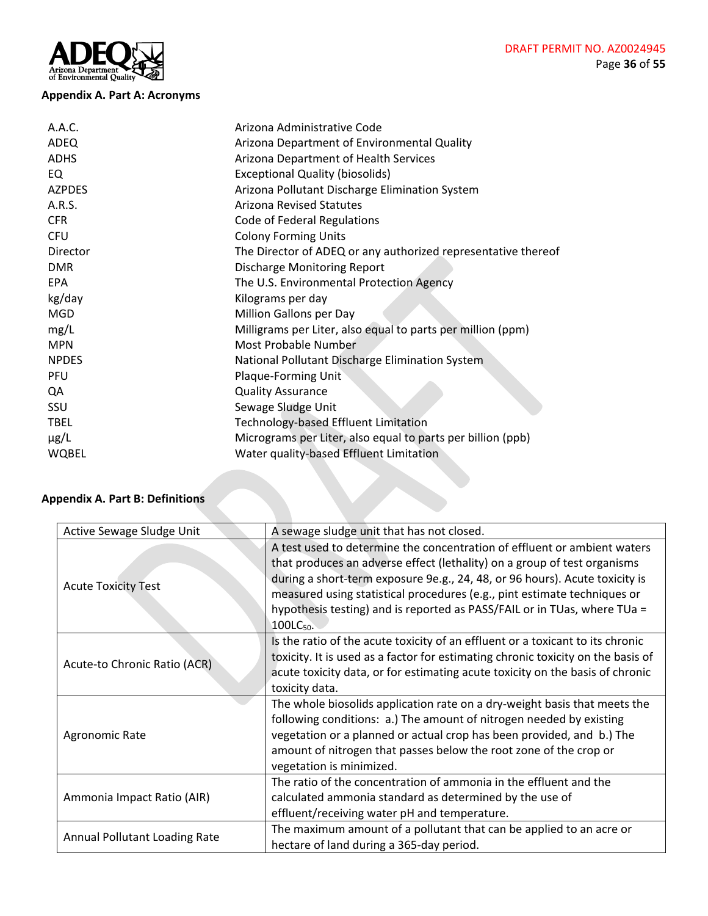## Appendix A. Part A: Acronyms

| | |
|---|---|
| A.A.C. | Arizona Administrative Code |
| ADEQ | Arizona Department of Environmental Quality |
| ADHS | Arizona Department of Health Services |
| EQ | Exceptional Quality (biosolids) |
| AZPDES | Arizona Pollutant Discharge Elimination System |
| A.R.S. | Arizona Revised Statutes |
| CFR | Code of Federal Regulations |
| CFU | Colony Forming Units |
| Director | The Director of ADEQ or any authorized representative thereof |
| DMR | Discharge Monitoring Report |
| EPA | The U.S. Environmental Protection Agency |
| kg/day | Kilograms per day |
| MGD | Million Gallons per Day |
| mg/L | Milligrams per Liter, also equal to parts per million (ppm) |
| MPN | Most Probable Number |
| NPDES | National Pollutant Discharge Elimination System |
| PFU | Plaque-Forming Unit |
| QA | Quality Assurance |
| SSU | Sewage Sludge Unit |
| TBEL | Technology-based Effluent Limitation |
| µg/L | Micrograms per Liter, also equal to parts per billion (ppb) |
| WQBEL | Water quality-based Effluent Limitation |

## Appendix A. Part B: Definitions

| | |
|---|---|
| Active Sewage Sludge Unit | A sewage sludge unit that has not closed. |
| Acute Toxicity Test | A test used to determine the concentration of effluent or ambient waters that produces an adverse effect (lethality) on a group of test organisms during a short-term exposure 9e.g., 24, 48, or 96 hours). Acute toxicity is measured using statistical procedures (e.g., pint estimate techniques or hypothesis testing) and is reported as PASS/FAIL or in TUas, where TUa = $100LC_{50}$. |
| Acute-to Chronic Ratio (ACR) | Is the ratio of the acute toxicity of an effluent or a toxicant to its chronic toxicity. It is used as a factor for estimating chronic toxicity on the basis of acute toxicity data, or for estimating acute toxicity on the basis of chronic toxicity data. |
| Agronomic Rate | The whole biosolids application rate on a dry-weight basis that meets the following conditions: a.) The amount of nitrogen needed by existing vegetation or a planned or actual crop has been provided, and b.) The amount of nitrogen that passes below the root zone of the crop or vegetation is minimized. |
| Ammonia Impact Ratio (AIR) | The ratio of the concentration of ammonia in the effluent and the calculated ammonia standard as determined by the use of effluent/receiving water pH and temperature. |
| Annual Pollutant Loading Rate | The maximum amount of a pollutant that can be applied to an acre or hectare of land during a 365-day period. |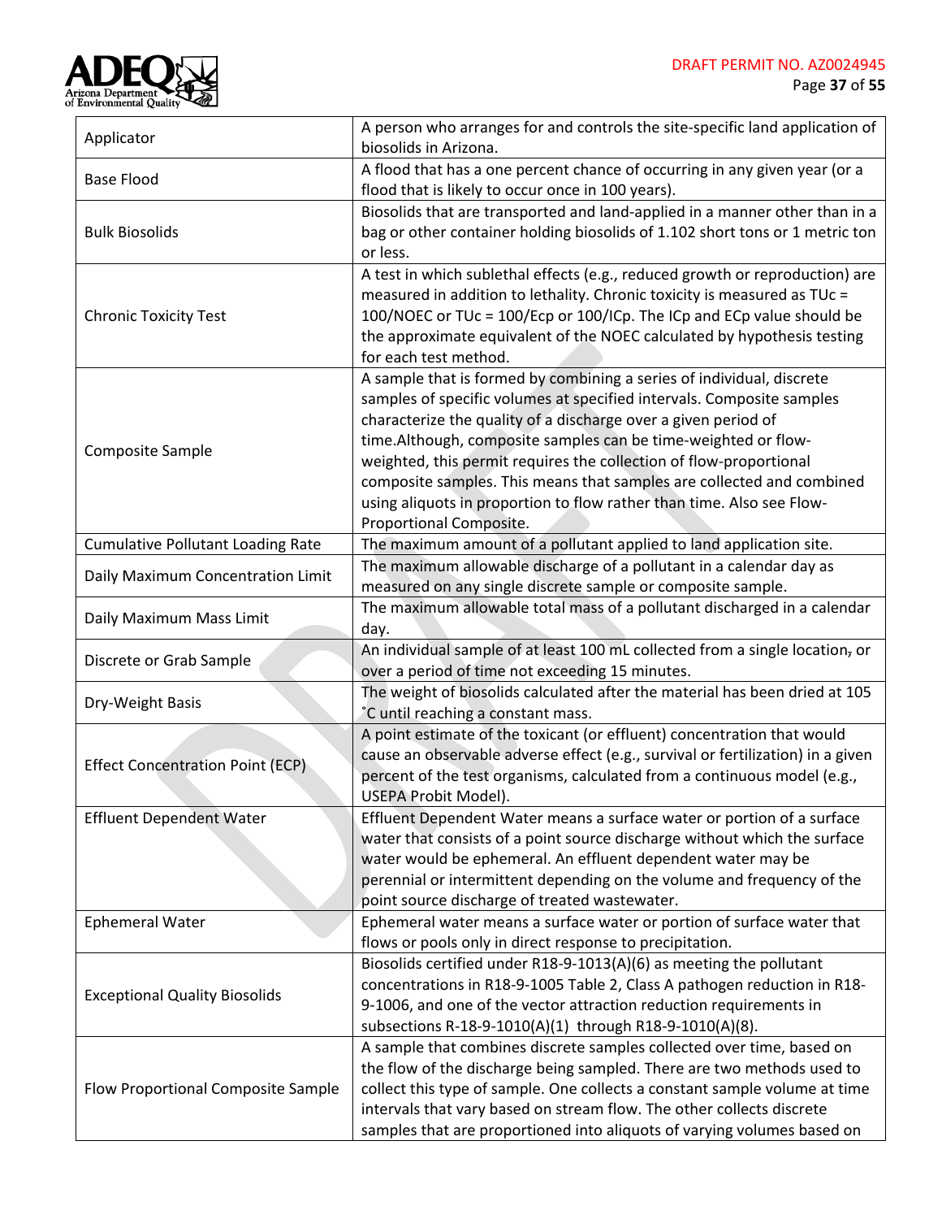| | |
|---|---|
| Applicator | A person who arranges for and controls the site-specific land application of biosolids in Arizona. |
| Base Flood | A flood that has a one percent chance of occurring in any given year (or a flood that is likely to occur once in 100 years). |
| Bulk Biosolids | Biosolids that are transported and land-applied in a manner other than in a bag or other container holding biosolids of 1.102 short tons or 1 metric ton or less. |
| Chronic Toxicity Test | A test in which sublethal effects (e.g., reduced growth or reproduction) are measured in addition to lethality. Chronic toxicity is measured as TUc = 100/NOEC or TUc = 100/Ecp or 100/ICp. The ICp and ECp value should be the approximate equivalent of the NOEC calculated by hypothesis testing for each test method. |
| Composite Sample | A sample that is formed by combining a series of individual, discrete samples of specific volumes at specified intervals. Composite samples characterize the quality of a discharge over a given period of time.Although, composite samples can be time-weighted or flow-weighted, this permit requires the collection of flow-proportional composite samples. This means that samples are collected and combined using aliquots in proportion to flow rather than time. Also see Flow-Proportional Composite. |
| Cumulative Pollutant Loading Rate | The maximum amount of a pollutant applied to land application site. |
| Daily Maximum Concentration Limit | The maximum allowable discharge of a pollutant in a calendar day as measured on any single discrete sample or composite sample. |
| Daily Maximum Mass Limit | The maximum allowable total mass of a pollutant discharged in a calendar day. |
| Discrete or Grab Sample | An individual sample of at least 100 mL collected from a single location, or over a period of time not exceeding 15 minutes. |
| Dry-Weight Basis | The weight of biosolids calculated after the material has been dried at 105 ˚C until reaching a constant mass. |
| Effect Concentration Point (ECP) | A point estimate of the toxicant (or effluent) concentration that would cause an observable adverse effect (e.g., survival or fertilization) in a given percent of the test organisms, calculated from a continuous model (e.g., USEPA Probit Model). |
| Effluent Dependent Water | Effluent Dependent Water means a surface water or portion of a surface water that consists of a point source discharge without which the surface water would be ephemeral. An effluent dependent water may be perennial or intermittent depending on the volume and frequency of the point source discharge of treated wastewater. |
| Ephemeral Water | Ephemeral water means a surface water or portion of surface water that flows or pools only in direct response to precipitation. |
| Exceptional Quality Biosolids | Biosolids certified under R18-9-1013(A)(6) as meeting the pollutant concentrations in R18-9-1005 Table 2, Class A pathogen reduction in R18-9-1006, and one of the vector attraction reduction requirements in subsections R-18-9-1010(A)(1) through R18-9-1010(A)(8). |
| Flow Proportional Composite Sample | A sample that combines discrete samples collected over time, based on the flow of the discharge being sampled. There are two methods used to collect this type of sample. One collects a constant sample volume at time intervals that vary based on stream flow. The other collects discrete samples that are proportioned into aliquots of varying volumes based on |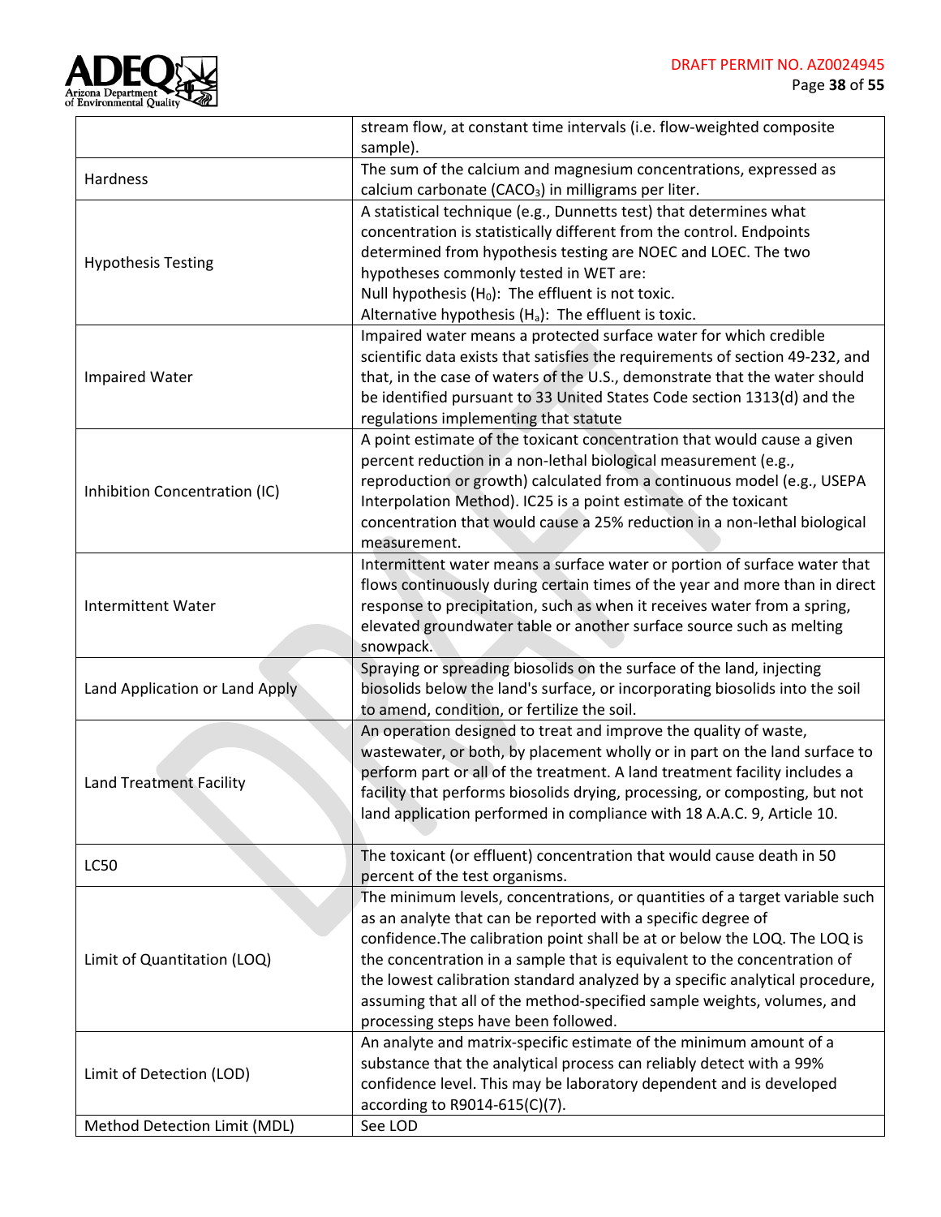| | |
|---|---|
| | stream flow, at constant time intervals (i.e. flow-weighted composite sample). |
| Hardness | The sum of the calcium and magnesium concentrations, expressed as calcium carbonate ($CACO_3$) in milligrams per liter. |
| Hypothesis Testing | A statistical technique (e.g., Dunnetts test) that determines what concentration is statistically different from the control. Endpoints determined from hypothesis testing are NOEC and LOEC. The two hypotheses commonly tested in WET are:<br>Null hypothesis ($H_0$): The effluent is not toxic.<br>Alternative hypothesis ($H_a$): The effluent is toxic. |
| Impaired Water | Impaired water means a protected surface water for which credible scientific data exists that satisfies the requirements of section 49-232, and that, in the case of waters of the U.S., demonstrate that the water should be identified pursuant to 33 United States Code section 1313(d) and the regulations implementing that statute |
| Inhibition Concentration (IC) | A point estimate of the toxicant concentration that would cause a given percent reduction in a non-lethal biological measurement (e.g., reproduction or growth) calculated from a continuous model (e.g., USEPA Interpolation Method). IC25 is a point estimate of the toxicant concentration that would cause a 25% reduction in a non-lethal biological measurement. |
| Intermittent Water | Intermittent water means a surface water or portion of surface water that flows continuously during certain times of the year and more than in direct response to precipitation, such as when it receives water from a spring, elevated groundwater table or another surface source such as melting snowpack. |
| Land Application or Land Apply | Spraying or spreading biosolids on the surface of the land, injecting biosolids below the land's surface, or incorporating biosolids into the soil to amend, condition, or fertilize the soil. |
| Land Treatment Facility | An operation designed to treat and improve the quality of waste, wastewater, or both, by placement wholly or in part on the land surface to perform part or all of the treatment. A land treatment facility includes a facility that performs biosolids drying, processing, or composting, but not land application performed in compliance with 18 A.A.C. 9, Article 10. |
| LC50 | The toxicant (or effluent) concentration that would cause death in 50 percent of the test organisms. |
| Limit of Quantitation (LOQ) | The minimum levels, concentrations, or quantities of a target variable such as an analyte that can be reported with a specific degree of confidence.The calibration point shall be at or below the LOQ. The LOQ is the concentration in a sample that is equivalent to the concentration of the lowest calibration standard analyzed by a specific analytical procedure, assuming that all of the method-specified sample weights, volumes, and processing steps have been followed. |
| Limit of Detection (LOD) | An analyte and matrix-specific estimate of the minimum amount of a substance that the analytical process can reliably detect with a 99% confidence level. This may be laboratory dependent and is developed according to R9014-615(C)(7). |
| Method Detection Limit (MDL) | See LOD |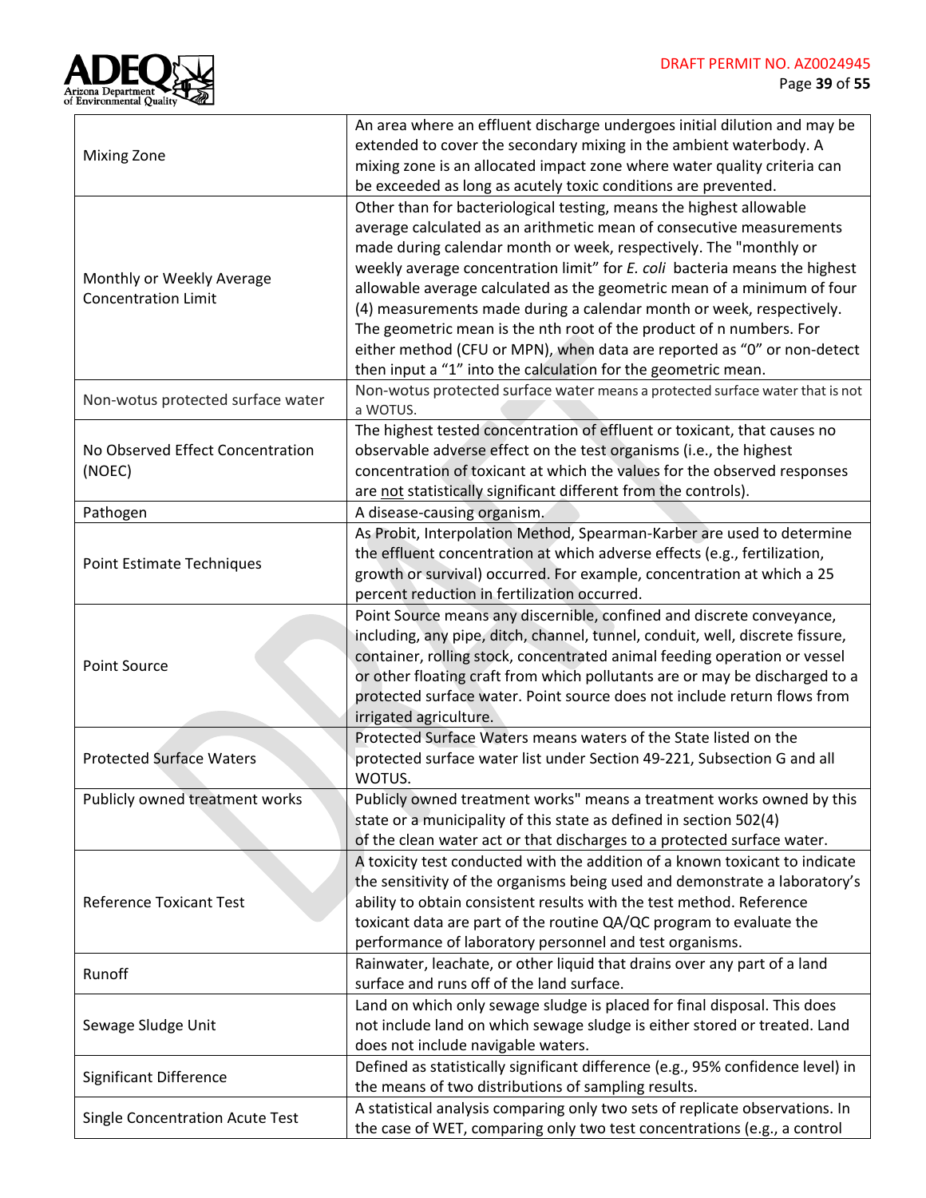| | |
|---|---|
| Mixing Zone | An area where an effluent discharge undergoes initial dilution and may be extended to cover the secondary mixing in the ambient waterbody. A mixing zone is an allocated impact zone where water quality criteria can be exceeded as long as acutely toxic conditions are prevented. |
| Monthly or Weekly Average Concentration Limit | Other than for bacteriological testing, means the highest allowable average calculated as an arithmetic mean of consecutive measurements made during calendar month or week, respectively. The "monthly or weekly average concentration limit" for *E. coli* bacteria means the highest allowable average calculated as the geometric mean of a minimum of four (4) measurements made during a calendar month or week, respectively. The geometric mean is the nth root of the product of n numbers. For either method (CFU or MPN), when data are reported as "0" or non-detect then input a "1" into the calculation for the geometric mean. |
| Non-wotus protected surface water | Non-wotus protected surface water means a protected surface water that is not a WOTUS. |
| No Observed Effect Concentration (NOEC) | The highest tested concentration of effluent or toxicant, that causes no observable adverse effect on the test organisms (i.e., the highest concentration of toxicant at which the values for the observed responses are <u>not</u> statistically significant different from the controls). |
| Pathogen | A disease-causing organism. |
| Point Estimate Techniques | As Probit, Interpolation Method, Spearman-Karber are used to determine the effluent concentration at which adverse effects (e.g., fertilization, growth or survival) occurred. For example, concentration at which a 25 percent reduction in fertilization occurred. |
| Point Source | Point Source means any discernible, confined and discrete conveyance, including, any pipe, ditch, channel, tunnel, conduit, well, discrete fissure, container, rolling stock, concentrated animal feeding operation or vessel or other floating craft from which pollutants are or may be discharged to a protected surface water. Point source does not include return flows from irrigated agriculture. |
| Protected Surface Waters | Protected Surface Waters means waters of the State listed on the protected surface water list under Section 49-221, Subsection G and all WOTUS. |
| Publicly owned treatment works | Publicly owned treatment works" means a treatment works owned by this state or a municipality of this state as defined in section 502(4) of the clean water act or that discharges to a protected surface water. |
| Reference Toxicant Test | A toxicity test conducted with the addition of a known toxicant to indicate the sensitivity of the organisms being used and demonstrate a laboratory's ability to obtain consistent results with the test method. Reference toxicant data are part of the routine QA/QC program to evaluate the performance of laboratory personnel and test organisms. |
| Runoff | Rainwater, leachate, or other liquid that drains over any part of a land surface and runs off of the land surface. |
| Sewage Sludge Unit | Land on which only sewage sludge is placed for final disposal. This does not include land on which sewage sludge is either stored or treated. Land does not include navigable waters. |
| Significant Difference | Defined as statistically significant difference (e.g., 95% confidence level) in the means of two distributions of sampling results. |
| Single Concentration Acute Test | A statistical analysis comparing only two sets of replicate observations. In the case of WET, comparing only two test concentrations (e.g., a control |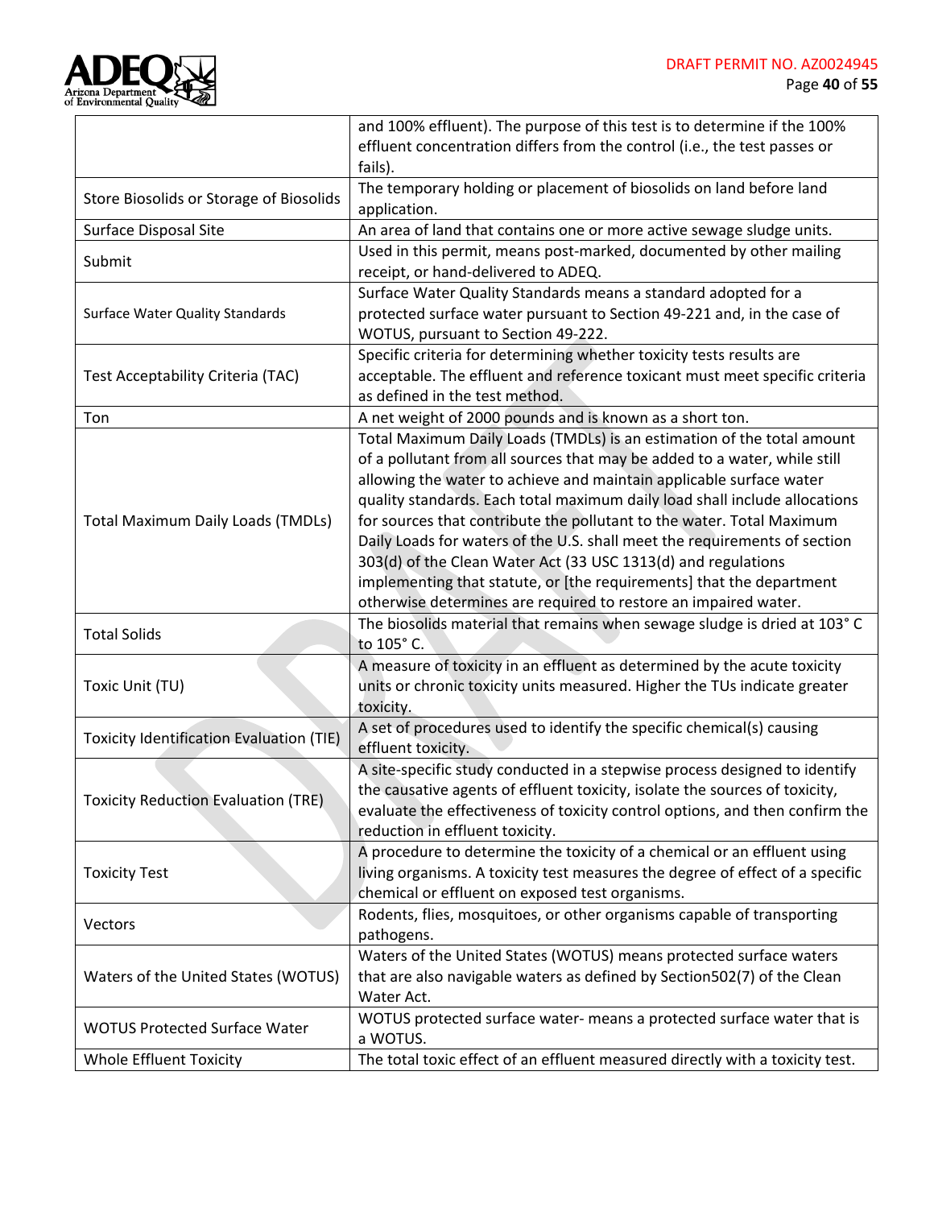| | |
|---|---|
| | and 100% effluent). The purpose of this test is to determine if the 100% effluent concentration differs from the control (i.e., the test passes or fails). |
| Store Biosolids or Storage of Biosolids | The temporary holding or placement of biosolids on land before land application. |
| Surface Disposal Site | An area of land that contains one or more active sewage sludge units. |
| Submit | Used in this permit, means post-marked, documented by other mailing receipt, or hand-delivered to ADEQ. |
| Surface Water Quality Standards | Surface Water Quality Standards means a standard adopted for a protected surface water pursuant to Section 49-221 and, in the case of WOTUS, pursuant to Section 49-222. |
| Test Acceptability Criteria (TAC) | Specific criteria for determining whether toxicity tests results are acceptable. The effluent and reference toxicant must meet specific criteria as defined in the test method. |
| Ton | A net weight of 2000 pounds and is known as a short ton. |
| Total Maximum Daily Loads (TMDLs) | Total Maximum Daily Loads (TMDLs) is an estimation of the total amount of a pollutant from all sources that may be added to a water, while still allowing the water to achieve and maintain applicable surface water quality standards. Each total maximum daily load shall include allocations for sources that contribute the pollutant to the water. Total Maximum Daily Loads for waters of the U.S. shall meet the requirements of section 303(d) of the Clean Water Act (33 USC 1313(d) and regulations implementing that statute, or [the requirements] that the department otherwise determines are required to restore an impaired water. |
| Total Solids | The biosolids material that remains when sewage sludge is dried at 103° C to 105° C. |
| Toxic Unit (TU) | A measure of toxicity in an effluent as determined by the acute toxicity units or chronic toxicity units measured. Higher the TUs indicate greater toxicity. |
| Toxicity Identification Evaluation (TIE) | A set of procedures used to identify the specific chemical(s) causing effluent toxicity. |
| Toxicity Reduction Evaluation (TRE) | A site-specific study conducted in a stepwise process designed to identify the causative agents of effluent toxicity, isolate the sources of toxicity, evaluate the effectiveness of toxicity control options, and then confirm the reduction in effluent toxicity. |
| Toxicity Test | A procedure to determine the toxicity of a chemical or an effluent using living organisms. A toxicity test measures the degree of effect of a specific chemical or effluent on exposed test organisms. |
| Vectors | Rodents, flies, mosquitoes, or other organisms capable of transporting pathogens. |
| Waters of the United States (WOTUS) | Waters of the United States (WOTUS) means protected surface waters that are also navigable waters as defined by Section502(7) of the Clean Water Act. |
| WOTUS Protected Surface Water | WOTUS protected surface water- means a protected surface water that is a WOTUS. |
| Whole Effluent Toxicity | The total toxic effect of an effluent measured directly with a toxicity test. |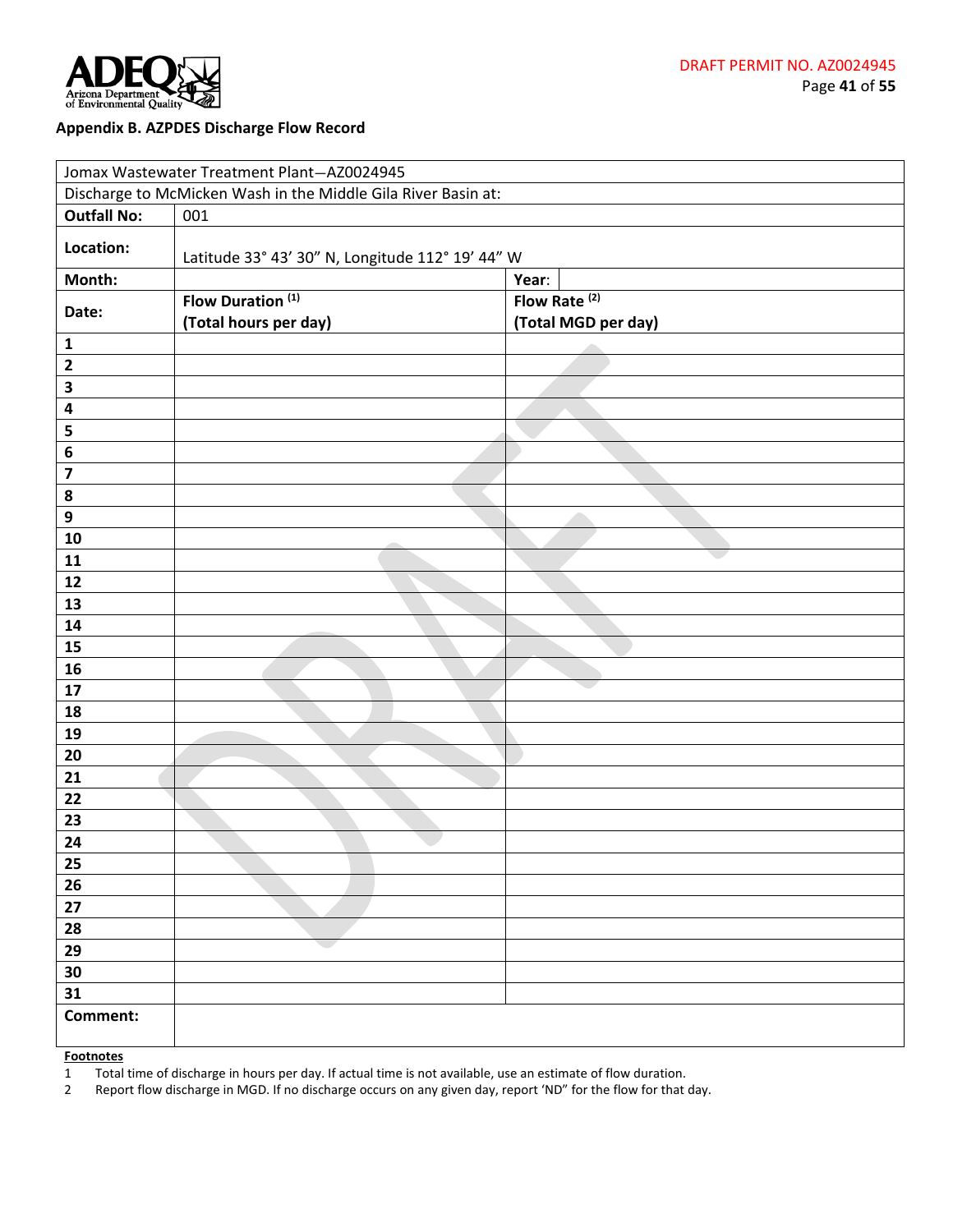**Appendix B. AZPDES Discharge Flow Record**

| Jomax Wastewater Treatment Plant—AZ0024945 | | |
|---|---|---|
| Discharge to McMicken Wash in the Middle Gila River Basin at: | | |
| **Outfall No:** | 001 | |
| **Location:** | Latitude 33° 43' 30" N, Longitude 112° 19' 44" W | |
| **Month:** | | **Year:** |
| **Date:** | **Flow Duration** [(1)] **(Total hours per day)** | **Flow Rate** [(2)] **(Total MGD per day)** |
| **1** | | |
| **2** | | |
| **3** | | |
| **4** | | |
| **5** | | |
| **6** | | |
| **7** | | |
| **8** | | |
| **9** | | |
| **10** | | |
| **11** | | |
| **12** | | |
| **13** | | |
| **14** | | |
| **15** | | |
| **16** | | |
| **17** | | |
| **18** | | |
| **19** | | |
| **20** | | |
| **21** | | |
| **22** | | |
| **23** | | |
| **24** | | |
| **25** | | |
| **26** | | |
| **27** | | |
| **28** | | |
| **29** | | |
| **30** | | |
| **31** | | |
| **Comment:** | | |

**Footnotes**

1 Total time of discharge in hours per day. If actual time is not available, use an estimate of flow duration.

2 Report flow discharge in MGD. If no discharge occurs on any given day, report 'ND" for the flow for that day.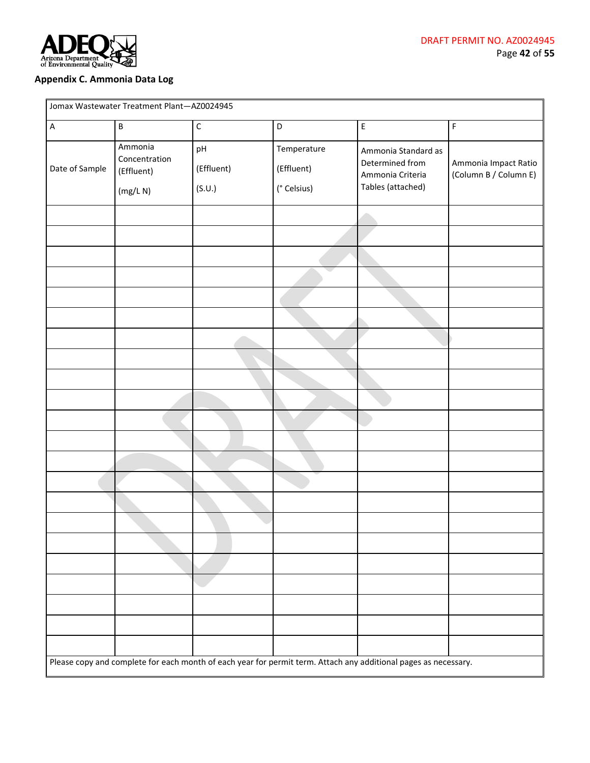## Appendix C. Ammonia Data Log

| Jomax Wastewater Treatment Plant—AZ0024945 | | | | | |
|---|---|---|---|---|---|
| A | B | C | D | E | F |
| Date of Sample | Ammonia Concentration (Effluent) (mg/L N) | pH (Effluent) (S.U.) | Temperature (Effluent) (° Celsius) | Ammonia Standard as Determined from Ammonia Criteria Tables (attached) | Ammonia Impact Ratio (Column B / Column E) |
| | | | | | |
| | | | | | |
| | | | | | |
| | | | | | |
| | | | | | |
| | | | | | |
| | | | | | |
| | | | | | |
| | | | | | |
| | | | | | |
| | | | | | |
| | | | | | |
| | | | | | |
| | | | | | |
| | | | | | |
| | | | | | |
| | | | | | |
| | | | | | |
| | | | | | |
| | | | | | |
| | | | | | |
| | | | | | |
| Please copy and complete for each month of each year for permit term. Attach any additional pages as necessary. | | | | | |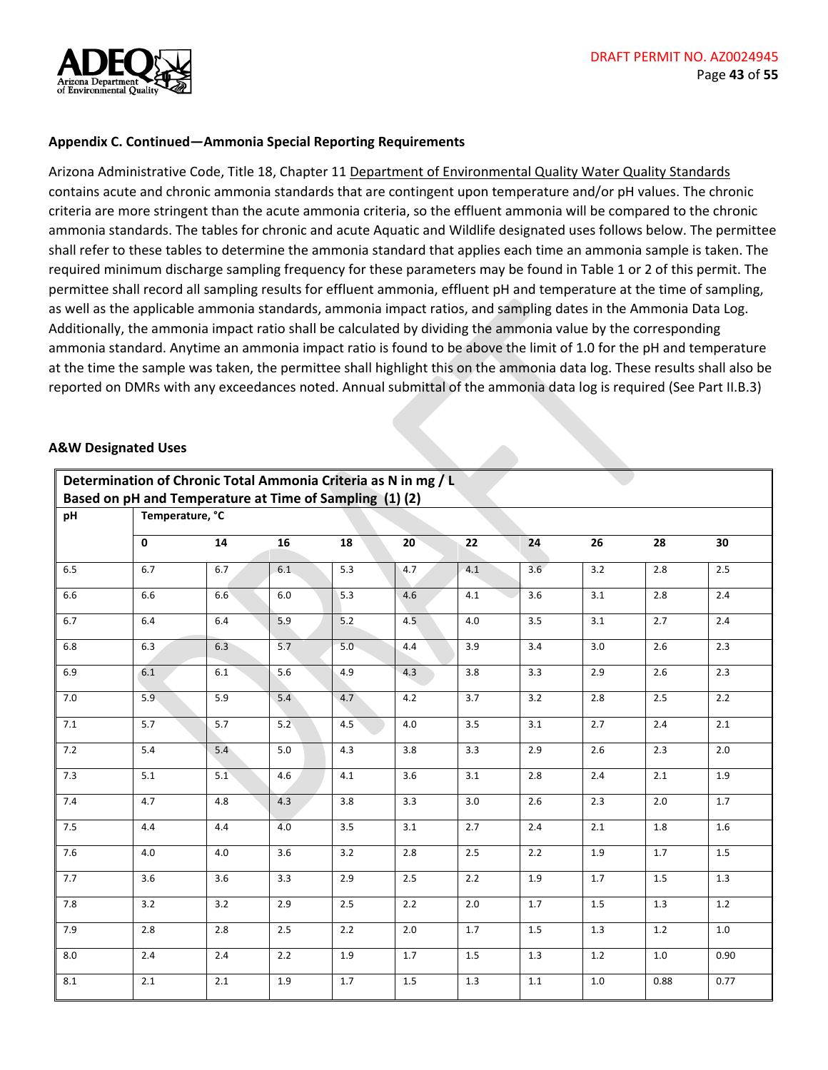### Appendix C. Continued—Ammonia Special Reporting Requirements

Arizona Administrative Code, Title 18, Chapter 11 Department of Environmental Quality Water Quality Standards contains acute and chronic ammonia standards that are contingent upon temperature and/or pH values. The chronic criteria are more stringent than the acute ammonia criteria, so the effluent ammonia will be compared to the chronic ammonia standards. The tables for chronic and acute Aquatic and Wildlife designated uses follows below. The permittee shall refer to these tables to determine the ammonia standard that applies each time an ammonia sample is taken. The required minimum discharge sampling frequency for these parameters may be found in Table 1 or 2 of this permit. The permittee shall record all sampling results for effluent ammonia, effluent pH and temperature at the time of sampling, as well as the applicable ammonia standards, ammonia impact ratios, and sampling dates in the Ammonia Data Log. Additionally, the ammonia impact ratio shall be calculated by dividing the ammonia value by the corresponding ammonia standard. Anytime an ammonia impact ratio is found to be above the limit of 1.0 for the pH and temperature at the time the sample was taken, the permittee shall highlight this on the ammonia data log. These results shall also be reported on DMRs with any exceedances noted. Annual submittal of the ammonia data log is required (See Part II.B.3)

**A&W Designated Uses**

**Determination of Chronic Total Ammonia Criteria as N in mg / L Based on pH and Temperature at Time of Sampling (1) (2)**

| pH | Temperature, °C | | | | | | | | | |
|---|---|---|---|---|---|---|---|---|---|---|
| | **0** | **14** | **16** | **18** | **20** | **22** | **24** | **26** | **28** | **30** |
| 6.5 | 6.7 | 6.7 | 6.1 | 5.3 | 4.7 | 4.1 | 3.6 | 3.2 | 2.8 | 2.5 |
| 6.6 | 6.6 | 6.6 | 6.0 | 5.3 | 4.6 | 4.1 | 3.6 | 3.1 | 2.8 | 2.4 |
| 6.7 | 6.4 | 6.4 | 5.9 | 5.2 | 4.5 | 4.0 | 3.5 | 3.1 | 2.7 | 2.4 |
| 6.8 | 6.3 | 6.3 | 5.7 | 5.0 | 4.4 | 3.9 | 3.4 | 3.0 | 2.6 | 2.3 |
| 6.9 | 6.1 | 6.1 | 5.6 | 4.9 | 4.3 | 3.8 | 3.3 | 2.9 | 2.6 | 2.3 |
| 7.0 | 5.9 | 5.9 | 5.4 | 4.7 | 4.2 | 3.7 | 3.2 | 2.8 | 2.5 | 2.2 |
| 7.1 | 5.7 | 5.7 | 5.2 | 4.5 | 4.0 | 3.5 | 3.1 | 2.7 | 2.4 | 2.1 |
| 7.2 | 5.4 | 5.4 | 5.0 | 4.3 | 3.8 | 3.3 | 2.9 | 2.6 | 2.3 | 2.0 |
| 7.3 | 5.1 | 5.1 | 4.6 | 4.1 | 3.6 | 3.1 | 2.8 | 2.4 | 2.1 | 1.9 |
| 7.4 | 4.7 | 4.8 | 4.3 | 3.8 | 3.3 | 3.0 | 2.6 | 2.3 | 2.0 | 1.7 |
| 7.5 | 4.4 | 4.4 | 4.0 | 3.5 | 3.1 | 2.7 | 2.4 | 2.1 | 1.8 | 1.6 |
| 7.6 | 4.0 | 4.0 | 3.6 | 3.2 | 2.8 | 2.5 | 2.2 | 1.9 | 1.7 | 1.5 |
| 7.7 | 3.6 | 3.6 | 3.3 | 2.9 | 2.5 | 2.2 | 1.9 | 1.7 | 1.5 | 1.3 |
| 7.8 | 3.2 | 3.2 | 2.9 | 2.5 | 2.2 | 2.0 | 1.7 | 1.5 | 1.3 | 1.2 |
| 7.9 | 2.8 | 2.8 | 2.5 | 2.2 | 2.0 | 1.7 | 1.5 | 1.3 | 1.2 | 1.0 |
| 8.0 | 2.4 | 2.4 | 2.2 | 1.9 | 1.7 | 1.5 | 1.3 | 1.2 | 1.0 | 0.90 |
| 8.1 | 2.1 | 2.1 | 1.9 | 1.7 | 1.5 | 1.3 | 1.1 | 1.0 | 0.88 | 0.77 |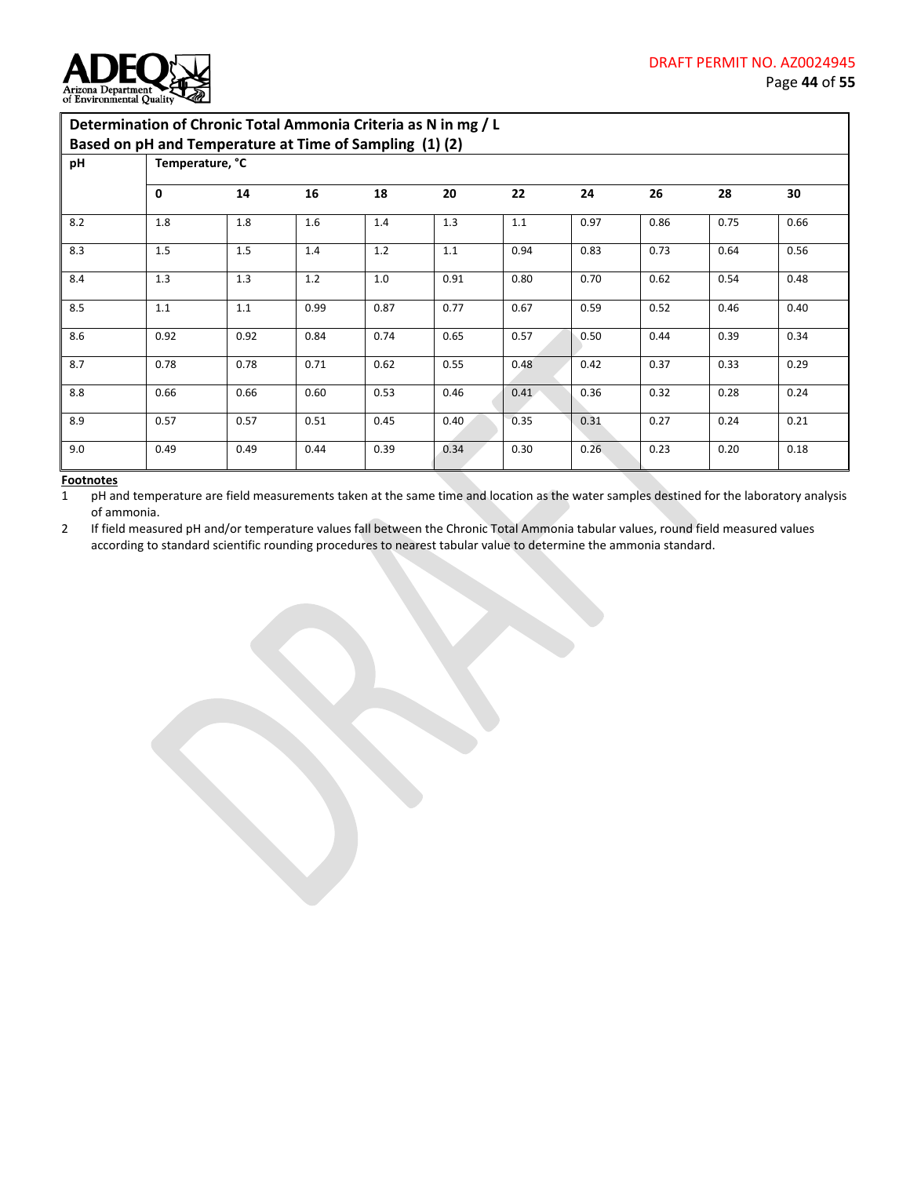**Determination of Chronic Total Ammonia Criteria as N in mg / L Based on pH and Temperature at Time of Sampling (1) (2)**

| pH | Temperature, °C | | | | | | | | | |
|---|---|---|---|---|---|---|---|---|---|---|
| | **0** | **14** | **16** | **18** | **20** | **22** | **24** | **26** | **28** | **30** |
| 8.2 | 1.8 | 1.8 | 1.6 | 1.4 | 1.3 | 1.1 | 0.97 | 0.86 | 0.75 | 0.66 |
| 8.3 | 1.5 | 1.5 | 1.4 | 1.2 | 1.1 | 0.94 | 0.83 | 0.73 | 0.64 | 0.56 |
| 8.4 | 1.3 | 1.3 | 1.2 | 1.0 | 0.91 | 0.80 | 0.70 | 0.62 | 0.54 | 0.48 |
| 8.5 | 1.1 | 1.1 | 0.99 | 0.87 | 0.77 | 0.67 | 0.59 | 0.52 | 0.46 | 0.40 |
| 8.6 | 0.92 | 0.92 | 0.84 | 0.74 | 0.65 | 0.57 | 0.50 | 0.44 | 0.39 | 0.34 |
| 8.7 | 0.78 | 0.78 | 0.71 | 0.62 | 0.55 | 0.48 | 0.42 | 0.37 | 0.33 | 0.29 |
| 8.8 | 0.66 | 0.66 | 0.60 | 0.53 | 0.46 | 0.41 | 0.36 | 0.32 | 0.28 | 0.24 |
| 8.9 | 0.57 | 0.57 | 0.51 | 0.45 | 0.40 | 0.35 | 0.31 | 0.27 | 0.24 | 0.21 |
| 9.0 | 0.49 | 0.49 | 0.44 | 0.39 | 0.34 | 0.30 | 0.26 | 0.23 | 0.20 | 0.18 |

**Footnotes**

1. pH and temperature are field measurements taken at the same time and location as the water samples destined for the laboratory analysis of ammonia.
2. If field measured pH and/or temperature values fall between the Chronic Total Ammonia tabular values, round field measured values according to standard scientific rounding procedures to nearest tabular value to determine the ammonia standard.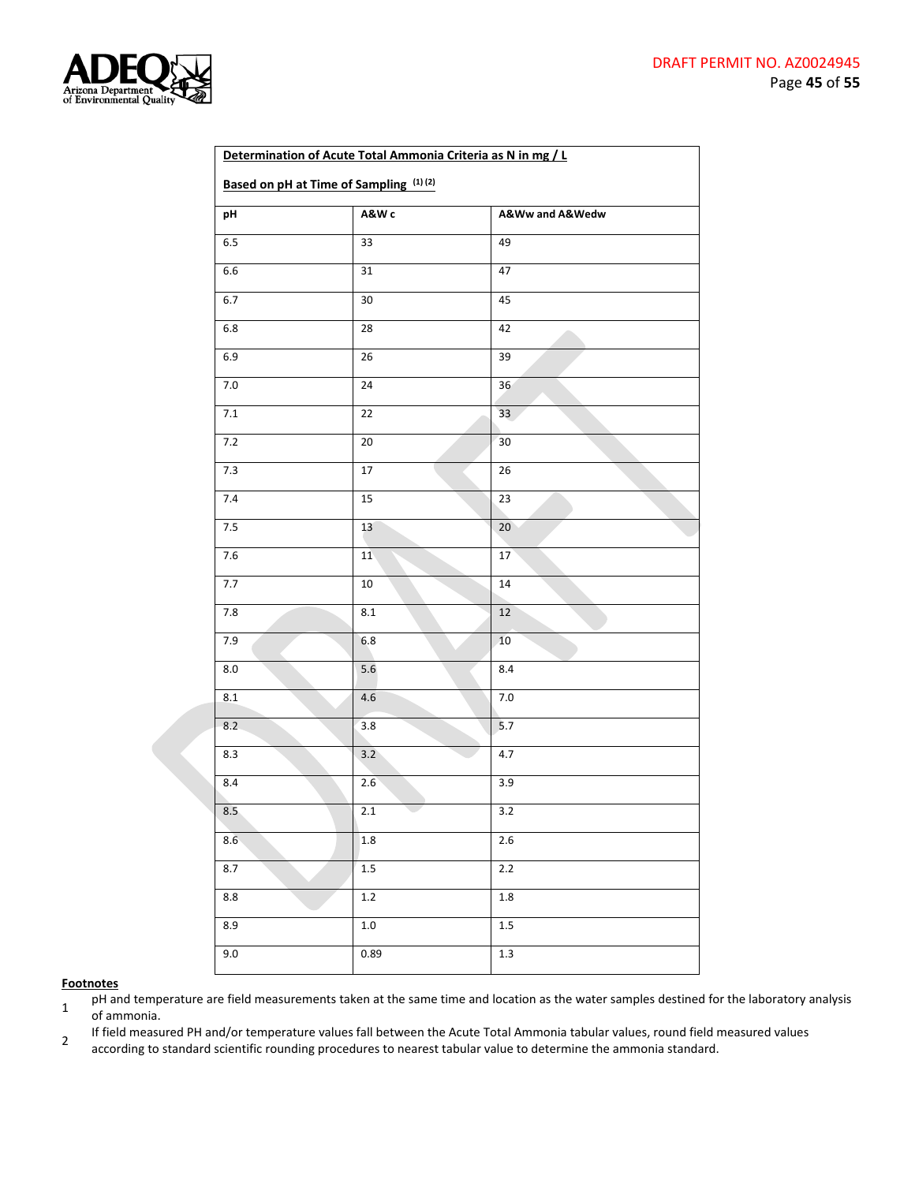| **Determination of Acute Total Ammonia Criteria as N in mg / L** **Based on pH at Time of Sampling** (1) (2) | | |
|---|---|---|
| **pH** | **A&W c** | **A&Ww and A&Wedw** |
| 6.5 | 33 | 49 |
| 6.6 | 31 | 47 |
| 6.7 | 30 | 45 |
| 6.8 | 28 | 42 |
| 6.9 | 26 | 39 |
| 7.0 | 24 | 36 |
| 7.1 | 22 | 33 |
| 7.2 | 20 | 30 |
| 7.3 | 17 | 26 |
| 7.4 | 15 | 23 |
| 7.5 | 13 | 20 |
| 7.6 | 11 | 17 |
| 7.7 | 10 | 14 |
| 7.8 | 8.1 | 12 |
| 7.9 | 6.8 | 10 |
| 8.0 | 5.6 | 8.4 |
| 8.1 | 4.6 | 7.0 |
| 8.2 | 3.8 | 5.7 |
| 8.3 | 3.2 | 4.7 |
| 8.4 | 2.6 | 3.9 |
| 8.5 | 2.1 | 3.2 |
| 8.6 | 1.8 | 2.6 |
| 8.7 | 1.5 | 2.2 |
| 8.8 | 1.2 | 1.8 |
| 8.9 | 1.0 | 1.5 |
| 9.0 | 0.89 | 1.3 |

**Footnotes**

1. pH and temperature are field measurements taken at the same time and location as the water samples destined for the laboratory analysis of ammonia.
2. If field measured PH and/or temperature values fall between the Acute Total Ammonia tabular values, round field measured values according to standard scientific rounding procedures to nearest tabular value to determine the ammonia standard.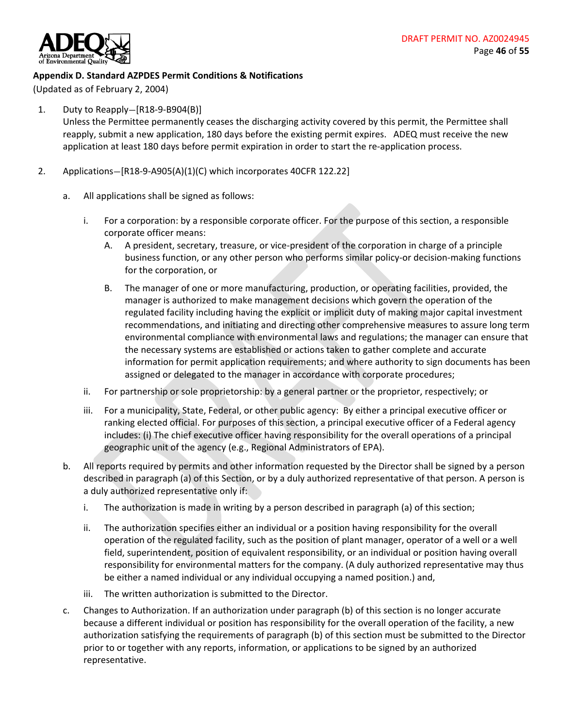## Appendix D. Standard AZPDES Permit Conditions & Notifications

(Updated as of February 2, 2004)

1. Duty to Reapply—[R18-9-B904(B)]
   Unless the Permittee permanently ceases the discharging activity covered by this permit, the Permittee shall reapply, submit a new application, 180 days before the existing permit expires. ADEQ must receive the new application at least 180 days before permit expiration in order to start the re-application process.

2. Applications—[R18-9-A905(A)(1)(C) which incorporates 40CFR 122.22]

   a. All applications shall be signed as follows:

      i. For a corporation: by a responsible corporate officer. For the purpose of this section, a responsible corporate officer means:

         A. A president, secretary, treasure, or vice-president of the corporation in charge of a principle business function, or any other person who performs similar policy-or decision-making functions for the corporation, or

         B. The manager of one or more manufacturing, production, or operating facilities, provided, the manager is authorized to make management decisions which govern the operation of the regulated facility including having the explicit or implicit duty of making major capital investment recommendations, and initiating and directing other comprehensive measures to assure long term environmental compliance with environmental laws and regulations; the manager can ensure that the necessary systems are established or actions taken to gather complete and accurate information for permit application requirements; and where authority to sign documents has been assigned or delegated to the manager in accordance with corporate procedures;

      ii. For partnership or sole proprietorship: by a general partner or the proprietor, respectively; or

      iii. For a municipality, State, Federal, or other public agency: By either a principal executive officer or ranking elected official. For purposes of this section, a principal executive officer of a Federal agency includes: (i) The chief executive officer having responsibility for the overall operations of a principal geographic unit of the agency (e.g., Regional Administrators of EPA).

   b. All reports required by permits and other information requested by the Director shall be signed by a person described in paragraph (a) of this Section, or by a duly authorized representative of that person. A person is a duly authorized representative only if:

      i. The authorization is made in writing by a person described in paragraph (a) of this section;

      ii. The authorization specifies either an individual or a position having responsibility for the overall operation of the regulated facility, such as the position of plant manager, operator of a well or a well field, superintendent, position of equivalent responsibility, or an individual or position having overall responsibility for environmental matters for the company. (A duly authorized representative may thus be either a named individual or any individual occupying a named position.) and,

      iii. The written authorization is submitted to the Director.

   c. Changes to Authorization. If an authorization under paragraph (b) of this section is no longer accurate because a different individual or position has responsibility for the overall operation of the facility, a new authorization satisfying the requirements of paragraph (b) of this section must be submitted to the Director prior to or together with any reports, information, or applications to be signed by an authorized representative.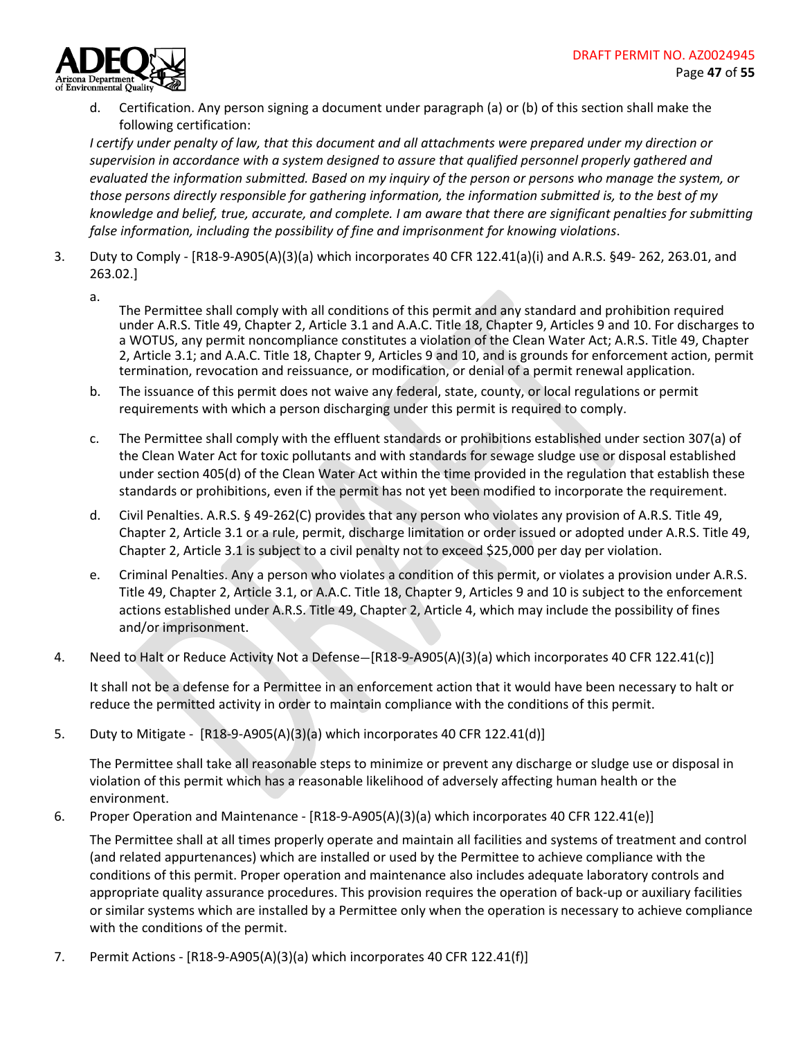d. Certification. Any person signing a document under paragraph (a) or (b) of this section shall make the following certification:

*I certify under penalty of law, that this document and all attachments were prepared under my direction or supervision in accordance with a system designed to assure that qualified personnel properly gathered and evaluated the information submitted. Based on my inquiry of the person or persons who manage the system, or those persons directly responsible for gathering information, the information submitted is, to the best of my knowledge and belief, true, accurate, and complete. I am aware that there are significant penalties for submitting false information, including the possibility of fine and imprisonment for knowing violations*.

3. Duty to Comply - [R18-9-A905(A)(3)(a) which incorporates 40 CFR 122.41(a)(i) and A.R.S. §49- 262, 263.01, and 263.02.]

   a. The Permittee shall comply with all conditions of this permit and any standard and prohibition required under A.R.S. Title 49, Chapter 2, Article 3.1 and A.A.C. Title 18, Chapter 9, Articles 9 and 10. For discharges to a WOTUS, any permit noncompliance constitutes a violation of the Clean Water Act; A.R.S. Title 49, Chapter 2, Article 3.1; and A.A.C. Title 18, Chapter 9, Articles 9 and 10, and is grounds for enforcement action, permit termination, revocation and reissuance, or modification, or denial of a permit renewal application.

   b. The issuance of this permit does not waive any federal, state, county, or local regulations or permit requirements with which a person discharging under this permit is required to comply.

   c. The Permittee shall comply with the effluent standards or prohibitions established under section 307(a) of the Clean Water Act for toxic pollutants and with standards for sewage sludge use or disposal established under section 405(d) of the Clean Water Act within the time provided in the regulation that establish these standards or prohibitions, even if the permit has not yet been modified to incorporate the requirement.

   d. Civil Penalties. A.R.S. § 49-262(C) provides that any person who violates any provision of A.R.S. Title 49, Chapter 2, Article 3.1 or a rule, permit, discharge limitation or order issued or adopted under A.R.S. Title 49, Chapter 2, Article 3.1 is subject to a civil penalty not to exceed $25,000 per day per violation.

   e. Criminal Penalties. Any a person who violates a condition of this permit, or violates a provision under A.R.S. Title 49, Chapter 2, Article 3.1, or A.A.C. Title 18, Chapter 9, Articles 9 and 10 is subject to the enforcement actions established under A.R.S. Title 49, Chapter 2, Article 4, which may include the possibility of fines and/or imprisonment.

4. Need to Halt or Reduce Activity Not a Defense—[R18-9-A905(A)(3)(a) which incorporates 40 CFR 122.41(c)]

   It shall not be a defense for a Permittee in an enforcement action that it would have been necessary to halt or reduce the permitted activity in order to maintain compliance with the conditions of this permit.

5. Duty to Mitigate - [R18-9-A905(A)(3)(a) which incorporates 40 CFR 122.41(d)]

   The Permittee shall take all reasonable steps to minimize or prevent any discharge or sludge use or disposal in violation of this permit which has a reasonable likelihood of adversely affecting human health or the environment.

6. Proper Operation and Maintenance - [R18-9-A905(A)(3)(a) which incorporates 40 CFR 122.41(e)]

   The Permittee shall at all times properly operate and maintain all facilities and systems of treatment and control (and related appurtenances) which are installed or used by the Permittee to achieve compliance with the conditions of this permit. Proper operation and maintenance also includes adequate laboratory controls and appropriate quality assurance procedures. This provision requires the operation of back-up or auxiliary facilities or similar systems which are installed by a Permittee only when the operation is necessary to achieve compliance with the conditions of the permit.

7. Permit Actions - [R18-9-A905(A)(3)(a) which incorporates 40 CFR 122.41(f)]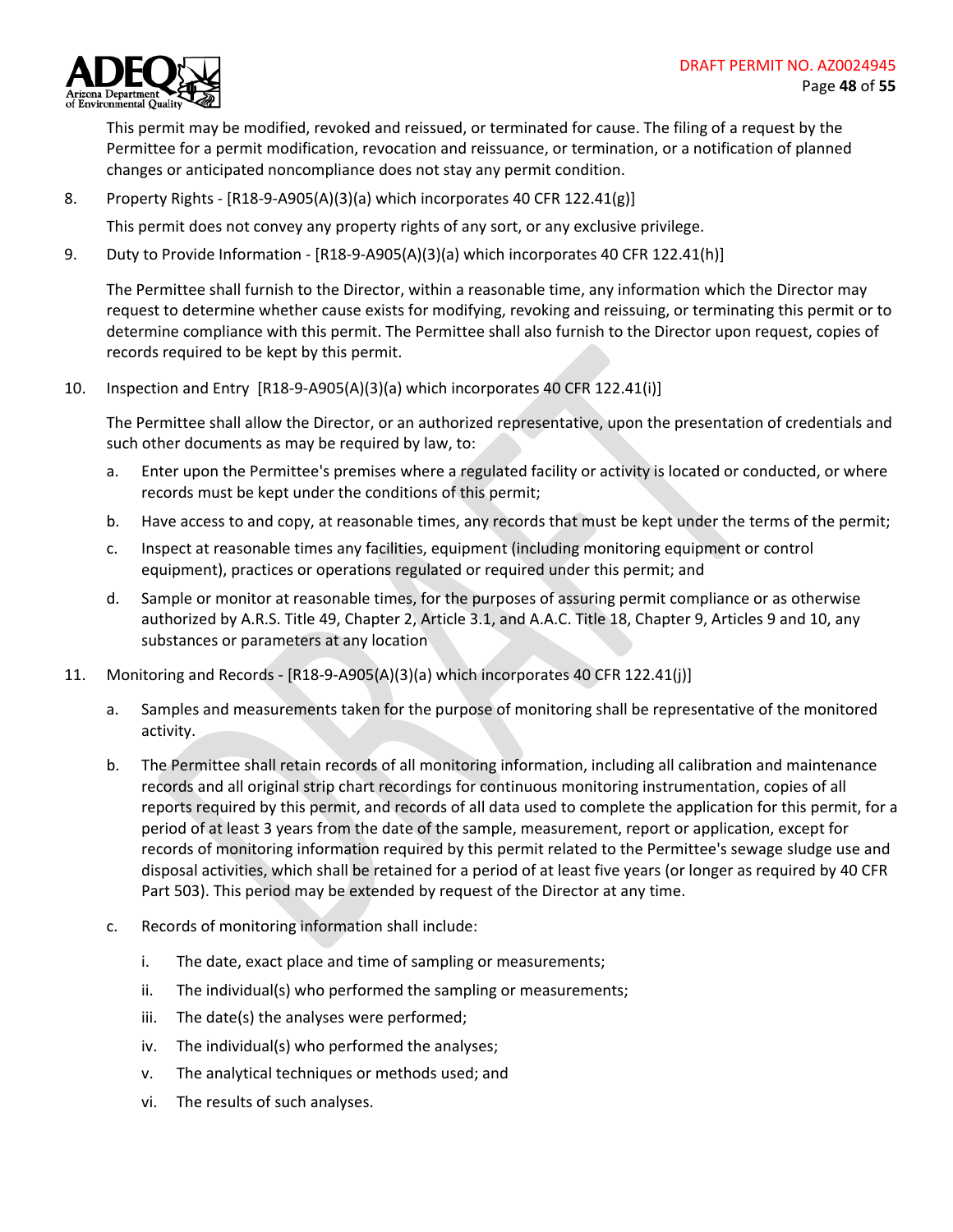This permit may be modified, revoked and reissued, or terminated for cause. The filing of a request by the Permittee for a permit modification, revocation and reissuance, or termination, or a notification of planned changes or anticipated noncompliance does not stay any permit condition.

8. Property Rights - [R18-9-A905(A)(3)(a) which incorporates 40 CFR 122.41(g)]

   This permit does not convey any property rights of any sort, or any exclusive privilege.

9. Duty to Provide Information - [R18-9-A905(A)(3)(a) which incorporates 40 CFR 122.41(h)]

   The Permittee shall furnish to the Director, within a reasonable time, any information which the Director may request to determine whether cause exists for modifying, revoking and reissuing, or terminating this permit or to determine compliance with this permit. The Permittee shall also furnish to the Director upon request, copies of records required to be kept by this permit.

10. Inspection and Entry [R18-9-A905(A)(3)(a) which incorporates 40 CFR 122.41(i)]

    The Permittee shall allow the Director, or an authorized representative, upon the presentation of credentials and such other documents as may be required by law, to:

    a. Enter upon the Permittee's premises where a regulated facility or activity is located or conducted, or where records must be kept under the conditions of this permit;

    b. Have access to and copy, at reasonable times, any records that must be kept under the terms of the permit;

    c. Inspect at reasonable times any facilities, equipment (including monitoring equipment or control equipment), practices or operations regulated or required under this permit; and

    d. Sample or monitor at reasonable times, for the purposes of assuring permit compliance or as otherwise authorized by A.R.S. Title 49, Chapter 2, Article 3.1, and A.A.C. Title 18, Chapter 9, Articles 9 and 10, any substances or parameters at any location

11. Monitoring and Records - [R18-9-A905(A)(3)(a) which incorporates 40 CFR 122.41(j)]

    a. Samples and measurements taken for the purpose of monitoring shall be representative of the monitored activity.

    b. The Permittee shall retain records of all monitoring information, including all calibration and maintenance records and all original strip chart recordings for continuous monitoring instrumentation, copies of all reports required by this permit, and records of all data used to complete the application for this permit, for a period of at least 3 years from the date of the sample, measurement, report or application, except for records of monitoring information required by this permit related to the Permittee's sewage sludge use and disposal activities, which shall be retained for a period of at least five years (or longer as required by 40 CFR Part 503). This period may be extended by request of the Director at any time.

    c. Records of monitoring information shall include:

       i. The date, exact place and time of sampling or measurements;

       ii. The individual(s) who performed the sampling or measurements;

       iii. The date(s) the analyses were performed;

       iv. The individual(s) who performed the analyses;

       v. The analytical techniques or methods used; and

       vi. The results of such analyses.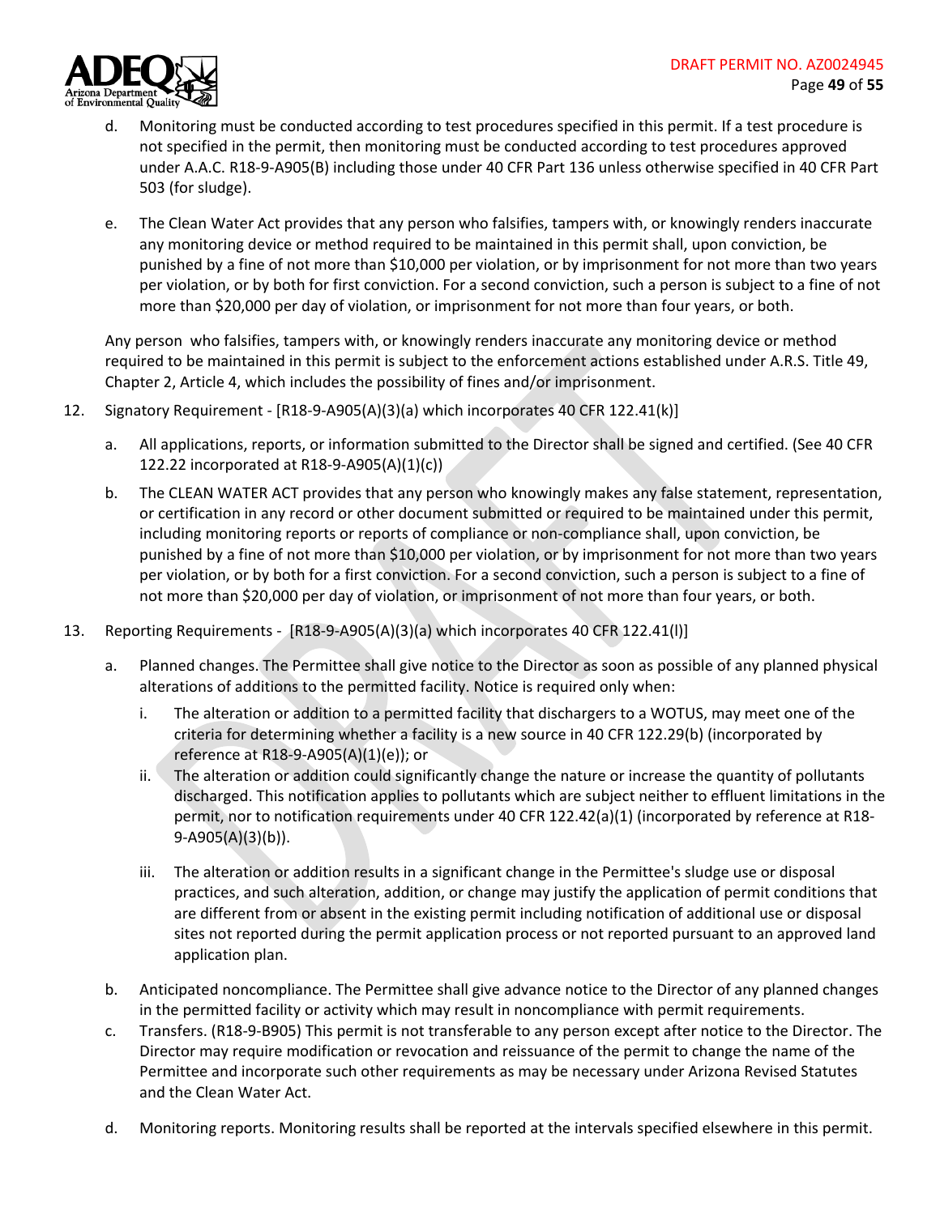d. Monitoring must be conducted according to test procedures specified in this permit. If a test procedure is not specified in the permit, then monitoring must be conducted according to test procedures approved under A.A.C. R18-9-A905(B) including those under 40 CFR Part 136 unless otherwise specified in 40 CFR Part 503 (for sludge).

e. The Clean Water Act provides that any person who falsifies, tampers with, or knowingly renders inaccurate any monitoring device or method required to be maintained in this permit shall, upon conviction, be punished by a fine of not more than $10,000 per violation, or by imprisonment for not more than two years per violation, or by both for first conviction. For a second conviction, such a person is subject to a fine of not more than $20,000 per day of violation, or imprisonment for not more than four years, or both.

Any person who falsifies, tampers with, or knowingly renders inaccurate any monitoring device or method required to be maintained in this permit is subject to the enforcement actions established under A.R.S. Title 49, Chapter 2, Article 4, which includes the possibility of fines and/or imprisonment.

12. Signatory Requirement - [R18-9-A905(A)(3)(a) which incorporates 40 CFR 122.41(k)]

   a. All applications, reports, or information submitted to the Director shall be signed and certified. (See 40 CFR 122.22 incorporated at R18-9-A905(A)(1)(c))

   b. The CLEAN WATER ACT provides that any person who knowingly makes any false statement, representation, or certification in any record or other document submitted or required to be maintained under this permit, including monitoring reports or reports of compliance or non-compliance shall, upon conviction, be punished by a fine of not more than $10,000 per violation, or by imprisonment for not more than two years per violation, or by both for a first conviction. For a second conviction, such a person is subject to a fine of not more than $20,000 per day of violation, or imprisonment of not more than four years, or both.

13. Reporting Requirements - [R18-9-A905(A)(3)(a) which incorporates 40 CFR 122.41(l)]

   a. Planned changes. The Permittee shall give notice to the Director as soon as possible of any planned physical alterations of additions to the permitted facility. Notice is required only when:

      i. The alteration or addition to a permitted facility that dischargers to a WOTUS, may meet one of the criteria for determining whether a facility is a new source in 40 CFR 122.29(b) (incorporated by reference at R18-9-A905(A)(1)(e)); or

      ii. The alteration or addition could significantly change the nature or increase the quantity of pollutants discharged. This notification applies to pollutants which are subject neither to effluent limitations in the permit, nor to notification requirements under 40 CFR 122.42(a)(1) (incorporated by reference at R18-9-A905(A)(3)(b)).

      iii. The alteration or addition results in a significant change in the Permittee's sludge use or disposal practices, and such alteration, addition, or change may justify the application of permit conditions that are different from or absent in the existing permit including notification of additional use or disposal sites not reported during the permit application process or not reported pursuant to an approved land application plan.

   b. Anticipated noncompliance. The Permittee shall give advance notice to the Director of any planned changes in the permitted facility or activity which may result in noncompliance with permit requirements.

   c. Transfers. (R18-9-B905) This permit is not transferable to any person except after notice to the Director. The Director may require modification or revocation and reissuance of the permit to change the name of the Permittee and incorporate such other requirements as may be necessary under Arizona Revised Statutes and the Clean Water Act.

   d. Monitoring reports. Monitoring results shall be reported at the intervals specified elsewhere in this permit.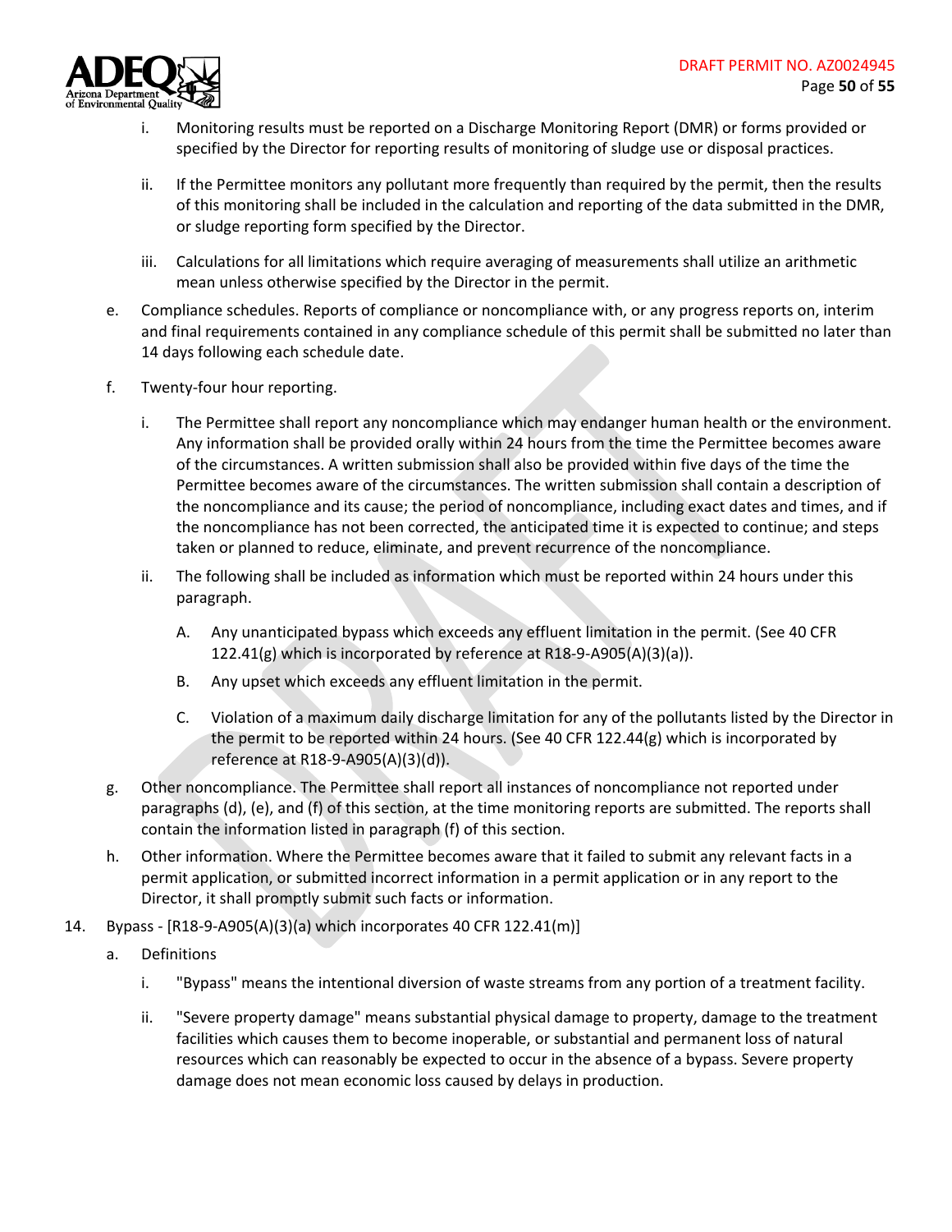i. Monitoring results must be reported on a Discharge Monitoring Report (DMR) or forms provided or specified by the Director for reporting results of monitoring of sludge use or disposal practices.

ii. If the Permittee monitors any pollutant more frequently than required by the permit, then the results of this monitoring shall be included in the calculation and reporting of the data submitted in the DMR, or sludge reporting form specified by the Director.

iii. Calculations for all limitations which require averaging of measurements shall utilize an arithmetic mean unless otherwise specified by the Director in the permit.

e. Compliance schedules. Reports of compliance or noncompliance with, or any progress reports on, interim and final requirements contained in any compliance schedule of this permit shall be submitted no later than 14 days following each schedule date.

f. Twenty-four hour reporting.

i. The Permittee shall report any noncompliance which may endanger human health or the environment. Any information shall be provided orally within 24 hours from the time the Permittee becomes aware of the circumstances. A written submission shall also be provided within five days of the time the Permittee becomes aware of the circumstances. The written submission shall contain a description of the noncompliance and its cause; the period of noncompliance, including exact dates and times, and if the noncompliance has not been corrected, the anticipated time it is expected to continue; and steps taken or planned to reduce, eliminate, and prevent recurrence of the noncompliance.

ii. The following shall be included as information which must be reported within 24 hours under this paragraph.

A. Any unanticipated bypass which exceeds any effluent limitation in the permit. (See 40 CFR 122.41(g) which is incorporated by reference at R18-9-A905(A)(3)(a)).

B. Any upset which exceeds any effluent limitation in the permit.

C. Violation of a maximum daily discharge limitation for any of the pollutants listed by the Director in the permit to be reported within 24 hours. (See 40 CFR 122.44(g) which is incorporated by reference at R18-9-A905(A)(3)(d)).

g. Other noncompliance. The Permittee shall report all instances of noncompliance not reported under paragraphs (d), (e), and (f) of this section, at the time monitoring reports are submitted. The reports shall contain the information listed in paragraph (f) of this section.

h. Other information. Where the Permittee becomes aware that it failed to submit any relevant facts in a permit application, or submitted incorrect information in a permit application or in any report to the Director, it shall promptly submit such facts or information.

14. Bypass - [R18-9-A905(A)(3)(a) which incorporates 40 CFR 122.41(m)]

a. Definitions

i. "Bypass" means the intentional diversion of waste streams from any portion of a treatment facility.

ii. "Severe property damage" means substantial physical damage to property, damage to the treatment facilities which causes them to become inoperable, or substantial and permanent loss of natural resources which can reasonably be expected to occur in the absence of a bypass. Severe property damage does not mean economic loss caused by delays in production.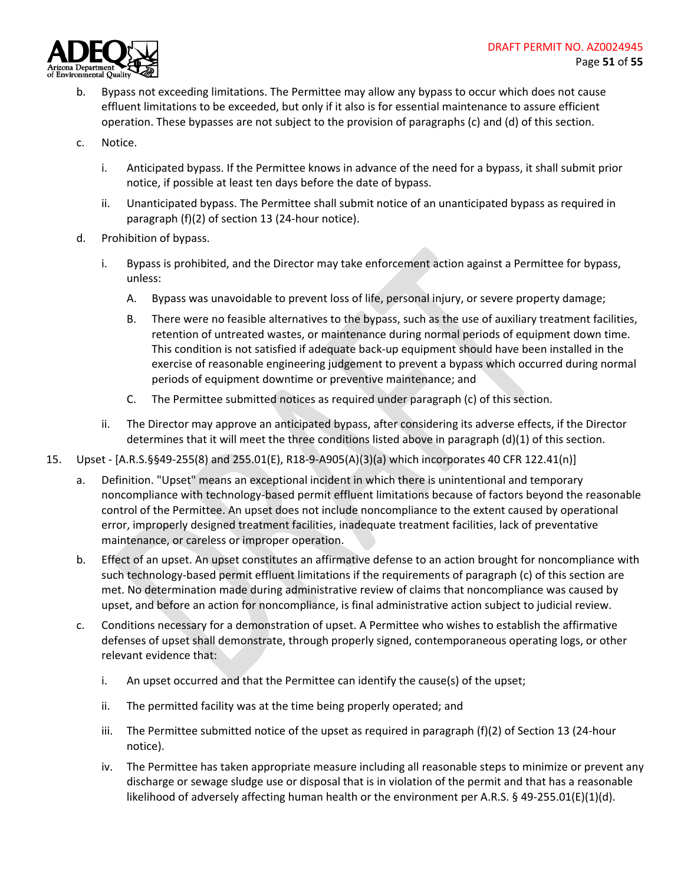b. Bypass not exceeding limitations. The Permittee may allow any bypass to occur which does not cause effluent limitations to be exceeded, but only if it also is for essential maintenance to assure efficient operation. These bypasses are not subject to the provision of paragraphs (c) and (d) of this section.

c. Notice.

   i. Anticipated bypass. If the Permittee knows in advance of the need for a bypass, it shall submit prior notice, if possible at least ten days before the date of bypass.

   ii. Unanticipated bypass. The Permittee shall submit notice of an unanticipated bypass as required in paragraph (f)(2) of section 13 (24-hour notice).

d. Prohibition of bypass.

   i. Bypass is prohibited, and the Director may take enforcement action against a Permittee for bypass, unless:

      A. Bypass was unavoidable to prevent loss of life, personal injury, or severe property damage;

      B. There were no feasible alternatives to the bypass, such as the use of auxiliary treatment facilities, retention of untreated wastes, or maintenance during normal periods of equipment down time. This condition is not satisfied if adequate back-up equipment should have been installed in the exercise of reasonable engineering judgement to prevent a bypass which occurred during normal periods of equipment downtime or preventive maintenance; and

      C. The Permittee submitted notices as required under paragraph (c) of this section.

   ii. The Director may approve an anticipated bypass, after considering its adverse effects, if the Director determines that it will meet the three conditions listed above in paragraph (d)(1) of this section.

15. Upset - [A.R.S.§§49-255(8) and 255.01(E), R18-9-A905(A)(3)(a) which incorporates 40 CFR 122.41(n)]

   a. Definition. "Upset" means an exceptional incident in which there is unintentional and temporary noncompliance with technology-based permit effluent limitations because of factors beyond the reasonable control of the Permittee. An upset does not include noncompliance to the extent caused by operational error, improperly designed treatment facilities, inadequate treatment facilities, lack of preventative maintenance, or careless or improper operation.

   b. Effect of an upset. An upset constitutes an affirmative defense to an action brought for noncompliance with such technology-based permit effluent limitations if the requirements of paragraph (c) of this section are met. No determination made during administrative review of claims that noncompliance was caused by upset, and before an action for noncompliance, is final administrative action subject to judicial review.

   c. Conditions necessary for a demonstration of upset. A Permittee who wishes to establish the affirmative defenses of upset shall demonstrate, through properly signed, contemporaneous operating logs, or other relevant evidence that:

      i. An upset occurred and that the Permittee can identify the cause(s) of the upset;

      ii. The permitted facility was at the time being properly operated; and

      iii. The Permittee submitted notice of the upset as required in paragraph (f)(2) of Section 13 (24-hour notice).

      iv. The Permittee has taken appropriate measure including all reasonable steps to minimize or prevent any discharge or sewage sludge use or disposal that is in violation of the permit and that has a reasonable likelihood of adversely affecting human health or the environment per A.R.S. § 49-255.01(E)(1)(d).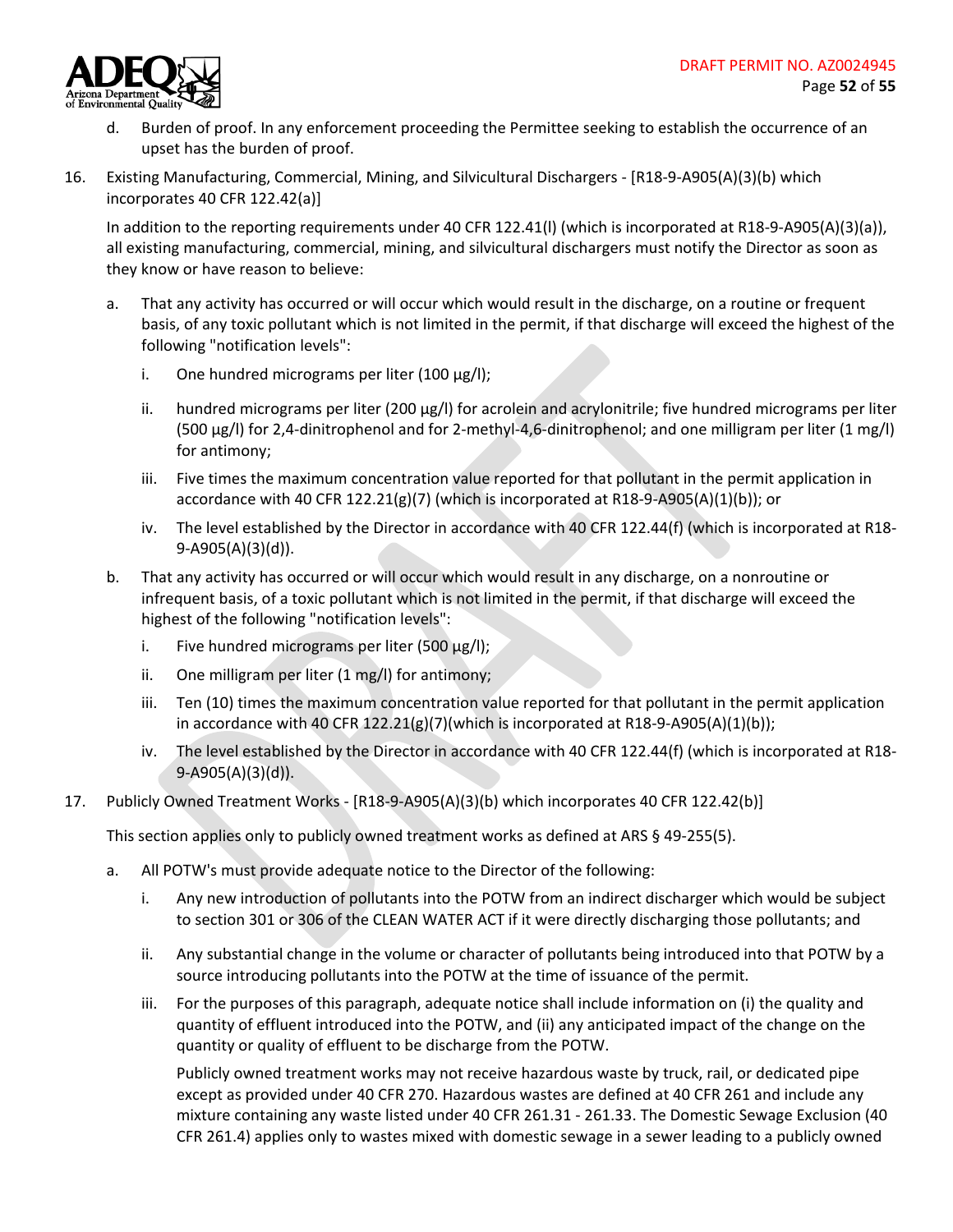d. Burden of proof. In any enforcement proceeding the Permittee seeking to establish the occurrence of an upset has the burden of proof.

16. Existing Manufacturing, Commercial, Mining, and Silvicultural Dischargers - [R18-9-A905(A)(3)(b) which incorporates 40 CFR 122.42(a)]

    In addition to the reporting requirements under 40 CFR 122.41(l) (which is incorporated at R18-9-A905(A)(3)(a)), all existing manufacturing, commercial, mining, and silvicultural dischargers must notify the Director as soon as they know or have reason to believe:

    a. That any activity has occurred or will occur which would result in the discharge, on a routine or frequent basis, of any toxic pollutant which is not limited in the permit, if that discharge will exceed the highest of the following "notification levels":

        i. One hundred micrograms per liter (100 µg/l);

        ii. hundred micrograms per liter (200 µg/l) for acrolein and acrylonitrile; five hundred micrograms per liter (500 µg/l) for 2,4-dinitrophenol and for 2-methyl-4,6-dinitrophenol; and one milligram per liter (1 mg/l) for antimony;

        iii. Five times the maximum concentration value reported for that pollutant in the permit application in accordance with 40 CFR 122.21(g)(7) (which is incorporated at R18-9-A905(A)(1)(b)); or

        iv. The level established by the Director in accordance with 40 CFR 122.44(f) (which is incorporated at R18-9-A905(A)(3)(d)).

    b. That any activity has occurred or will occur which would result in any discharge, on a nonroutine or infrequent basis, of a toxic pollutant which is not limited in the permit, if that discharge will exceed the highest of the following "notification levels":

        i. Five hundred micrograms per liter (500 µg/l);

        ii. One milligram per liter (1 mg/l) for antimony;

        iii. Ten (10) times the maximum concentration value reported for that pollutant in the permit application in accordance with 40 CFR 122.21(g)(7)(which is incorporated at R18-9-A905(A)(1)(b));

        iv. The level established by the Director in accordance with 40 CFR 122.44(f) (which is incorporated at R18-9-A905(A)(3)(d)).

17. Publicly Owned Treatment Works - [R18-9-A905(A)(3)(b) which incorporates 40 CFR 122.42(b)]

    This section applies only to publicly owned treatment works as defined at ARS § 49-255(5).

    a. All POTW's must provide adequate notice to the Director of the following:

        i. Any new introduction of pollutants into the POTW from an indirect discharger which would be subject to section 301 or 306 of the CLEAN WATER ACT if it were directly discharging those pollutants; and

        ii. Any substantial change in the volume or character of pollutants being introduced into that POTW by a source introducing pollutants into the POTW at the time of issuance of the permit.

        iii. For the purposes of this paragraph, adequate notice shall include information on (i) the quality and quantity of effluent introduced into the POTW, and (ii) any anticipated impact of the change on the quantity or quality of effluent to be discharge from the POTW.

        Publicly owned treatment works may not receive hazardous waste by truck, rail, or dedicated pipe except as provided under 40 CFR 270. Hazardous wastes are defined at 40 CFR 261 and include any mixture containing any waste listed under 40 CFR 261.31 - 261.33. The Domestic Sewage Exclusion (40 CFR 261.4) applies only to wastes mixed with domestic sewage in a sewer leading to a publicly owned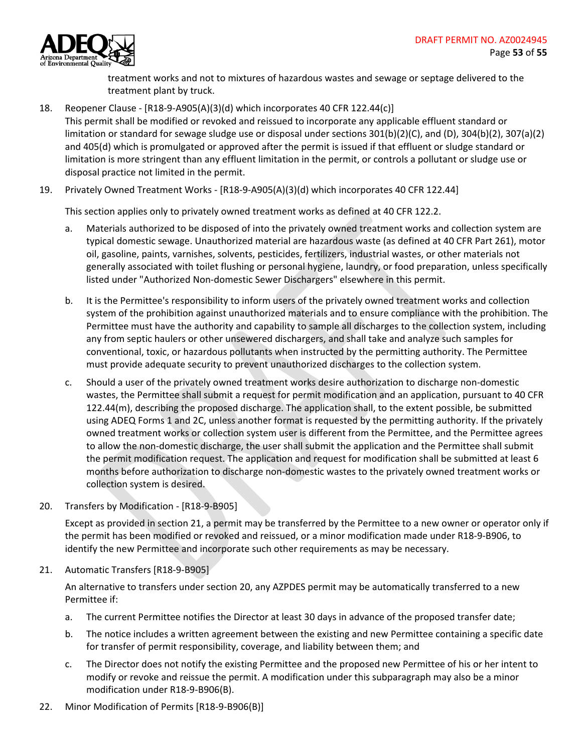treatment works and not to mixtures of hazardous wastes and sewage or septage delivered to the treatment plant by truck.

18. Reopener Clause - [R18-9-A905(A)(3)(d) which incorporates 40 CFR 122.44(c)]
    This permit shall be modified or revoked and reissued to incorporate any applicable effluent standard or limitation or standard for sewage sludge use or disposal under sections 301(b)(2)(C), and (D), 304(b)(2), 307(a)(2) and 405(d) which is promulgated or approved after the permit is issued if that effluent or sludge standard or limitation is more stringent than any effluent limitation in the permit, or controls a pollutant or sludge use or disposal practice not limited in the permit.

19. Privately Owned Treatment Works - [R18-9-A905(A)(3)(d) which incorporates 40 CFR 122.44]

    This section applies only to privately owned treatment works as defined at 40 CFR 122.2.

    a. Materials authorized to be disposed of into the privately owned treatment works and collection system are typical domestic sewage. Unauthorized material are hazardous waste (as defined at 40 CFR Part 261), motor oil, gasoline, paints, varnishes, solvents, pesticides, fertilizers, industrial wastes, or other materials not generally associated with toilet flushing or personal hygiene, laundry, or food preparation, unless specifically listed under "Authorized Non-domestic Sewer Dischargers" elsewhere in this permit.

    b. It is the Permittee's responsibility to inform users of the privately owned treatment works and collection system of the prohibition against unauthorized materials and to ensure compliance with the prohibition. The Permittee must have the authority and capability to sample all discharges to the collection system, including any from septic haulers or other unsewered dischargers, and shall take and analyze such samples for conventional, toxic, or hazardous pollutants when instructed by the permitting authority. The Permittee must provide adequate security to prevent unauthorized discharges to the collection system.

    c. Should a user of the privately owned treatment works desire authorization to discharge non-domestic wastes, the Permittee shall submit a request for permit modification and an application, pursuant to 40 CFR 122.44(m), describing the proposed discharge. The application shall, to the extent possible, be submitted using ADEQ Forms 1 and 2C, unless another format is requested by the permitting authority. If the privately owned treatment works or collection system user is different from the Permittee, and the Permittee agrees to allow the non-domestic discharge, the user shall submit the application and the Permittee shall submit the permit modification request. The application and request for modification shall be submitted at least 6 months before authorization to discharge non-domestic wastes to the privately owned treatment works or collection system is desired.

20. Transfers by Modification - [R18-9-B905]

    Except as provided in section 21, a permit may be transferred by the Permittee to a new owner or operator only if the permit has been modified or revoked and reissued, or a minor modification made under R18-9-B906, to identify the new Permittee and incorporate such other requirements as may be necessary.

21. Automatic Transfers [R18-9-B905]

    An alternative to transfers under section 20, any AZPDES permit may be automatically transferred to a new Permittee if:

    a. The current Permittee notifies the Director at least 30 days in advance of the proposed transfer date;

    b. The notice includes a written agreement between the existing and new Permittee containing a specific date for transfer of permit responsibility, coverage, and liability between them; and

    c. The Director does not notify the existing Permittee and the proposed new Permittee of his or her intent to modify or revoke and reissue the permit. A modification under this subparagraph may also be a minor modification under R18-9-B906(B).

22. Minor Modification of Permits [R18-9-B906(B)]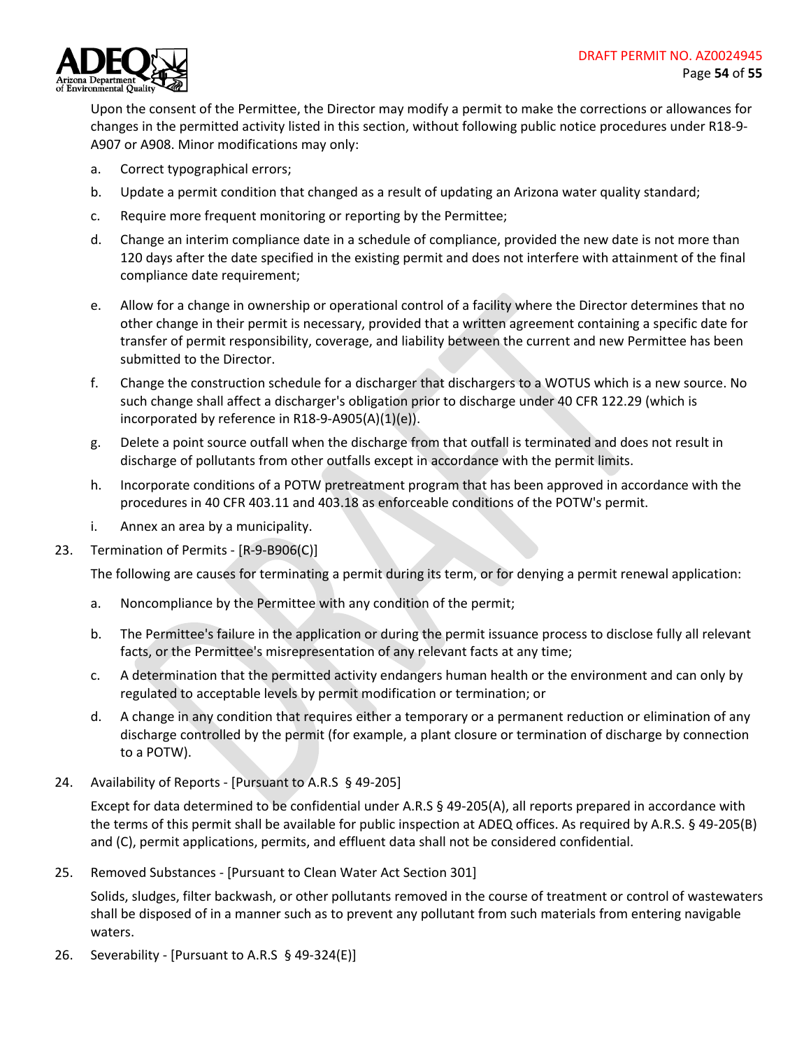Upon the consent of the Permittee, the Director may modify a permit to make the corrections or allowances for changes in the permitted activity listed in this section, without following public notice procedures under R18-9-A907 or A908. Minor modifications may only:

a. Correct typographical errors;

b. Update a permit condition that changed as a result of updating an Arizona water quality standard;

c. Require more frequent monitoring or reporting by the Permittee;

d. Change an interim compliance date in a schedule of compliance, provided the new date is not more than 120 days after the date specified in the existing permit and does not interfere with attainment of the final compliance date requirement;

e. Allow for a change in ownership or operational control of a facility where the Director determines that no other change in their permit is necessary, provided that a written agreement containing a specific date for transfer of permit responsibility, coverage, and liability between the current and new Permittee has been submitted to the Director.

f. Change the construction schedule for a discharger that dischargers to a WOTUS which is a new source. No such change shall affect a discharger's obligation prior to discharge under 40 CFR 122.29 (which is incorporated by reference in R18-9-A905(A)(1)(e)).

g. Delete a point source outfall when the discharge from that outfall is terminated and does not result in discharge of pollutants from other outfalls except in accordance with the permit limits.

h. Incorporate conditions of a POTW pretreatment program that has been approved in accordance with the procedures in 40 CFR 403.11 and 403.18 as enforceable conditions of the POTW's permit.

i. Annex an area by a municipality.

23. Termination of Permits - [R-9-B906(C)]

The following are causes for terminating a permit during its term, or for denying a permit renewal application:

a. Noncompliance by the Permittee with any condition of the permit;

b. The Permittee's failure in the application or during the permit issuance process to disclose fully all relevant facts, or the Permittee's misrepresentation of any relevant facts at any time;

c. A determination that the permitted activity endangers human health or the environment and can only by regulated to acceptable levels by permit modification or termination; or

d. A change in any condition that requires either a temporary or a permanent reduction or elimination of any discharge controlled by the permit (for example, a plant closure or termination of discharge by connection to a POTW).

24. Availability of Reports - [Pursuant to A.R.S § 49-205]

Except for data determined to be confidential under A.R.S § 49-205(A), all reports prepared in accordance with the terms of this permit shall be available for public inspection at ADEQ offices. As required by A.R.S. § 49-205(B) and (C), permit applications, permits, and effluent data shall not be considered confidential.

25. Removed Substances - [Pursuant to Clean Water Act Section 301]

Solids, sludges, filter backwash, or other pollutants removed in the course of treatment or control of wastewaters shall be disposed of in a manner such as to prevent any pollutant from such materials from entering navigable waters.

26. Severability - [Pursuant to A.R.S § 49-324(E)]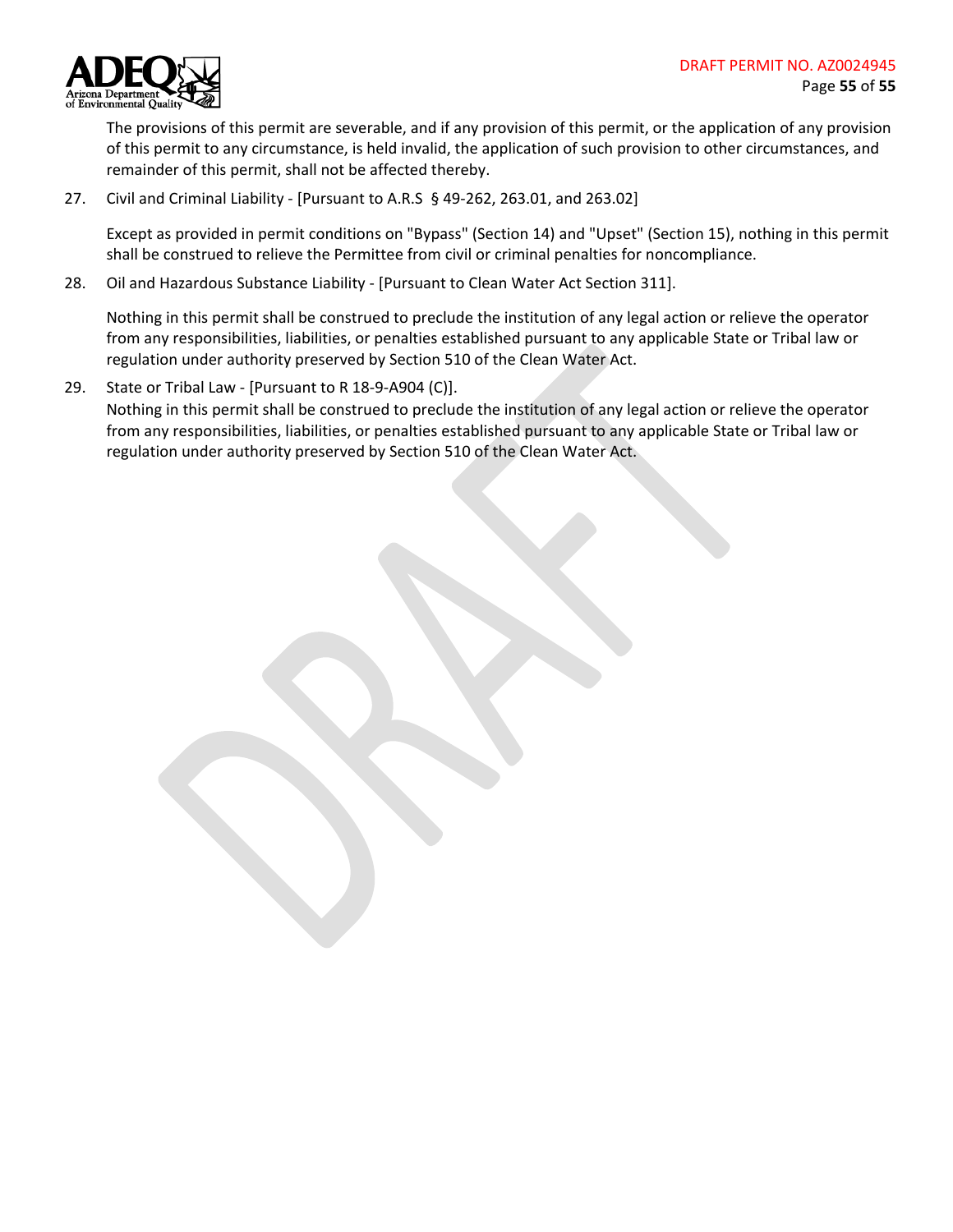The provisions of this permit are severable, and if any provision of this permit, or the application of any provision of this permit to any circumstance, is held invalid, the application of such provision to other circumstances, and remainder of this permit, shall not be affected thereby.

27. Civil and Criminal Liability - [Pursuant to A.R.S § 49-262, 263.01, and 263.02]

    Except as provided in permit conditions on "Bypass" (Section 14) and "Upset" (Section 15), nothing in this permit shall be construed to relieve the Permittee from civil or criminal penalties for noncompliance.

28. Oil and Hazardous Substance Liability - [Pursuant to Clean Water Act Section 311].

    Nothing in this permit shall be construed to preclude the institution of any legal action or relieve the operator from any responsibilities, liabilities, or penalties established pursuant to any applicable State or Tribal law or regulation under authority preserved by Section 510 of the Clean Water Act.

29. State or Tribal Law - [Pursuant to R 18-9-A904 (C)].
    Nothing in this permit shall be construed to preclude the institution of any legal action or relieve the operator from any responsibilities, liabilities, or penalties established pursuant to any applicable State or Tribal law or regulation under authority preserved by Section 510 of the Clean Water Act.